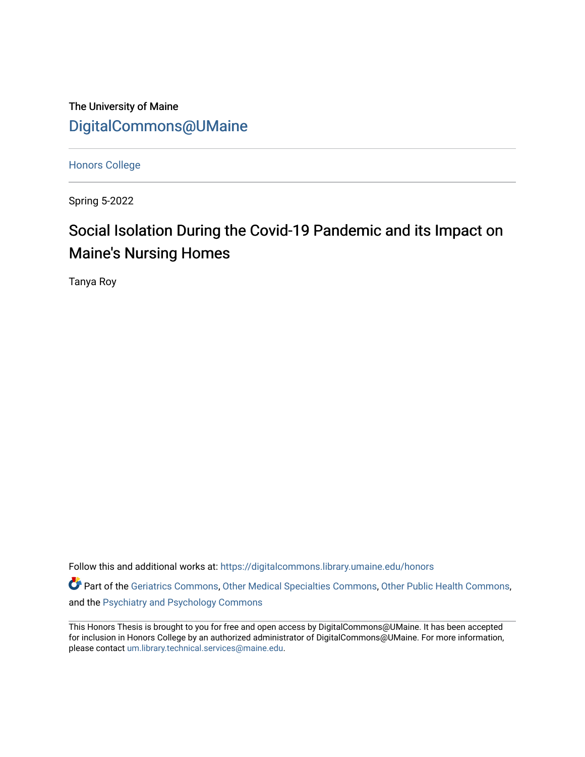The University of Maine

DigitalCommons@UMaine

Honors College

Spring 5-2022

# Social Isolation During the Covid-19 Pandemic and its Impact on Maine's Nursing Homes

Tanya Roy

Follow this and additional works at: https://digitalcommons.library.umaine.edu/honors

Part of the Geriatrics Commons, Other Medical Specialties Commons, Other Public Health Commons, and the Psychiatry and Psychology Commons

This Honors Thesis is brought to you for free and open access by DigitalCommons@UMaine. It has been accepted for inclusion in Honors College by an authorized administrator of DigitalCommons@UMaine. For more information, please contact um.library.technical.services@maine.edu.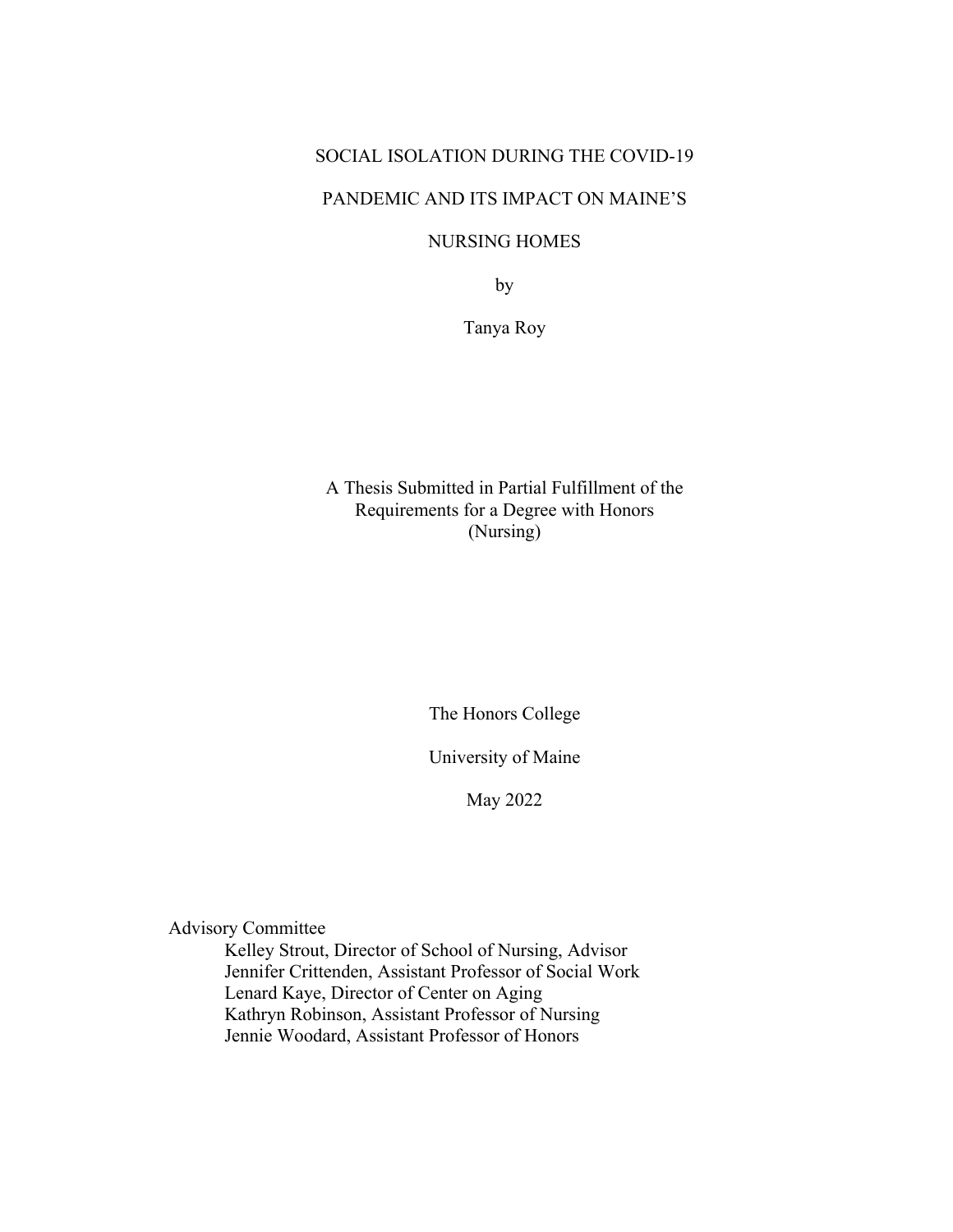# SOCIAL ISOLATION DURING THE COVID-19 PANDEMIC AND ITS IMPACT ON MAINE'S NURSING HOMES

by

Tanya Roy

A Thesis Submitted in Partial Fulfillment of the Requirements for a Degree with Honors (Nursing)

The Honors College

University of Maine

May 2022

Advisory Committee

- Kelley Strout, Director of School of Nursing, Advisor
- Jennifer Crittenden, Assistant Professor of Social Work
- Lenard Kaye, Director of Center on Aging
- Kathryn Robinson, Assistant Professor of Nursing
- Jennie Woodard, Assistant Professor of Honors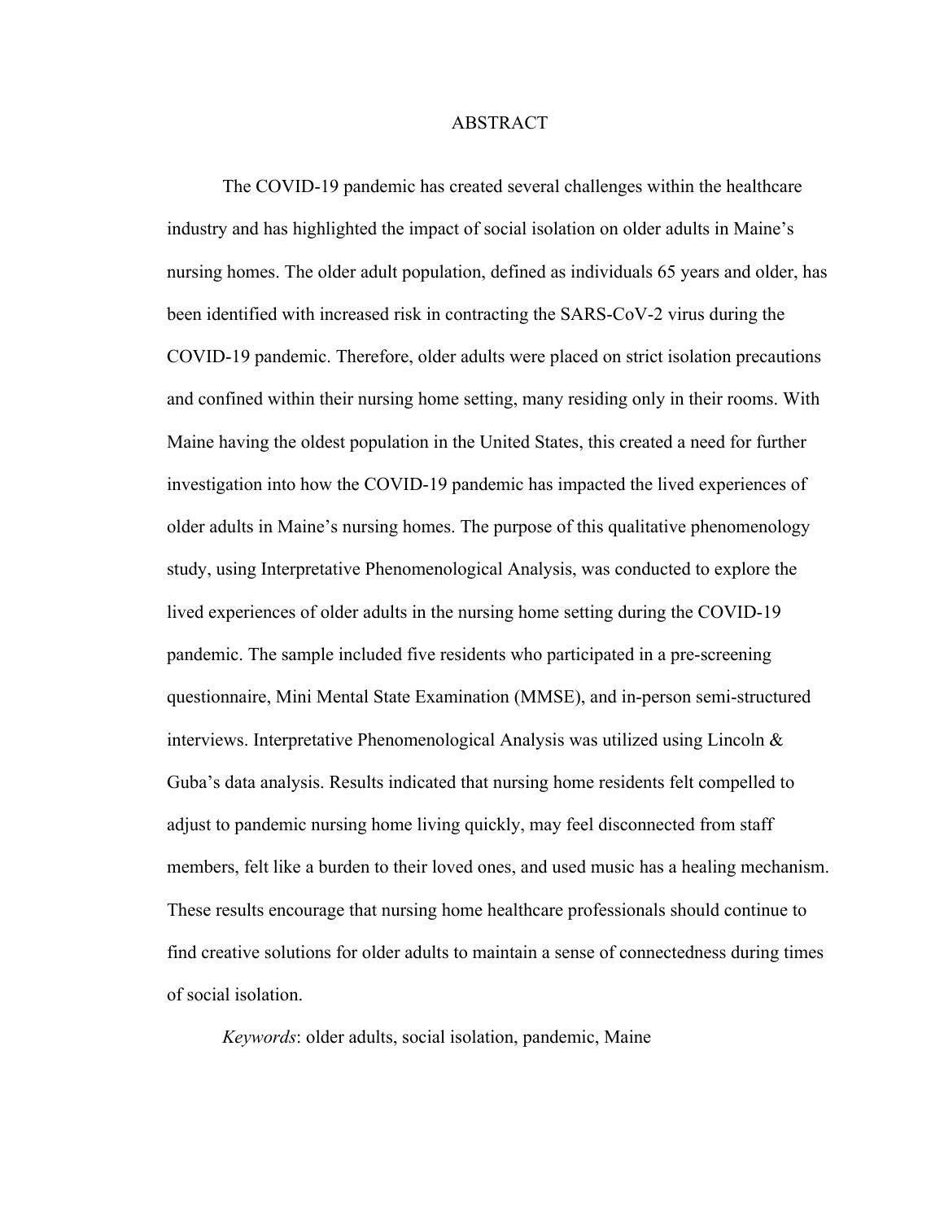# ABSTRACT

The COVID-19 pandemic has created several challenges within the healthcare industry and has highlighted the impact of social isolation on older adults in Maine's nursing homes. The older adult population, defined as individuals 65 years and older, has been identified with increased risk in contracting the SARS-CoV-2 virus during the COVID-19 pandemic. Therefore, older adults were placed on strict isolation precautions and confined within their nursing home setting, many residing only in their rooms. With Maine having the oldest population in the United States, this created a need for further investigation into how the COVID-19 pandemic has impacted the lived experiences of older adults in Maine's nursing homes. The purpose of this qualitative phenomenology study, using Interpretative Phenomenological Analysis, was conducted to explore the lived experiences of older adults in the nursing home setting during the COVID-19 pandemic. The sample included five residents who participated in a pre-screening questionnaire, Mini Mental State Examination (MMSE), and in-person semi-structured interviews. Interpretative Phenomenological Analysis was utilized using Lincoln & Guba's data analysis. Results indicated that nursing home residents felt compelled to adjust to pandemic nursing home living quickly, may feel disconnected from staff members, felt like a burden to their loved ones, and used music has a healing mechanism. These results encourage that nursing home healthcare professionals should continue to find creative solutions for older adults to maintain a sense of connectedness during times of social isolation.

*Keywords*: older adults, social isolation, pandemic, Maine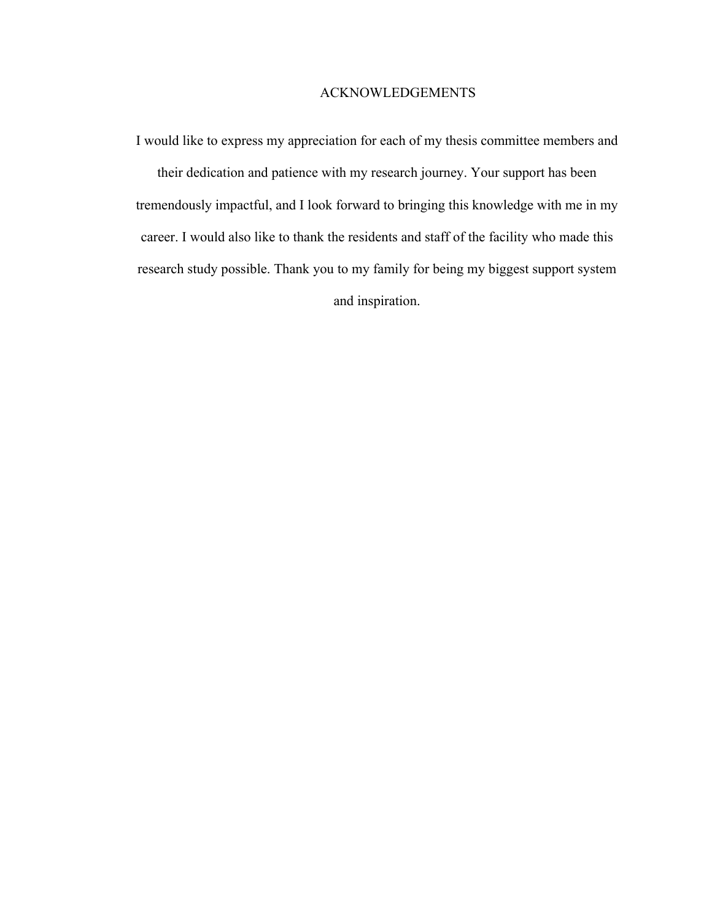# ACKNOWLEDGEMENTS

I would like to express my appreciation for each of my thesis committee members and their dedication and patience with my research journey. Your support has been tremendously impactful, and I look forward to bringing this knowledge with me in my career. I would also like to thank the residents and staff of the facility who made this research study possible. Thank you to my family for being my biggest support system and inspiration.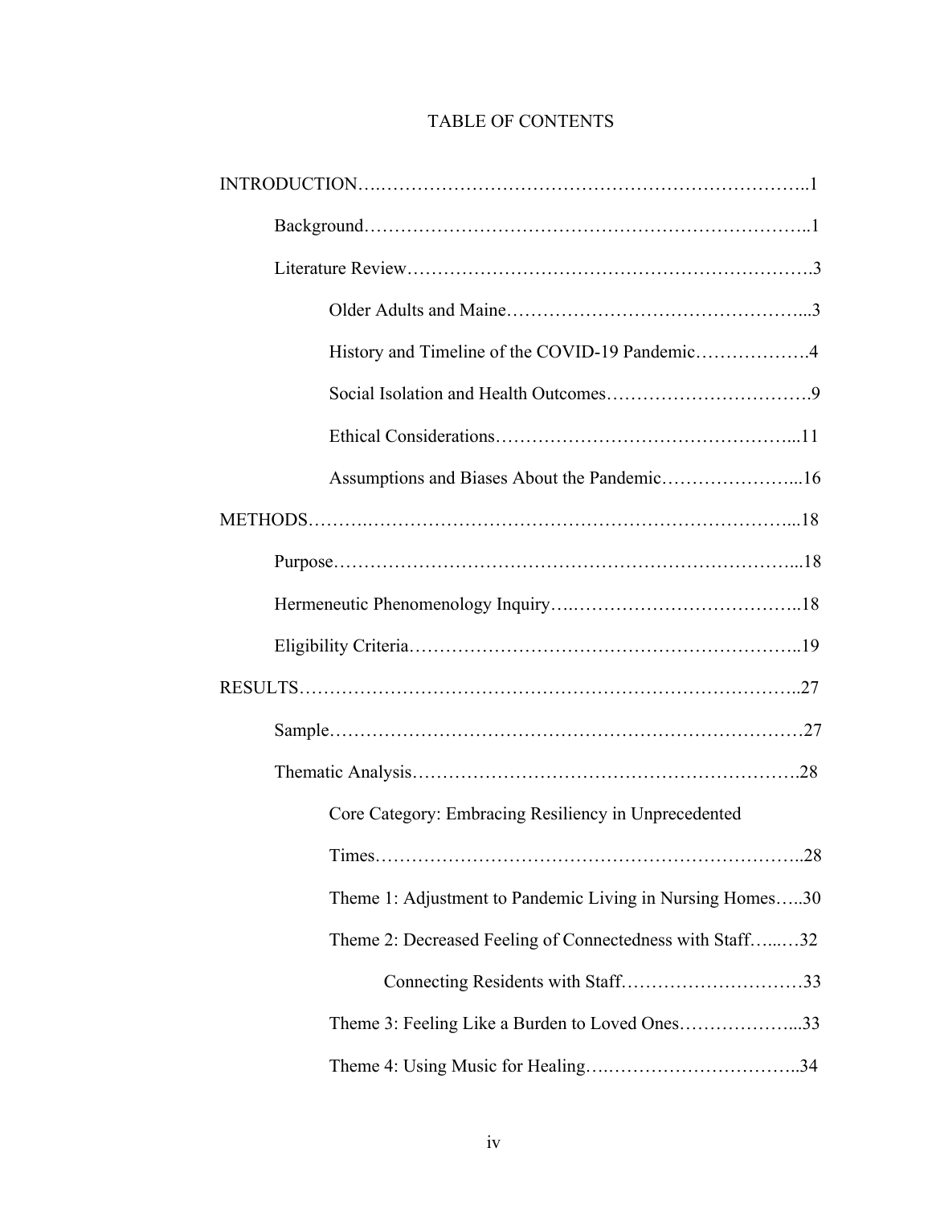# TABLE OF CONTENTS

INTRODUCTION……………………………………………………………………..1

- Background……………………………………………………………..1
- Literature Review……………………………………………………….3
  - Older Adults and Maine…………………………………………...3
  - History and Timeline of the COVID-19 Pandemic……………….4
  - Social Isolation and Health Outcomes…………………………….9
  - Ethical Considerations……………………………………………...11
  - Assumptions and Biases About the Pandemic…………………...16

METHODS……………………………………………………………………...18

- Purpose……………………………………………………………………...18
- Hermeneutic Phenomenology Inquiry………………………………..18
- Eligibility Criteria……………………………………………………..19

RESULTS…………………………………………………………………………..27

- Sample……………………………………………………………………27
- Thematic Analysis……………………………………………………..28
  - Core Category: Embracing Resiliency in Unprecedented Times…………………………………………………………..28
  - Theme 1: Adjustment to Pandemic Living in Nursing Homes…..30
  - Theme 2: Decreased Feeling of Connectedness with Staff……32
    - Connecting Residents with Staff…………………………33
  - Theme 3: Feeling Like a Burden to Loved Ones………………...33
  - Theme 4: Using Music for Healing…………………………………..34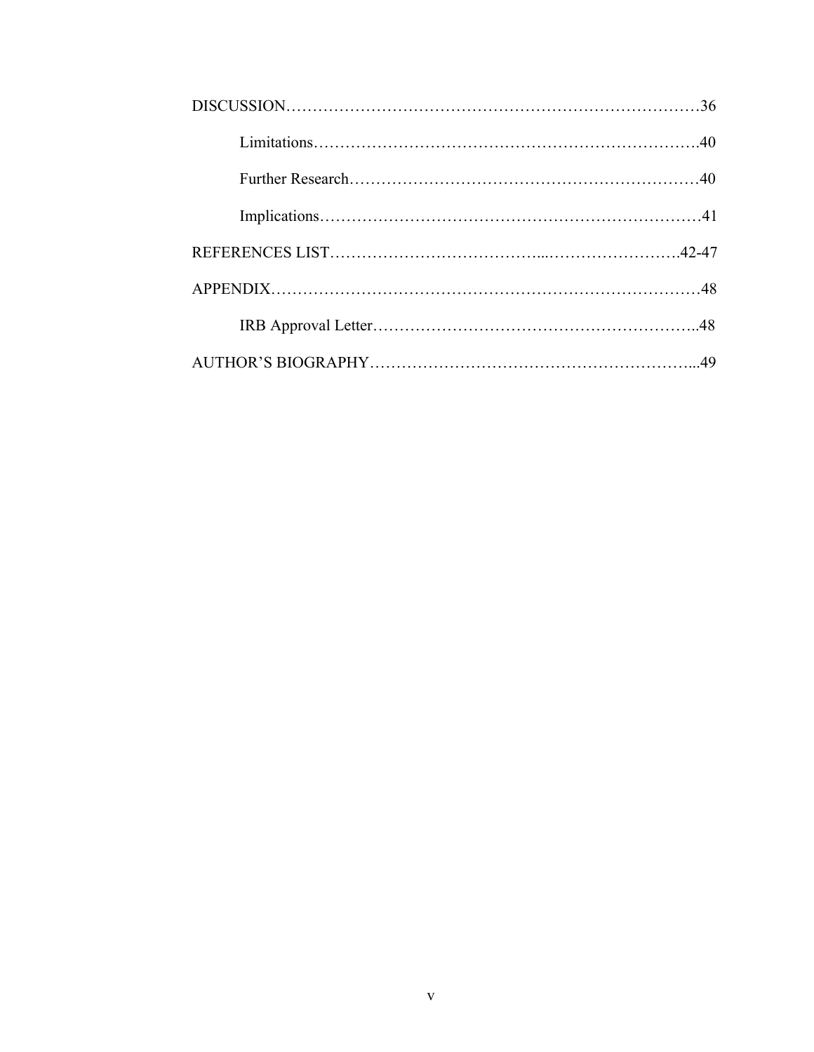DISCUSSION…………………………………………………………………………36

Limitations……………………………………………………………….40

Further Research…………………………………………………………40

Implications………………………………………………………………41

REFERENCES LIST……………………………………...…………………….42-47

APPENDIX……………………………………………………………………….48

IRB Approval Letter……………………………………………………..48

AUTHOR'S BIOGRAPHY……………………………………………………...49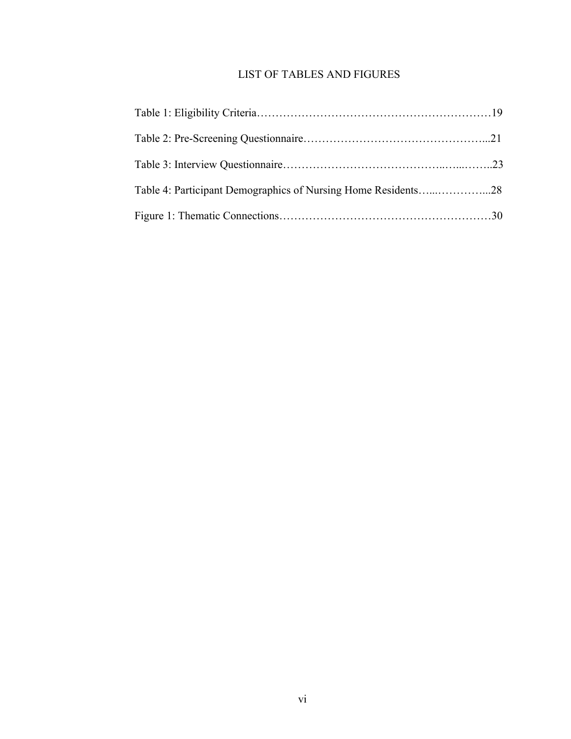# LIST OF TABLES AND FIGURES

Table 1: Eligibility Criteria……………………………………………………………19

Table 2: Pre-Screening Questionnaire…………………………………………...21

Table 3: Interview Questionnaire……………………………………..…...……..23

Table 4: Participant Demographics of Nursing Home Residents…...…………...28

Figure 1: Thematic Connections…………………………………………………30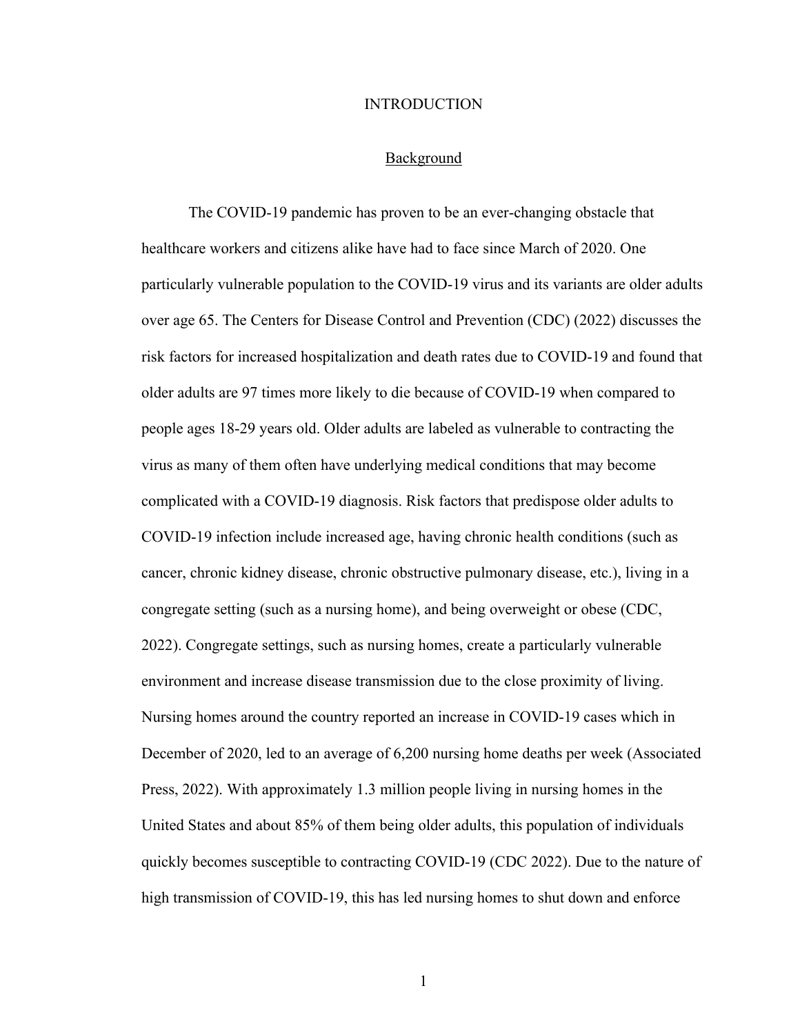# INTRODUCTION

## Background

The COVID-19 pandemic has proven to be an ever-changing obstacle that healthcare workers and citizens alike have had to face since March of 2020. One particularly vulnerable population to the COVID-19 virus and its variants are older adults over age 65. The Centers for Disease Control and Prevention (CDC) (2022) discusses the risk factors for increased hospitalization and death rates due to COVID-19 and found that older adults are 97 times more likely to die because of COVID-19 when compared to people ages 18-29 years old. Older adults are labeled as vulnerable to contracting the virus as many of them often have underlying medical conditions that may become complicated with a COVID-19 diagnosis. Risk factors that predispose older adults to COVID-19 infection include increased age, having chronic health conditions (such as cancer, chronic kidney disease, chronic obstructive pulmonary disease, etc.), living in a congregate setting (such as a nursing home), and being overweight or obese (CDC, 2022). Congregate settings, such as nursing homes, create a particularly vulnerable environment and increase disease transmission due to the close proximity of living. Nursing homes around the country reported an increase in COVID-19 cases which in December of 2020, led to an average of 6,200 nursing home deaths per week (Associated Press, 2022). With approximately 1.3 million people living in nursing homes in the United States and about 85% of them being older adults, this population of individuals quickly becomes susceptible to contracting COVID-19 (CDC 2022). Due to the nature of high transmission of COVID-19, this has led nursing homes to shut down and enforce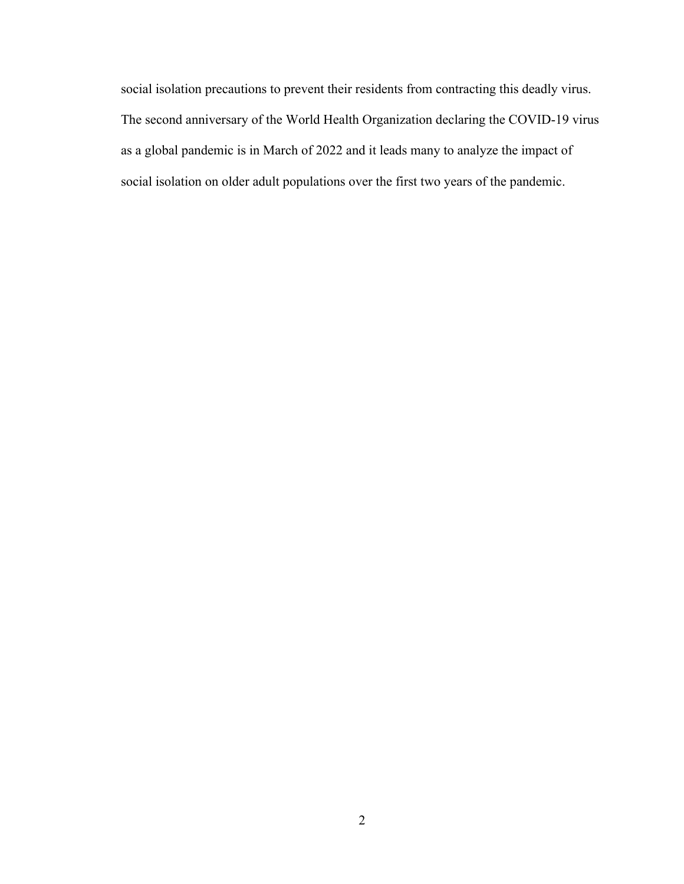social isolation precautions to prevent their residents from contracting this deadly virus. The second anniversary of the World Health Organization declaring the COVID-19 virus as a global pandemic is in March of 2022 and it leads many to analyze the impact of social isolation on older adult populations over the first two years of the pandemic.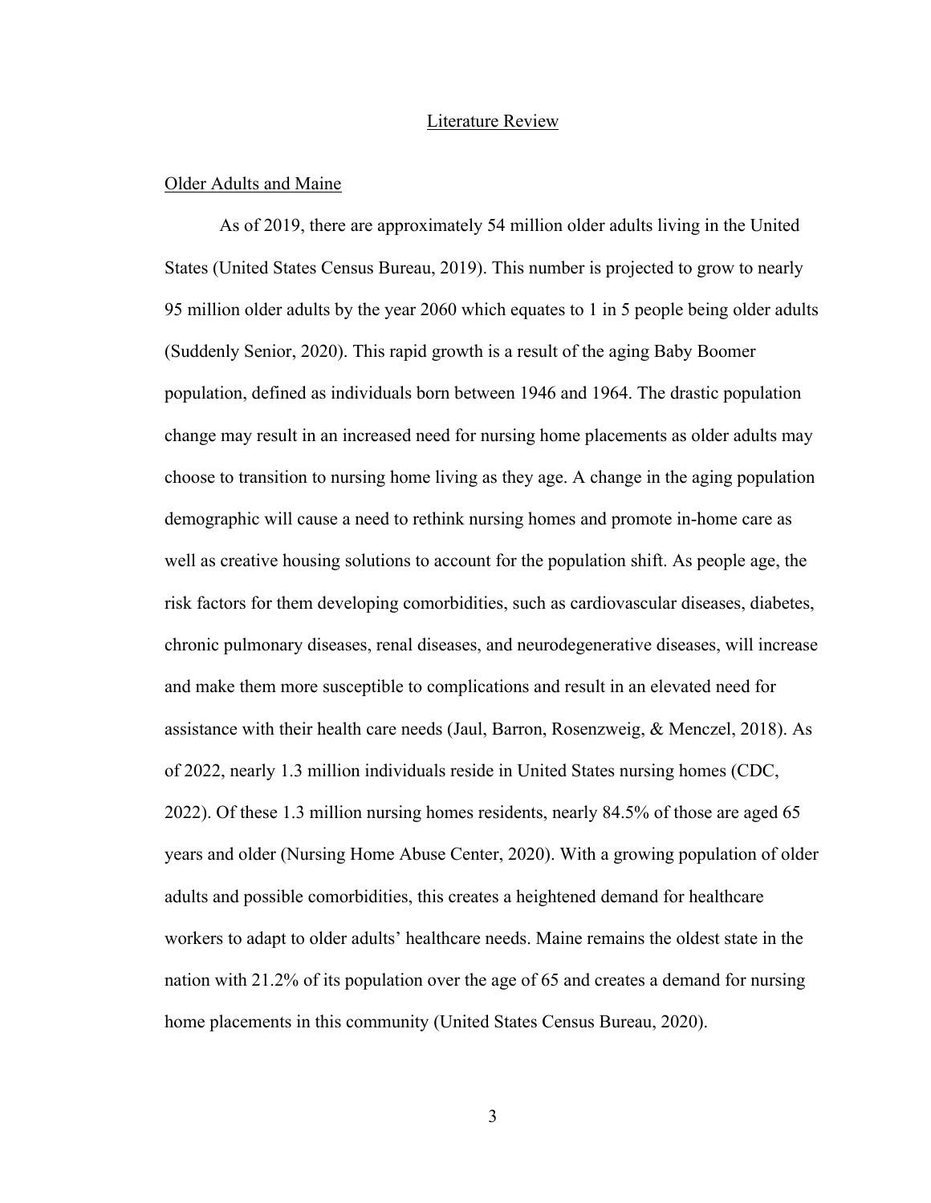## Literature Review

### Older Adults and Maine

As of 2019, there are approximately 54 million older adults living in the United States (United States Census Bureau, 2019). This number is projected to grow to nearly 95 million older adults by the year 2060 which equates to 1 in 5 people being older adults (Suddenly Senior, 2020). This rapid growth is a result of the aging Baby Boomer population, defined as individuals born between 1946 and 1964. The drastic population change may result in an increased need for nursing home placements as older adults may choose to transition to nursing home living as they age. A change in the aging population demographic will cause a need to rethink nursing homes and promote in-home care as well as creative housing solutions to account for the population shift. As people age, the risk factors for them developing comorbidities, such as cardiovascular diseases, diabetes, chronic pulmonary diseases, renal diseases, and neurodegenerative diseases, will increase and make them more susceptible to complications and result in an elevated need for assistance with their health care needs (Jaul, Barron, Rosenzweig, & Menczel, 2018). As of 2022, nearly 1.3 million individuals reside in United States nursing homes (CDC, 2022). Of these 1.3 million nursing homes residents, nearly 84.5% of those are aged 65 years and older (Nursing Home Abuse Center, 2020). With a growing population of older adults and possible comorbidities, this creates a heightened demand for healthcare workers to adapt to older adults' healthcare needs. Maine remains the oldest state in the nation with 21.2% of its population over the age of 65 and creates a demand for nursing home placements in this community (United States Census Bureau, 2020).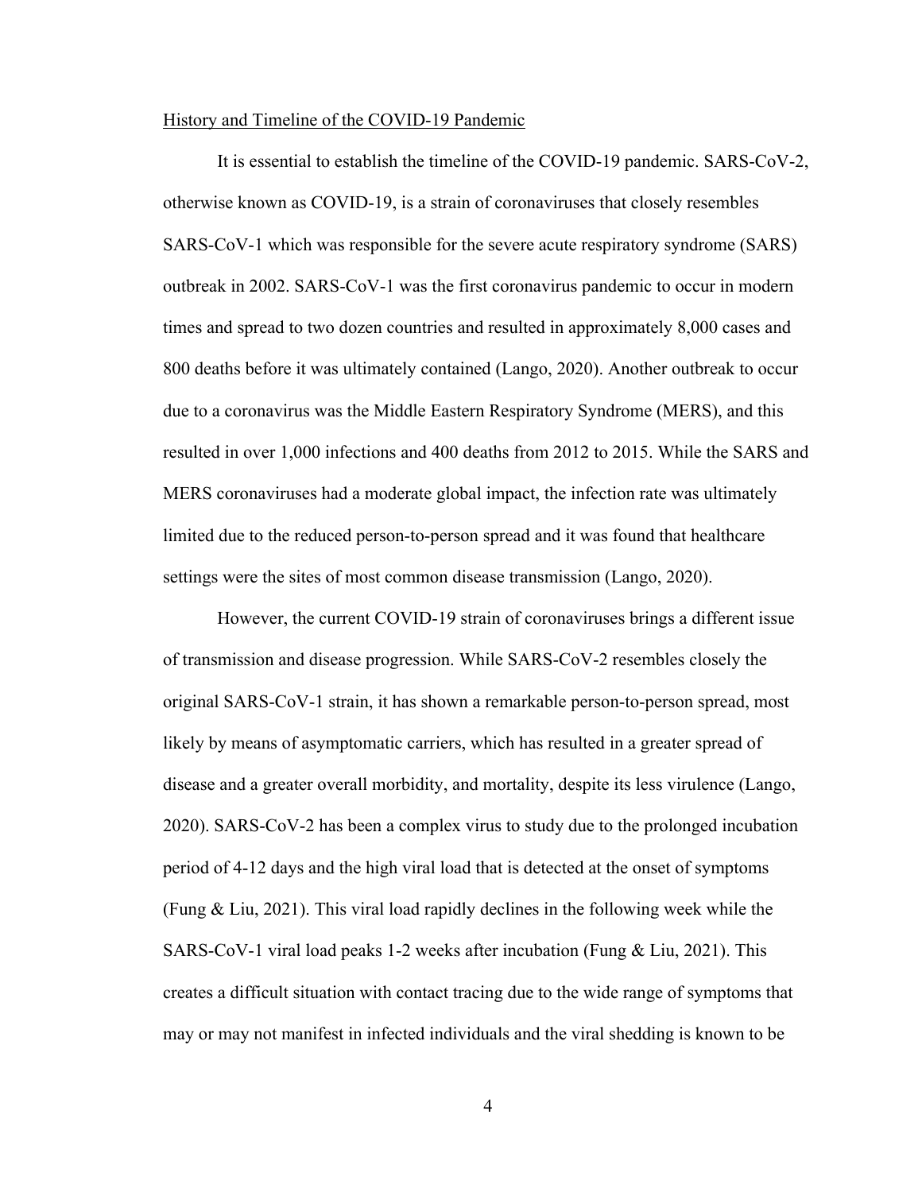## History and Timeline of the COVID-19 Pandemic

It is essential to establish the timeline of the COVID-19 pandemic. SARS-CoV-2, otherwise known as COVID-19, is a strain of coronaviruses that closely resembles SARS-CoV-1 which was responsible for the severe acute respiratory syndrome (SARS) outbreak in 2002. SARS-CoV-1 was the first coronavirus pandemic to occur in modern times and spread to two dozen countries and resulted in approximately 8,000 cases and 800 deaths before it was ultimately contained (Lango, 2020). Another outbreak to occur due to a coronavirus was the Middle Eastern Respiratory Syndrome (MERS), and this resulted in over 1,000 infections and 400 deaths from 2012 to 2015. While the SARS and MERS coronaviruses had a moderate global impact, the infection rate was ultimately limited due to the reduced person-to-person spread and it was found that healthcare settings were the sites of most common disease transmission (Lango, 2020).

However, the current COVID-19 strain of coronaviruses brings a different issue of transmission and disease progression. While SARS-CoV-2 resembles closely the original SARS-CoV-1 strain, it has shown a remarkable person-to-person spread, most likely by means of asymptomatic carriers, which has resulted in a greater spread of disease and a greater overall morbidity, and mortality, despite its less virulence (Lango, 2020). SARS-CoV-2 has been a complex virus to study due to the prolonged incubation period of 4-12 days and the high viral load that is detected at the onset of symptoms (Fung & Liu, 2021). This viral load rapidly declines in the following week while the SARS-CoV-1 viral load peaks 1-2 weeks after incubation (Fung & Liu, 2021). This creates a difficult situation with contact tracing due to the wide range of symptoms that may or may not manifest in infected individuals and the viral shedding is known to be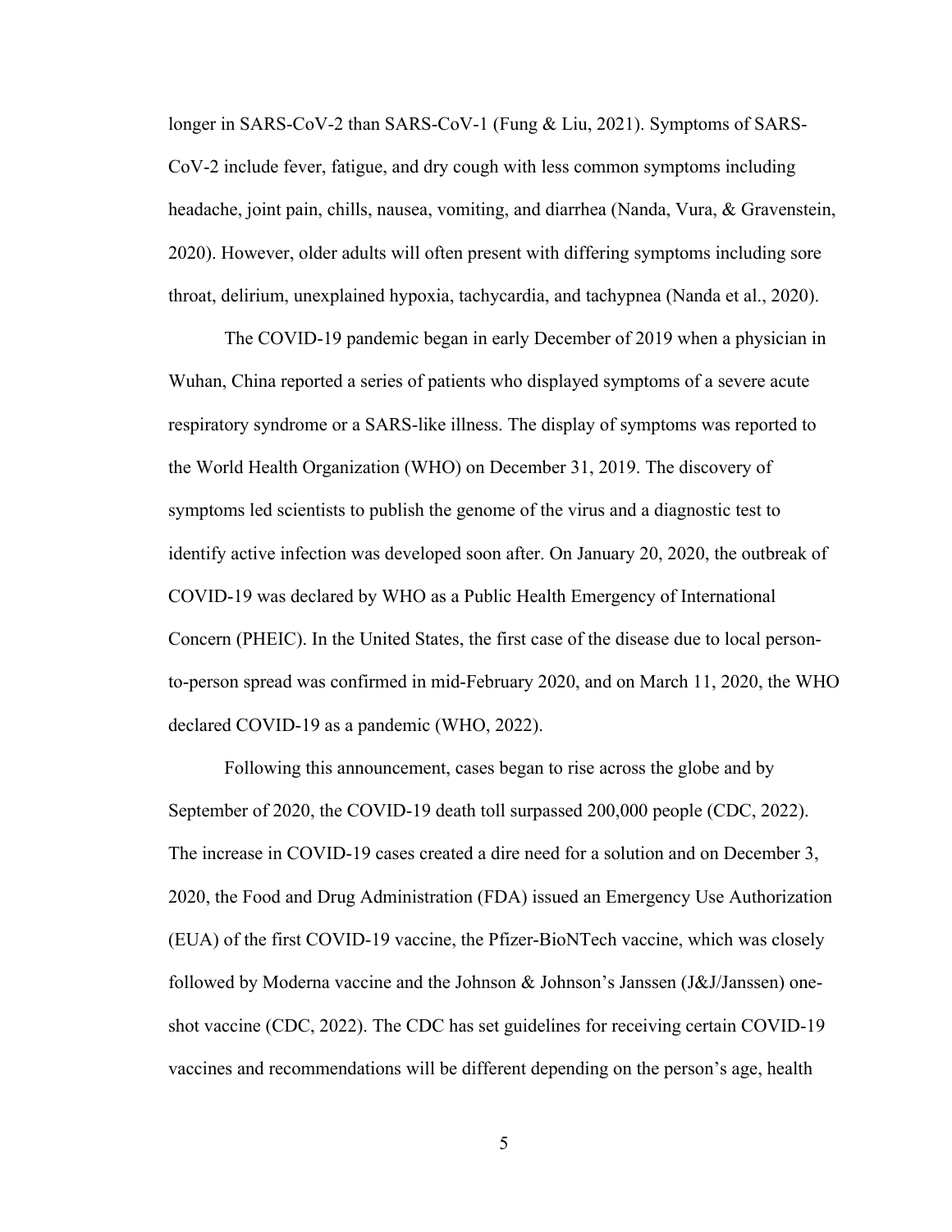longer in SARS-CoV-2 than SARS-CoV-1 (Fung & Liu, 2021). Symptoms of SARS-CoV-2 include fever, fatigue, and dry cough with less common symptoms including headache, joint pain, chills, nausea, vomiting, and diarrhea (Nanda, Vura, & Gravenstein, 2020). However, older adults will often present with differing symptoms including sore throat, delirium, unexplained hypoxia, tachycardia, and tachypnea (Nanda et al., 2020).

The COVID-19 pandemic began in early December of 2019 when a physician in Wuhan, China reported a series of patients who displayed symptoms of a severe acute respiratory syndrome or a SARS-like illness. The display of symptoms was reported to the World Health Organization (WHO) on December 31, 2019. The discovery of symptoms led scientists to publish the genome of the virus and a diagnostic test to identify active infection was developed soon after. On January 20, 2020, the outbreak of COVID-19 was declared by WHO as a Public Health Emergency of International Concern (PHEIC). In the United States, the first case of the disease due to local person-to-person spread was confirmed in mid-February 2020, and on March 11, 2020, the WHO declared COVID-19 as a pandemic (WHO, 2022).

Following this announcement, cases began to rise across the globe and by September of 2020, the COVID-19 death toll surpassed 200,000 people (CDC, 2022). The increase in COVID-19 cases created a dire need for a solution and on December 3, 2020, the Food and Drug Administration (FDA) issued an Emergency Use Authorization (EUA) of the first COVID-19 vaccine, the Pfizer-BioNTech vaccine, which was closely followed by Moderna vaccine and the Johnson & Johnson's Janssen (J&J/Janssen) one-shot vaccine (CDC, 2022). The CDC has set guidelines for receiving certain COVID-19 vaccines and recommendations will be different depending on the person's age, health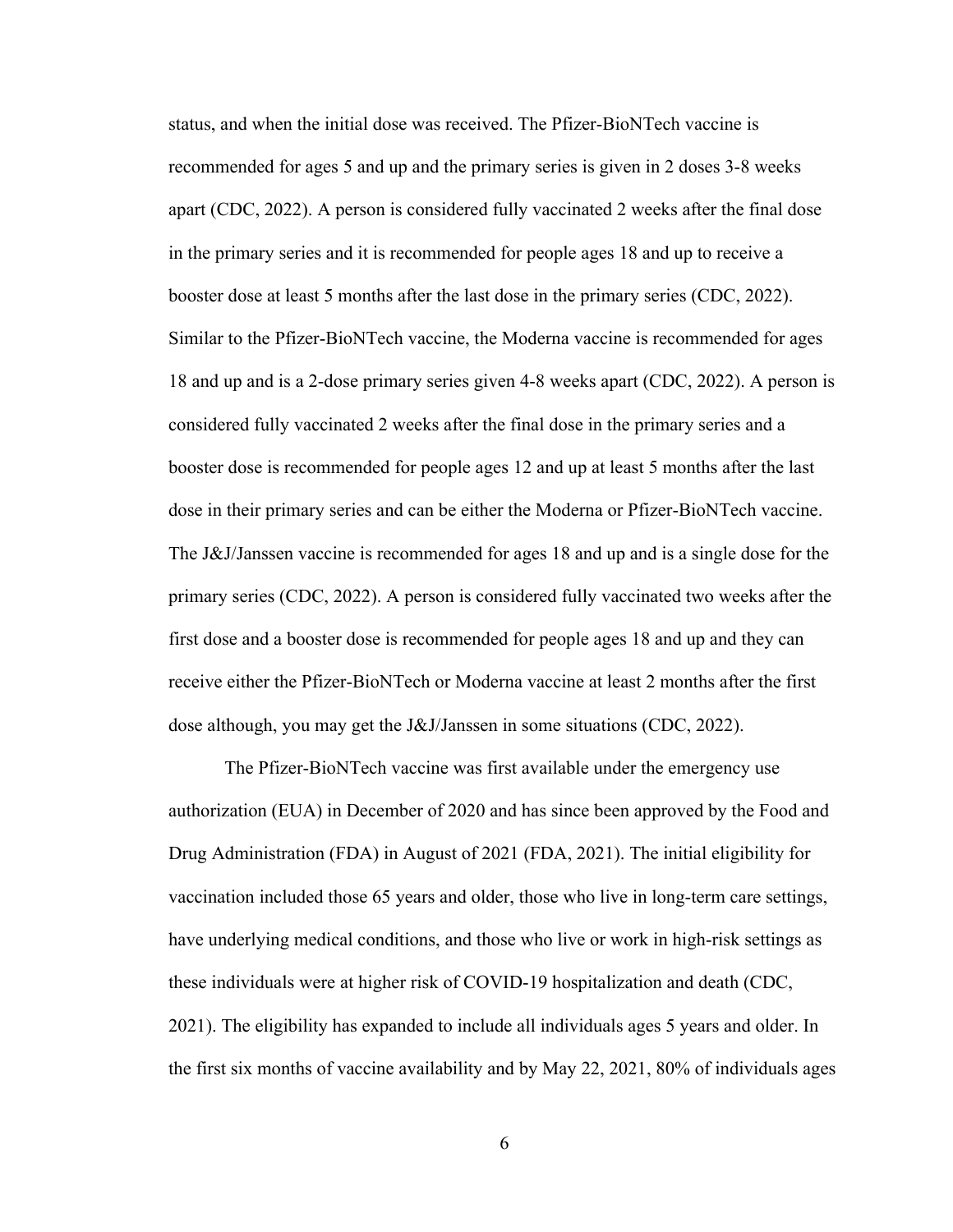status, and when the initial dose was received. The Pfizer-BioNTech vaccine is recommended for ages 5 and up and the primary series is given in 2 doses 3-8 weeks apart (CDC, 2022). A person is considered fully vaccinated 2 weeks after the final dose in the primary series and it is recommended for people ages 18 and up to receive a booster dose at least 5 months after the last dose in the primary series (CDC, 2022). Similar to the Pfizer-BioNTech vaccine, the Moderna vaccine is recommended for ages 18 and up and is a 2-dose primary series given 4-8 weeks apart (CDC, 2022). A person is considered fully vaccinated 2 weeks after the final dose in the primary series and a booster dose is recommended for people ages 12 and up at least 5 months after the last dose in their primary series and can be either the Moderna or Pfizer-BioNTech vaccine. The J&J/Janssen vaccine is recommended for ages 18 and up and is a single dose for the primary series (CDC, 2022). A person is considered fully vaccinated two weeks after the first dose and a booster dose is recommended for people ages 18 and up and they can receive either the Pfizer-BioNTech or Moderna vaccine at least 2 months after the first dose although, you may get the J&J/Janssen in some situations (CDC, 2022).

The Pfizer-BioNTech vaccine was first available under the emergency use authorization (EUA) in December of 2020 and has since been approved by the Food and Drug Administration (FDA) in August of 2021 (FDA, 2021). The initial eligibility for vaccination included those 65 years and older, those who live in long-term care settings, have underlying medical conditions, and those who live or work in high-risk settings as these individuals were at higher risk of COVID-19 hospitalization and death (CDC, 2021). The eligibility has expanded to include all individuals ages 5 years and older. In the first six months of vaccine availability and by May 22, 2021, 80% of individuals ages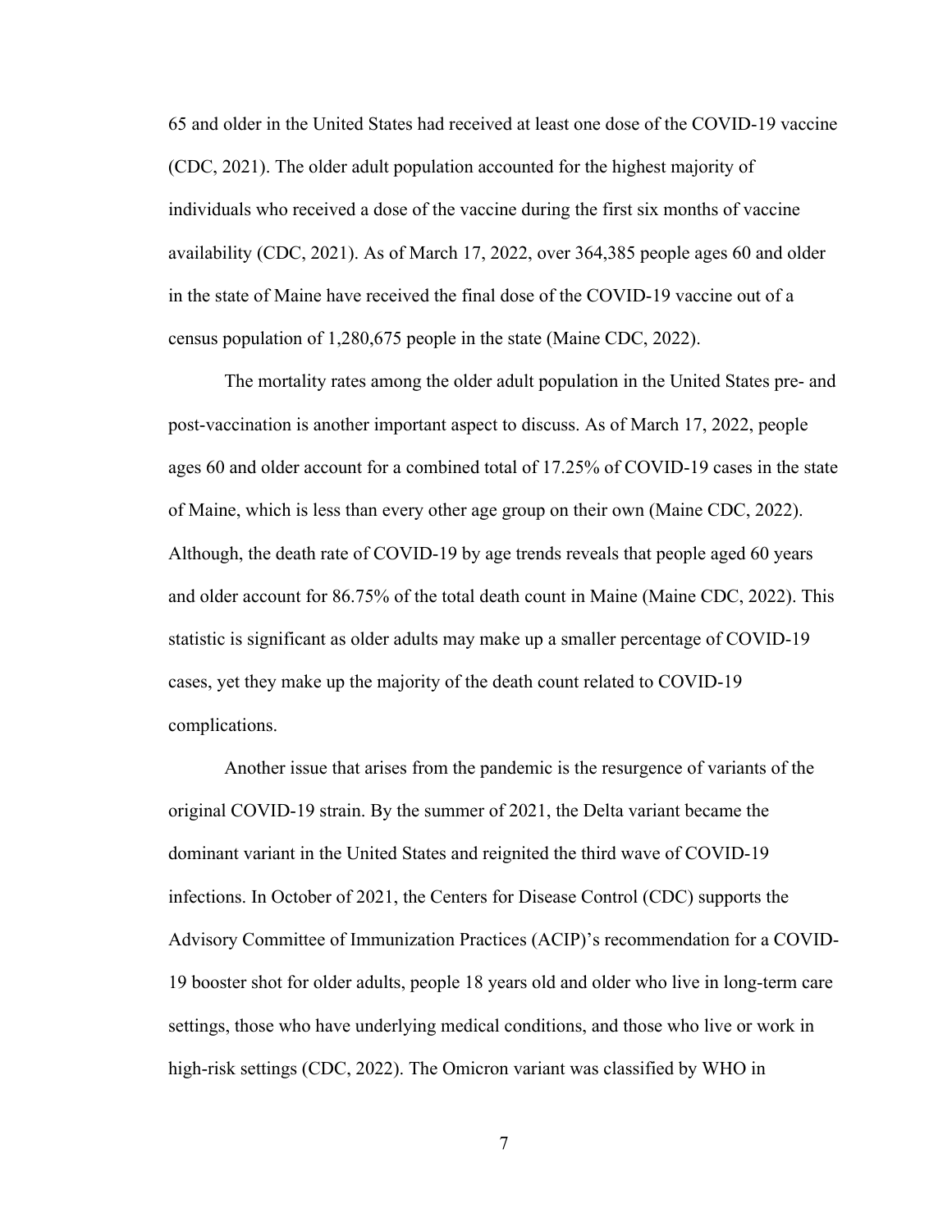65 and older in the United States had received at least one dose of the COVID-19 vaccine (CDC, 2021). The older adult population accounted for the highest majority of individuals who received a dose of the vaccine during the first six months of vaccine availability (CDC, 2021). As of March 17, 2022, over 364,385 people ages 60 and older in the state of Maine have received the final dose of the COVID-19 vaccine out of a census population of 1,280,675 people in the state (Maine CDC, 2022).

The mortality rates among the older adult population in the United States pre- and post-vaccination is another important aspect to discuss. As of March 17, 2022, people ages 60 and older account for a combined total of 17.25% of COVID-19 cases in the state of Maine, which is less than every other age group on their own (Maine CDC, 2022). Although, the death rate of COVID-19 by age trends reveals that people aged 60 years and older account for 86.75% of the total death count in Maine (Maine CDC, 2022). This statistic is significant as older adults may make up a smaller percentage of COVID-19 cases, yet they make up the majority of the death count related to COVID-19 complications.

Another issue that arises from the pandemic is the resurgence of variants of the original COVID-19 strain. By the summer of 2021, the Delta variant became the dominant variant in the United States and reignited the third wave of COVID-19 infections. In October of 2021, the Centers for Disease Control (CDC) supports the Advisory Committee of Immunization Practices (ACIP)'s recommendation for a COVID-19 booster shot for older adults, people 18 years old and older who live in long-term care settings, those who have underlying medical conditions, and those who live or work in high-risk settings (CDC, 2022). The Omicron variant was classified by WHO in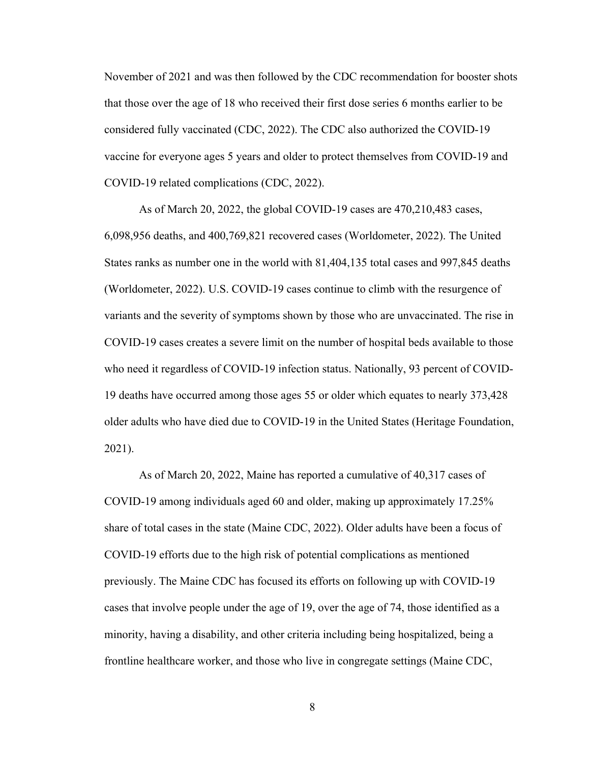November of 2021 and was then followed by the CDC recommendation for booster shots that those over the age of 18 who received their first dose series 6 months earlier to be considered fully vaccinated (CDC, 2022). The CDC also authorized the COVID-19 vaccine for everyone ages 5 years and older to protect themselves from COVID-19 and COVID-19 related complications (CDC, 2022).

As of March 20, 2022, the global COVID-19 cases are 470,210,483 cases, 6,098,956 deaths, and 400,769,821 recovered cases (Worldometer, 2022). The United States ranks as number one in the world with 81,404,135 total cases and 997,845 deaths (Worldometer, 2022). U.S. COVID-19 cases continue to climb with the resurgence of variants and the severity of symptoms shown by those who are unvaccinated. The rise in COVID-19 cases creates a severe limit on the number of hospital beds available to those who need it regardless of COVID-19 infection status. Nationally, 93 percent of COVID-19 deaths have occurred among those ages 55 or older which equates to nearly 373,428 older adults who have died due to COVID-19 in the United States (Heritage Foundation, 2021).

As of March 20, 2022, Maine has reported a cumulative of 40,317 cases of COVID-19 among individuals aged 60 and older, making up approximately 17.25% share of total cases in the state (Maine CDC, 2022). Older adults have been a focus of COVID-19 efforts due to the high risk of potential complications as mentioned previously. The Maine CDC has focused its efforts on following up with COVID-19 cases that involve people under the age of 19, over the age of 74, those identified as a minority, having a disability, and other criteria including being hospitalized, being a frontline healthcare worker, and those who live in congregate settings (Maine CDC,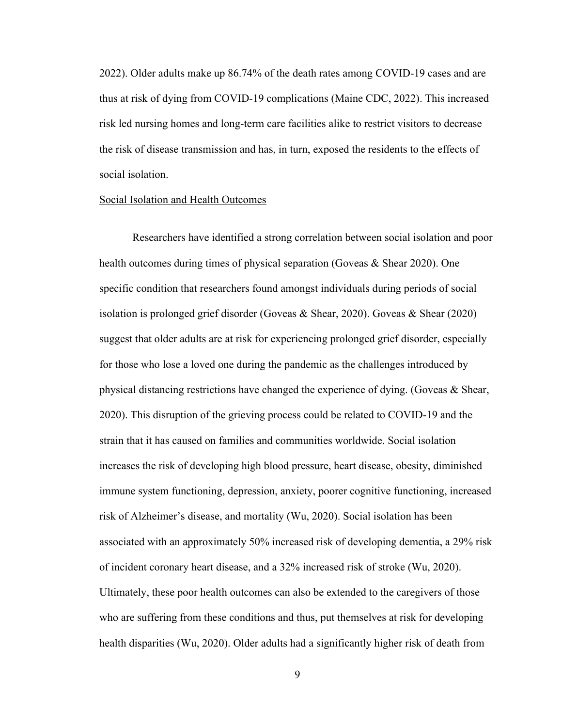2022). Older adults make up 86.74% of the death rates among COVID-19 cases and are thus at risk of dying from COVID-19 complications (Maine CDC, 2022). This increased risk led nursing homes and long-term care facilities alike to restrict visitors to decrease the risk of disease transmission and has, in turn, exposed the residents to the effects of social isolation.

<u>Social Isolation and Health Outcomes</u>

Researchers have identified a strong correlation between social isolation and poor health outcomes during times of physical separation (Goveas & Shear 2020). One specific condition that researchers found amongst individuals during periods of social isolation is prolonged grief disorder (Goveas & Shear, 2020). Goveas & Shear (2020) suggest that older adults are at risk for experiencing prolonged grief disorder, especially for those who lose a loved one during the pandemic as the challenges introduced by physical distancing restrictions have changed the experience of dying. (Goveas & Shear, 2020). This disruption of the grieving process could be related to COVID-19 and the strain that it has caused on families and communities worldwide. Social isolation increases the risk of developing high blood pressure, heart disease, obesity, diminished immune system functioning, depression, anxiety, poorer cognitive functioning, increased risk of Alzheimer's disease, and mortality (Wu, 2020). Social isolation has been associated with an approximately 50% increased risk of developing dementia, a 29% risk of incident coronary heart disease, and a 32% increased risk of stroke (Wu, 2020). Ultimately, these poor health outcomes can also be extended to the caregivers of those who are suffering from these conditions and thus, put themselves at risk for developing health disparities (Wu, 2020). Older adults had a significantly higher risk of death from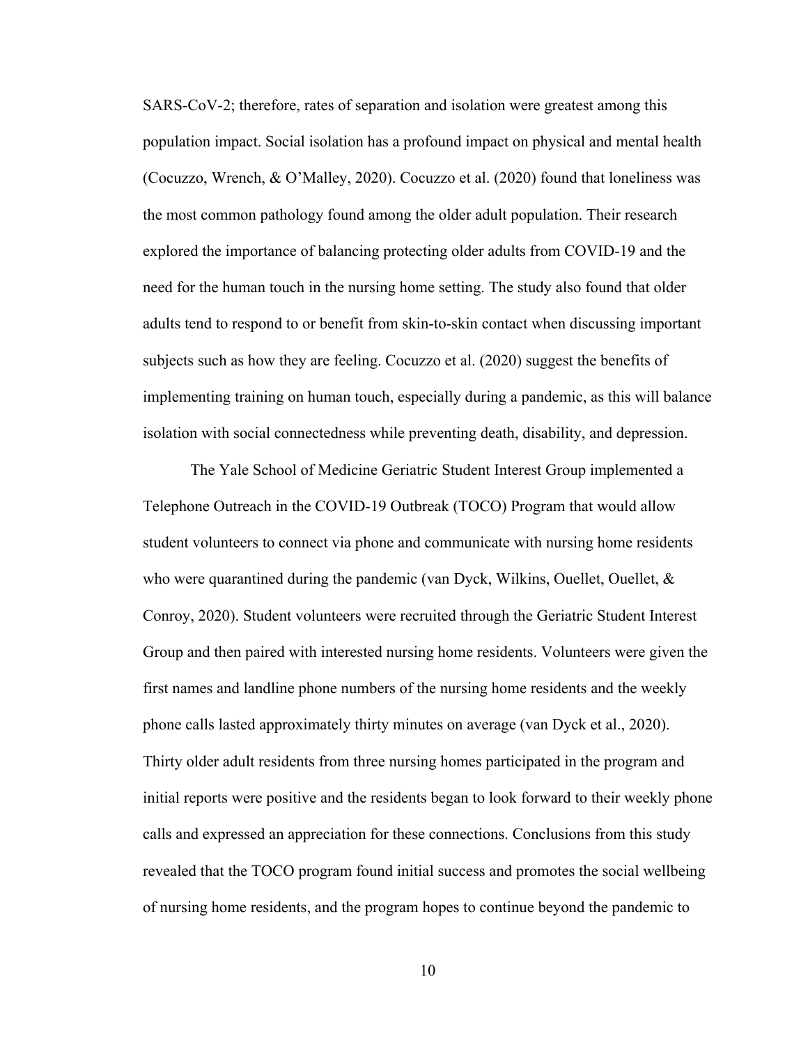SARS-CoV-2; therefore, rates of separation and isolation were greatest among this population impact. Social isolation has a profound impact on physical and mental health (Cocuzzo, Wrench, & O'Malley, 2020). Cocuzzo et al. (2020) found that loneliness was the most common pathology found among the older adult population. Their research explored the importance of balancing protecting older adults from COVID-19 and the need for the human touch in the nursing home setting. The study also found that older adults tend to respond to or benefit from skin-to-skin contact when discussing important subjects such as how they are feeling. Cocuzzo et al. (2020) suggest the benefits of implementing training on human touch, especially during a pandemic, as this will balance isolation with social connectedness while preventing death, disability, and depression.

The Yale School of Medicine Geriatric Student Interest Group implemented a Telephone Outreach in the COVID-19 Outbreak (TOCO) Program that would allow student volunteers to connect via phone and communicate with nursing home residents who were quarantined during the pandemic (van Dyck, Wilkins, Ouellet, Ouellet, & Conroy, 2020). Student volunteers were recruited through the Geriatric Student Interest Group and then paired with interested nursing home residents. Volunteers were given the first names and landline phone numbers of the nursing home residents and the weekly phone calls lasted approximately thirty minutes on average (van Dyck et al., 2020). Thirty older adult residents from three nursing homes participated in the program and initial reports were positive and the residents began to look forward to their weekly phone calls and expressed an appreciation for these connections. Conclusions from this study revealed that the TOCO program found initial success and promotes the social wellbeing of nursing home residents, and the program hopes to continue beyond the pandemic to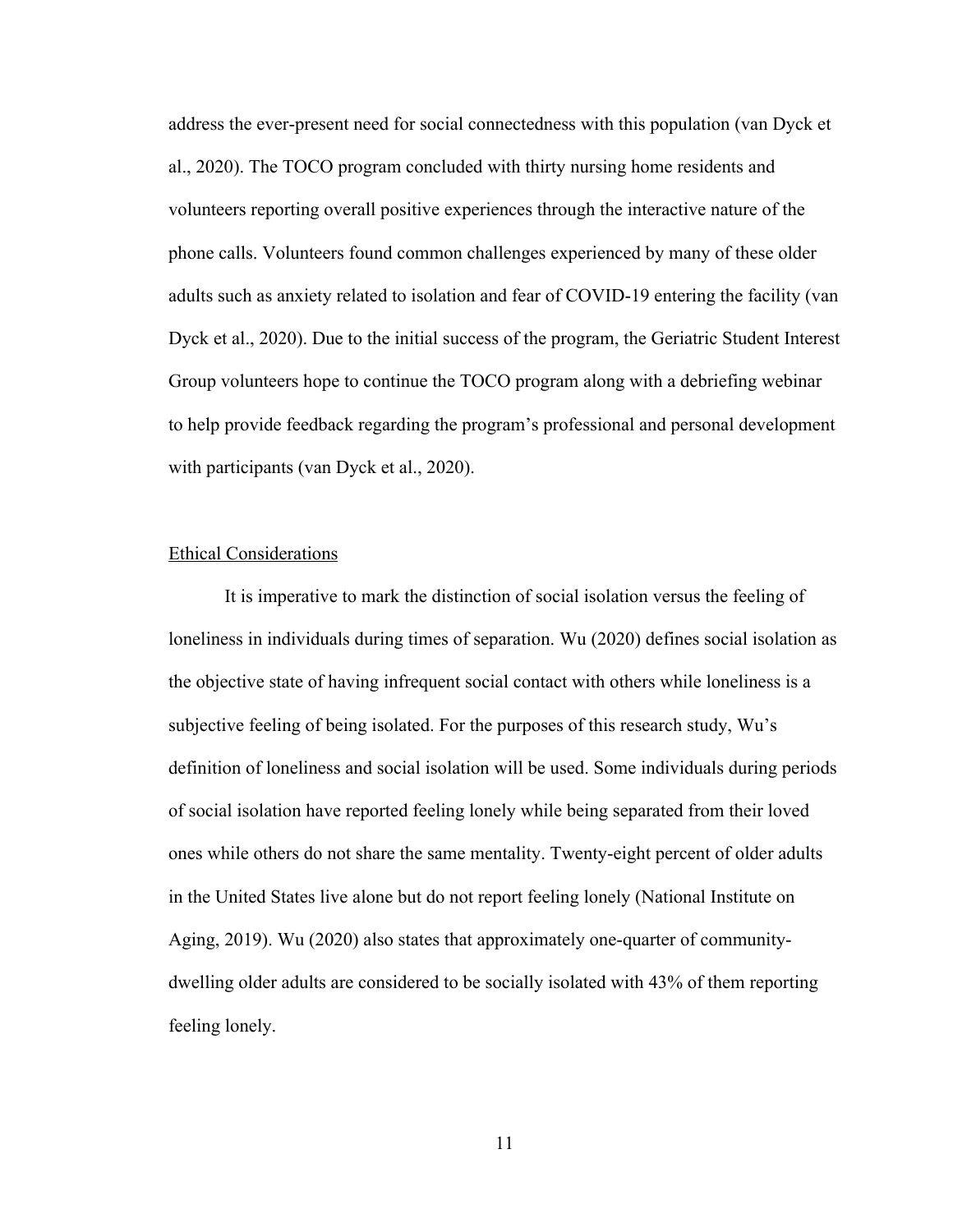address the ever-present need for social connectedness with this population (van Dyck et al., 2020). The TOCO program concluded with thirty nursing home residents and volunteers reporting overall positive experiences through the interactive nature of the phone calls. Volunteers found common challenges experienced by many of these older adults such as anxiety related to isolation and fear of COVID-19 entering the facility (van Dyck et al., 2020). Due to the initial success of the program, the Geriatric Student Interest Group volunteers hope to continue the TOCO program along with a debriefing webinar to help provide feedback regarding the program's professional and personal development with participants (van Dyck et al., 2020).

### Ethical Considerations

It is imperative to mark the distinction of social isolation versus the feeling of loneliness in individuals during times of separation. Wu (2020) defines social isolation as the objective state of having infrequent social contact with others while loneliness is a subjective feeling of being isolated. For the purposes of this research study, Wu's definition of loneliness and social isolation will be used. Some individuals during periods of social isolation have reported feeling lonely while being separated from their loved ones while others do not share the same mentality. Twenty-eight percent of older adults in the United States live alone but do not report feeling lonely (National Institute on Aging, 2019). Wu (2020) also states that approximately one-quarter of community-dwelling older adults are considered to be socially isolated with 43% of them reporting feeling lonely.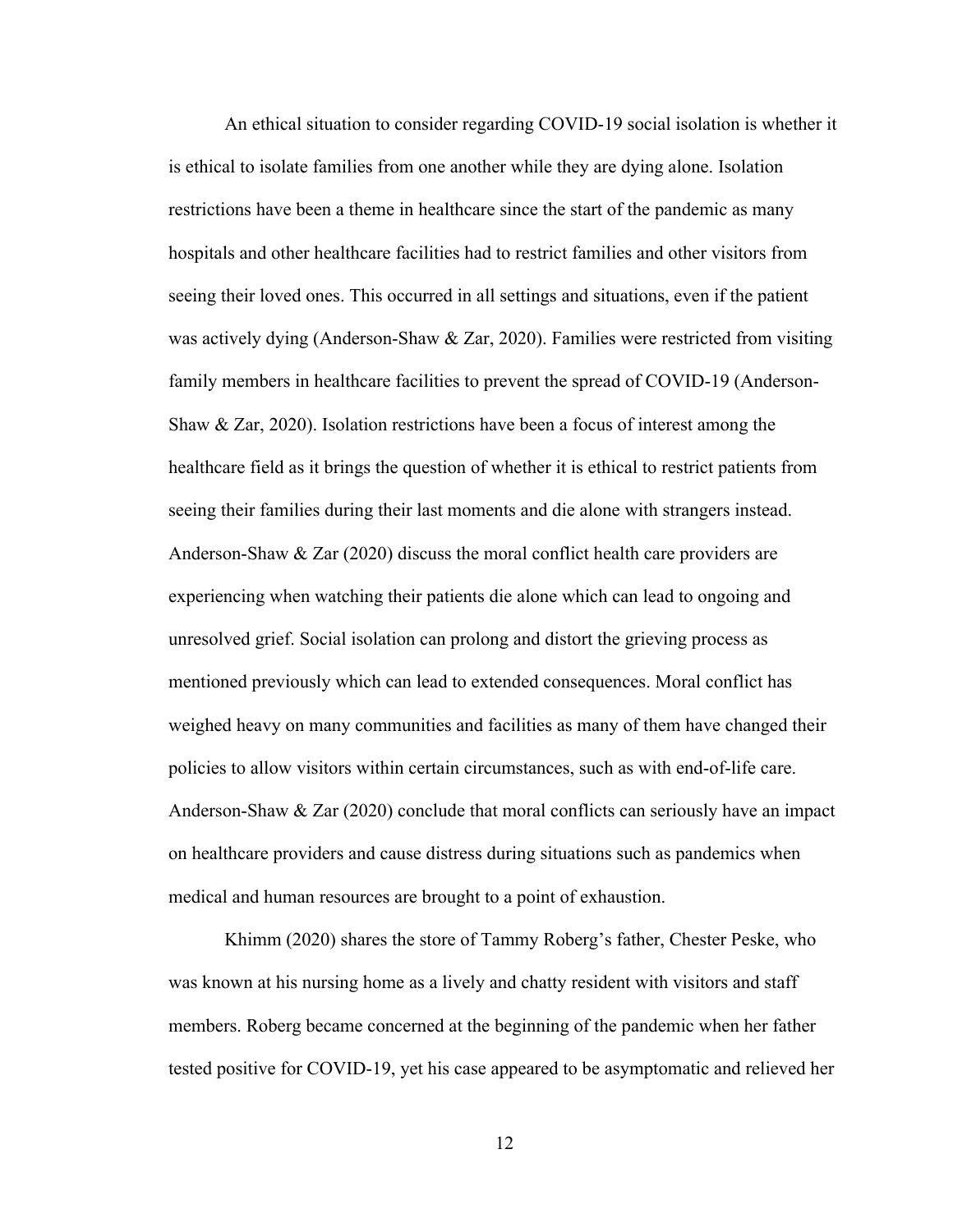An ethical situation to consider regarding COVID-19 social isolation is whether it is ethical to isolate families from one another while they are dying alone. Isolation restrictions have been a theme in healthcare since the start of the pandemic as many hospitals and other healthcare facilities had to restrict families and other visitors from seeing their loved ones. This occurred in all settings and situations, even if the patient was actively dying (Anderson-Shaw & Zar, 2020). Families were restricted from visiting family members in healthcare facilities to prevent the spread of COVID-19 (Anderson-Shaw & Zar, 2020). Isolation restrictions have been a focus of interest among the healthcare field as it brings the question of whether it is ethical to restrict patients from seeing their families during their last moments and die alone with strangers instead. Anderson-Shaw & Zar (2020) discuss the moral conflict health care providers are experiencing when watching their patients die alone which can lead to ongoing and unresolved grief. Social isolation can prolong and distort the grieving process as mentioned previously which can lead to extended consequences. Moral conflict has weighed heavy on many communities and facilities as many of them have changed their policies to allow visitors within certain circumstances, such as with end-of-life care. Anderson-Shaw & Zar (2020) conclude that moral conflicts can seriously have an impact on healthcare providers and cause distress during situations such as pandemics when medical and human resources are brought to a point of exhaustion.

Khimm (2020) shares the store of Tammy Roberg's father, Chester Peske, who was known at his nursing home as a lively and chatty resident with visitors and staff members. Roberg became concerned at the beginning of the pandemic when her father tested positive for COVID-19, yet his case appeared to be asymptomatic and relieved her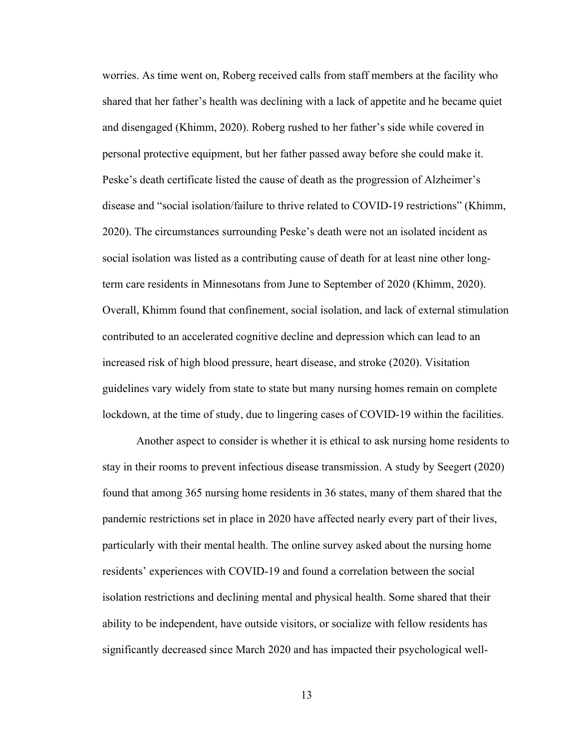worries. As time went on, Roberg received calls from staff members at the facility who shared that her father's health was declining with a lack of appetite and he became quiet and disengaged (Khimm, 2020). Roberg rushed to her father's side while covered in personal protective equipment, but her father passed away before she could make it. Peske's death certificate listed the cause of death as the progression of Alzheimer's disease and "social isolation/failure to thrive related to COVID-19 restrictions" (Khimm, 2020). The circumstances surrounding Peske's death were not an isolated incident as social isolation was listed as a contributing cause of death for at least nine other long-term care residents in Minnesotans from June to September of 2020 (Khimm, 2020). Overall, Khimm found that confinement, social isolation, and lack of external stimulation contributed to an accelerated cognitive decline and depression which can lead to an increased risk of high blood pressure, heart disease, and stroke (2020). Visitation guidelines vary widely from state to state but many nursing homes remain on complete lockdown, at the time of study, due to lingering cases of COVID-19 within the facilities.

Another aspect to consider is whether it is ethical to ask nursing home residents to stay in their rooms to prevent infectious disease transmission. A study by Seegert (2020) found that among 365 nursing home residents in 36 states, many of them shared that the pandemic restrictions set in place in 2020 have affected nearly every part of their lives, particularly with their mental health. The online survey asked about the nursing home residents' experiences with COVID-19 and found a correlation between the social isolation restrictions and declining mental and physical health. Some shared that their ability to be independent, have outside visitors, or socialize with fellow residents has significantly decreased since March 2020 and has impacted their psychological well-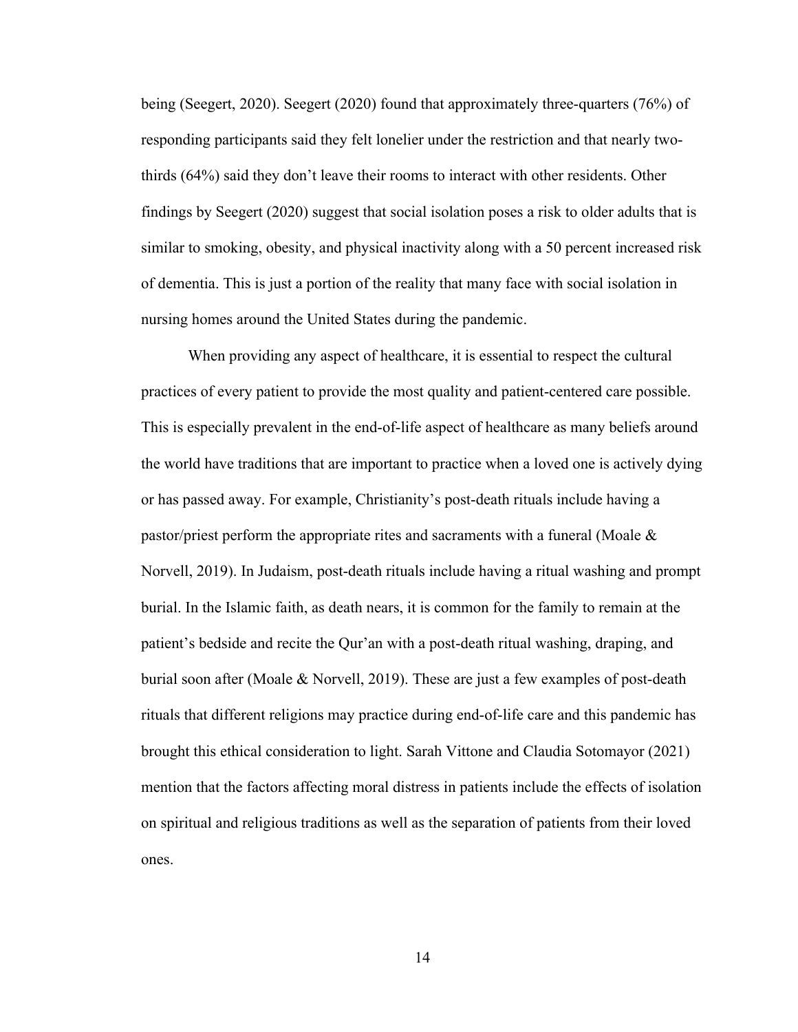being (Seegert, 2020). Seegert (2020) found that approximately three-quarters (76%) of responding participants said they felt lonelier under the restriction and that nearly two-thirds (64%) said they don't leave their rooms to interact with other residents. Other findings by Seegert (2020) suggest that social isolation poses a risk to older adults that is similar to smoking, obesity, and physical inactivity along with a 50 percent increased risk of dementia. This is just a portion of the reality that many face with social isolation in nursing homes around the United States during the pandemic.

When providing any aspect of healthcare, it is essential to respect the cultural practices of every patient to provide the most quality and patient-centered care possible. This is especially prevalent in the end-of-life aspect of healthcare as many beliefs around the world have traditions that are important to practice when a loved one is actively dying or has passed away. For example, Christianity's post-death rituals include having a pastor/priest perform the appropriate rites and sacraments with a funeral (Moale & Norvell, 2019). In Judaism, post-death rituals include having a ritual washing and prompt burial. In the Islamic faith, as death nears, it is common for the family to remain at the patient's bedside and recite the Qur'an with a post-death ritual washing, draping, and burial soon after (Moale & Norvell, 2019). These are just a few examples of post-death rituals that different religions may practice during end-of-life care and this pandemic has brought this ethical consideration to light. Sarah Vittone and Claudia Sotomayor (2021) mention that the factors affecting moral distress in patients include the effects of isolation on spiritual and religious traditions as well as the separation of patients from their loved ones.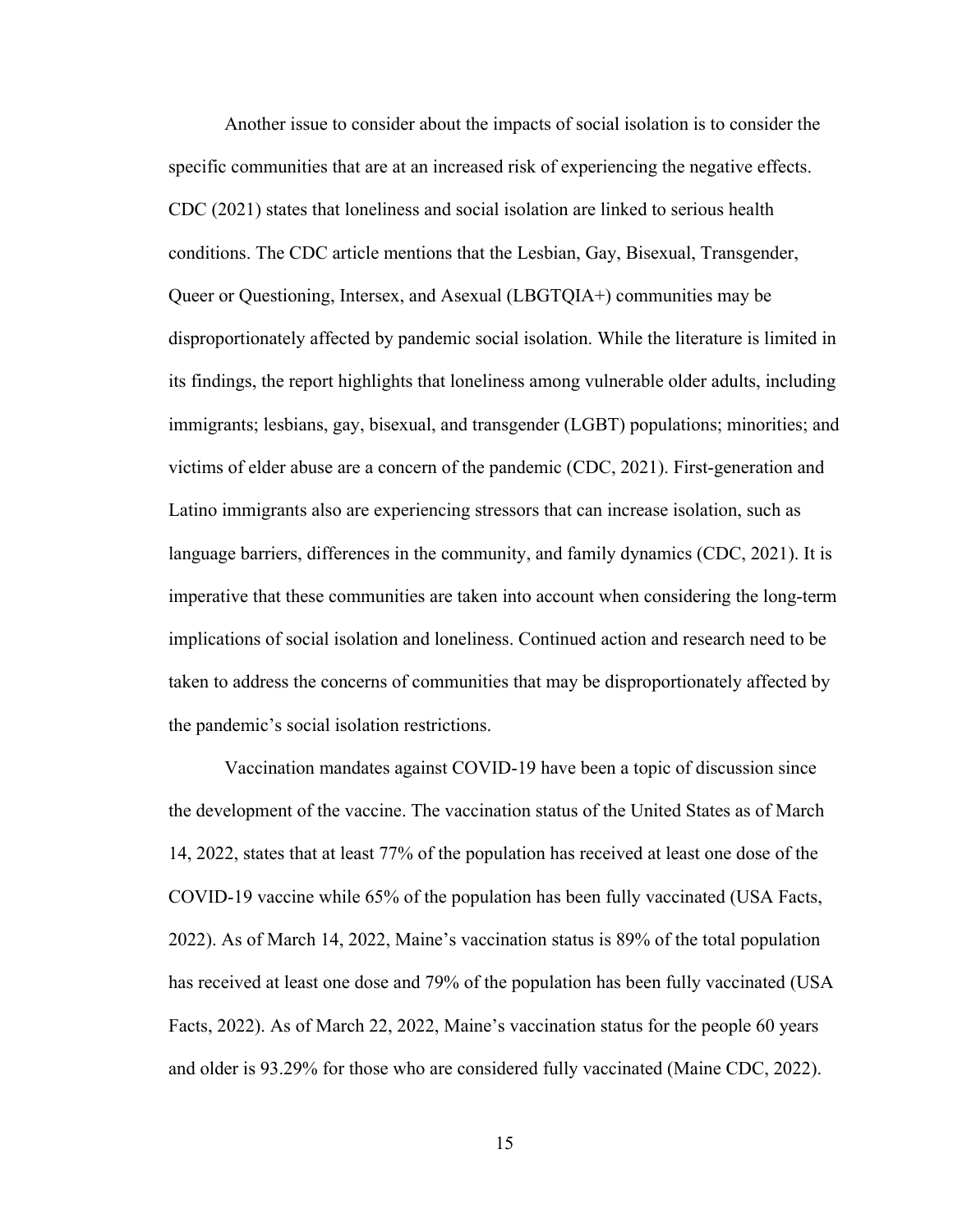Another issue to consider about the impacts of social isolation is to consider the specific communities that are at an increased risk of experiencing the negative effects. CDC (2021) states that loneliness and social isolation are linked to serious health conditions. The CDC article mentions that the Lesbian, Gay, Bisexual, Transgender, Queer or Questioning, Intersex, and Asexual (LBGTQIA+) communities may be disproportionately affected by pandemic social isolation. While the literature is limited in its findings, the report highlights that loneliness among vulnerable older adults, including immigrants; lesbians, gay, bisexual, and transgender (LGBT) populations; minorities; and victims of elder abuse are a concern of the pandemic (CDC, 2021). First-generation and Latino immigrants also are experiencing stressors that can increase isolation, such as language barriers, differences in the community, and family dynamics (CDC, 2021). It is imperative that these communities are taken into account when considering the long-term implications of social isolation and loneliness. Continued action and research need to be taken to address the concerns of communities that may be disproportionately affected by the pandemic's social isolation restrictions.

Vaccination mandates against COVID-19 have been a topic of discussion since the development of the vaccine. The vaccination status of the United States as of March 14, 2022, states that at least 77% of the population has received at least one dose of the COVID-19 vaccine while 65% of the population has been fully vaccinated (USA Facts, 2022). As of March 14, 2022, Maine's vaccination status is 89% of the total population has received at least one dose and 79% of the population has been fully vaccinated (USA Facts, 2022). As of March 22, 2022, Maine's vaccination status for the people 60 years and older is 93.29% for those who are considered fully vaccinated (Maine CDC, 2022).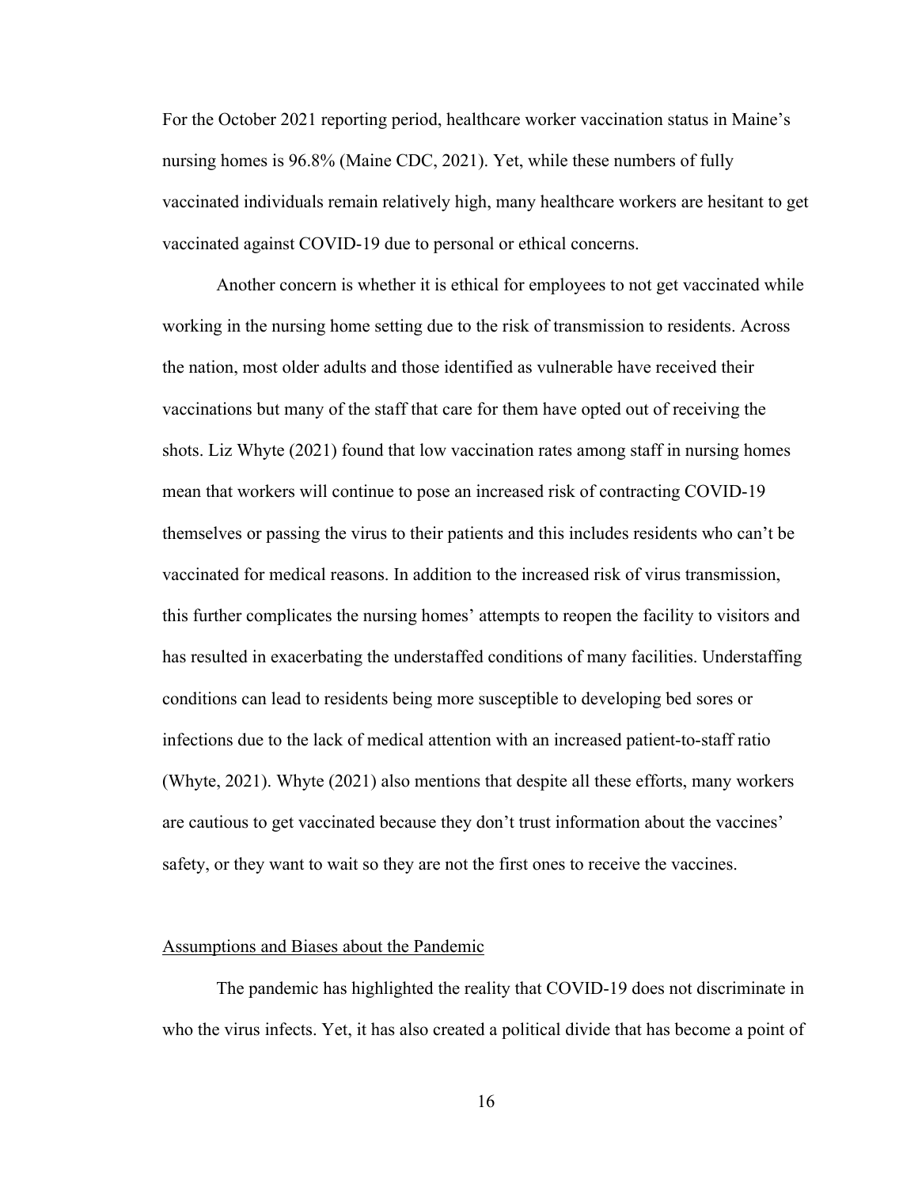For the October 2021 reporting period, healthcare worker vaccination status in Maine's nursing homes is 96.8% (Maine CDC, 2021). Yet, while these numbers of fully vaccinated individuals remain relatively high, many healthcare workers are hesitant to get vaccinated against COVID-19 due to personal or ethical concerns.

Another concern is whether it is ethical for employees to not get vaccinated while working in the nursing home setting due to the risk of transmission to residents. Across the nation, most older adults and those identified as vulnerable have received their vaccinations but many of the staff that care for them have opted out of receiving the shots. Liz Whyte (2021) found that low vaccination rates among staff in nursing homes mean that workers will continue to pose an increased risk of contracting COVID-19 themselves or passing the virus to their patients and this includes residents who can't be vaccinated for medical reasons. In addition to the increased risk of virus transmission, this further complicates the nursing homes' attempts to reopen the facility to visitors and has resulted in exacerbating the understaffed conditions of many facilities. Understaffing conditions can lead to residents being more susceptible to developing bed sores or infections due to the lack of medical attention with an increased patient-to-staff ratio (Whyte, 2021). Whyte (2021) also mentions that despite all these efforts, many workers are cautious to get vaccinated because they don't trust information about the vaccines' safety, or they want to wait so they are not the first ones to receive the vaccines.

## Assumptions and Biases about the Pandemic

The pandemic has highlighted the reality that COVID-19 does not discriminate in who the virus infects. Yet, it has also created a political divide that has become a point of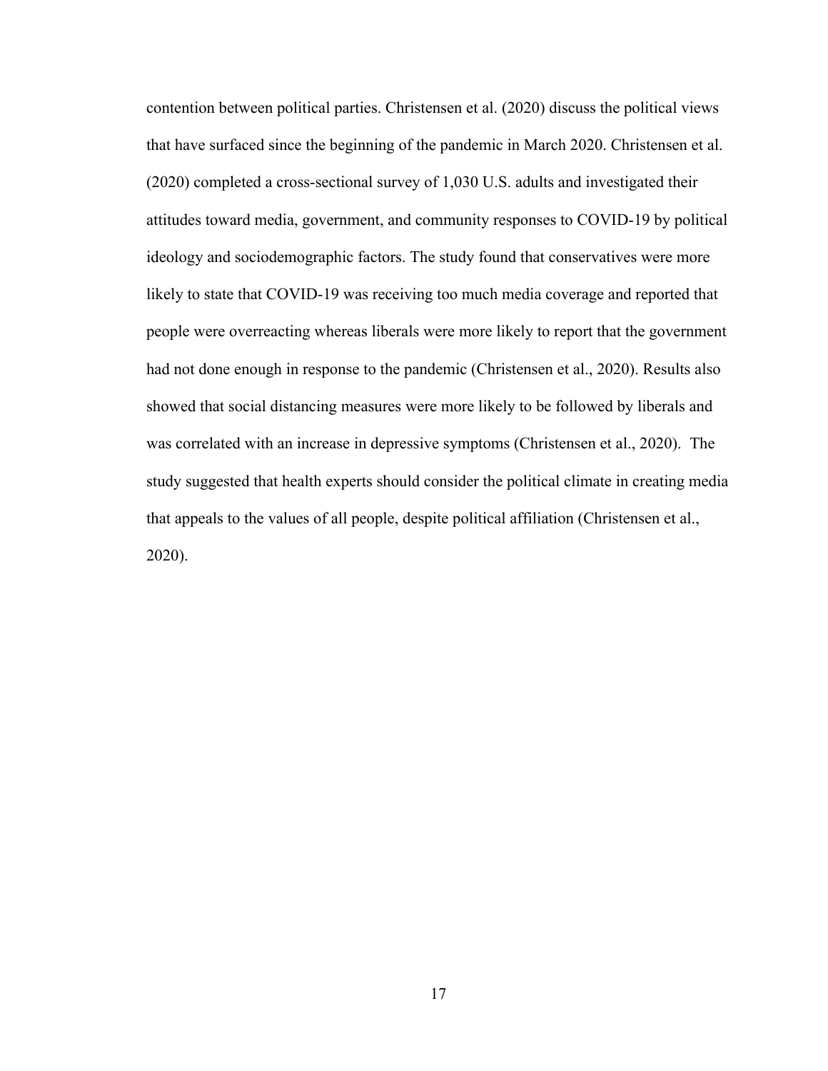contention between political parties. Christensen et al. (2020) discuss the political views that have surfaced since the beginning of the pandemic in March 2020. Christensen et al. (2020) completed a cross-sectional survey of 1,030 U.S. adults and investigated their attitudes toward media, government, and community responses to COVID-19 by political ideology and sociodemographic factors. The study found that conservatives were more likely to state that COVID-19 was receiving too much media coverage and reported that people were overreacting whereas liberals were more likely to report that the government had not done enough in response to the pandemic (Christensen et al., 2020). Results also showed that social distancing measures were more likely to be followed by liberals and was correlated with an increase in depressive symptoms (Christensen et al., 2020). The study suggested that health experts should consider the political climate in creating media that appeals to the values of all people, despite political affiliation (Christensen et al., 2020).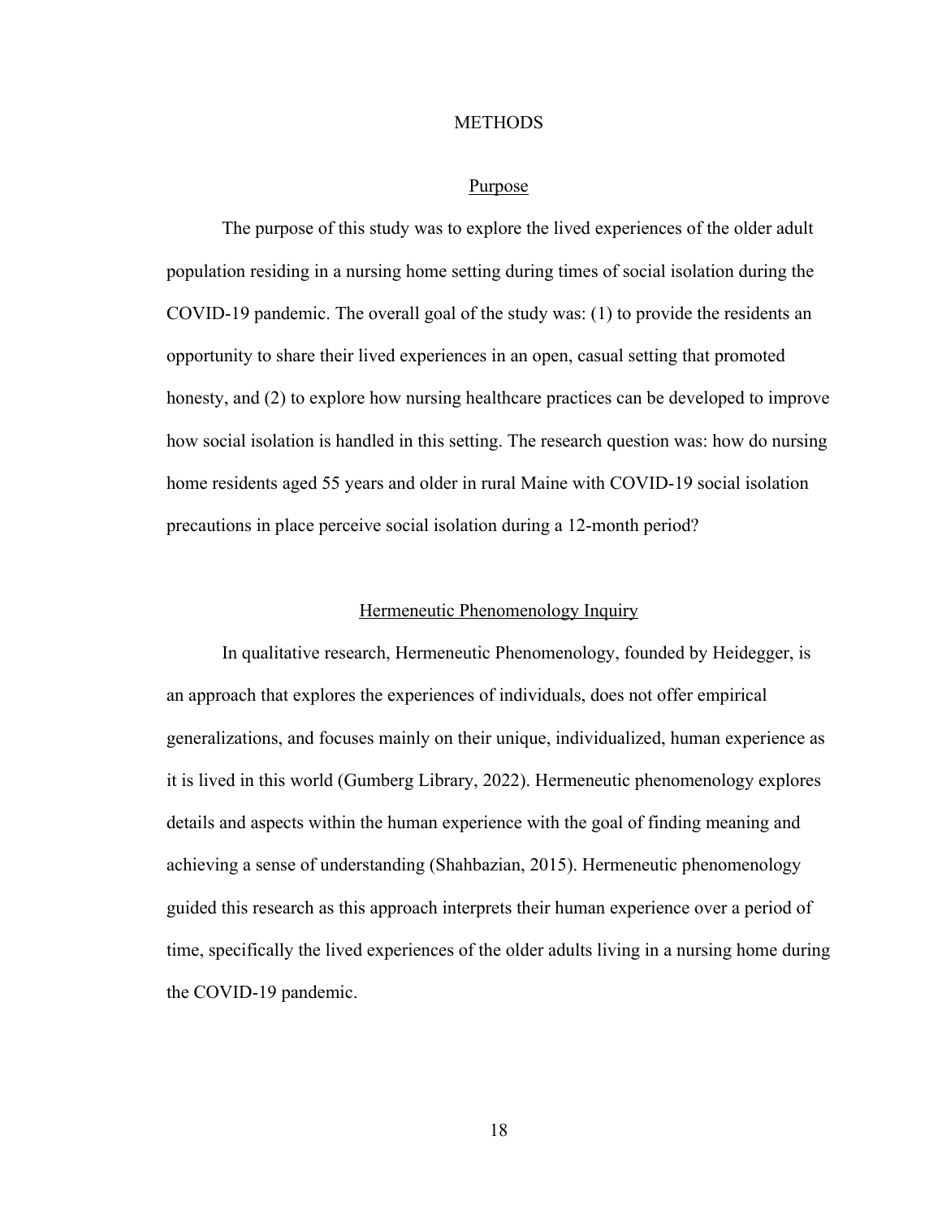# METHODS

## Purpose

The purpose of this study was to explore the lived experiences of the older adult population residing in a nursing home setting during times of social isolation during the COVID-19 pandemic. The overall goal of the study was: (1) to provide the residents an opportunity to share their lived experiences in an open, casual setting that promoted honesty, and (2) to explore how nursing healthcare practices can be developed to improve how social isolation is handled in this setting. The research question was: how do nursing home residents aged 55 years and older in rural Maine with COVID-19 social isolation precautions in place perceive social isolation during a 12-month period?

## Hermeneutic Phenomenology Inquiry

In qualitative research, Hermeneutic Phenomenology, founded by Heidegger, is an approach that explores the experiences of individuals, does not offer empirical generalizations, and focuses mainly on their unique, individualized, human experience as it is lived in this world (Gumberg Library, 2022). Hermeneutic phenomenology explores details and aspects within the human experience with the goal of finding meaning and achieving a sense of understanding (Shahbazian, 2015). Hermeneutic phenomenology guided this research as this approach interprets their human experience over a period of time, specifically the lived experiences of the older adults living in a nursing home during the COVID-19 pandemic.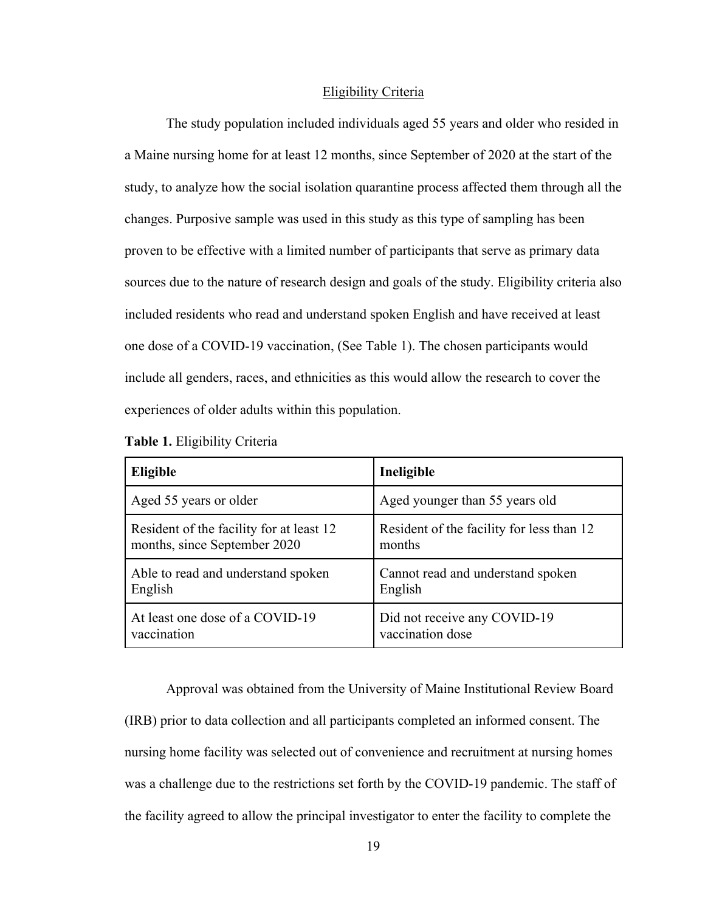## Eligibility Criteria

The study population included individuals aged 55 years and older who resided in a Maine nursing home for at least 12 months, since September of 2020 at the start of the study, to analyze how the social isolation quarantine process affected them through all the changes. Purposive sample was used in this study as this type of sampling has been proven to be effective with a limited number of participants that serve as primary data sources due to the nature of research design and goals of the study. Eligibility criteria also included residents who read and understand spoken English and have received at least one dose of a COVID-19 vaccination, (See Table 1). The chosen participants would include all genders, races, and ethnicities as this would allow the research to cover the experiences of older adults within this population.

**Table 1.** Eligibility Criteria

| **Eligible** | **Ineligible** |
|---|---|
| Aged 55 years or older | Aged younger than 55 years old |
| Resident of the facility for at least 12 months, since September 2020 | Resident of the facility for less than 12 months |
| Able to read and understand spoken English | Cannot read and understand spoken English |
| At least one dose of a COVID-19 vaccination | Did not receive any COVID-19 vaccination dose |

Approval was obtained from the University of Maine Institutional Review Board (IRB) prior to data collection and all participants completed an informed consent. The nursing home facility was selected out of convenience and recruitment at nursing homes was a challenge due to the restrictions set forth by the COVID-19 pandemic. The staff of the facility agreed to allow the principal investigator to enter the facility to complete the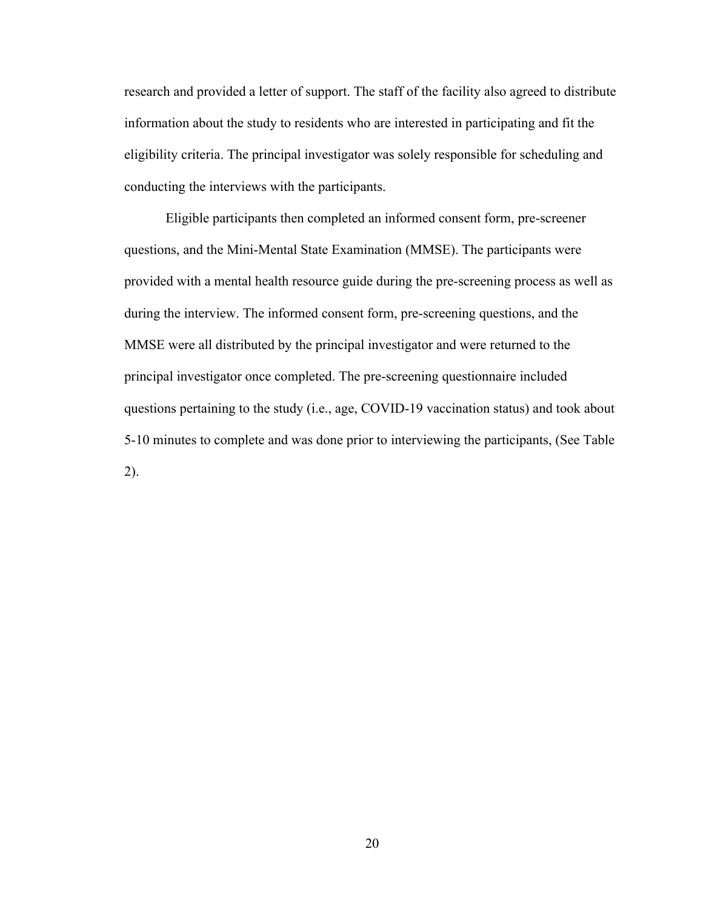research and provided a letter of support. The staff of the facility also agreed to distribute information about the study to residents who are interested in participating and fit the eligibility criteria. The principal investigator was solely responsible for scheduling and conducting the interviews with the participants.

Eligible participants then completed an informed consent form, pre-screener questions, and the Mini-Mental State Examination (MMSE). The participants were provided with a mental health resource guide during the pre-screening process as well as during the interview. The informed consent form, pre-screening questions, and the MMSE were all distributed by the principal investigator and were returned to the principal investigator once completed. The pre-screening questionnaire included questions pertaining to the study (i.e., age, COVID-19 vaccination status) and took about 5-10 minutes to complete and was done prior to interviewing the participants, (See Table 2).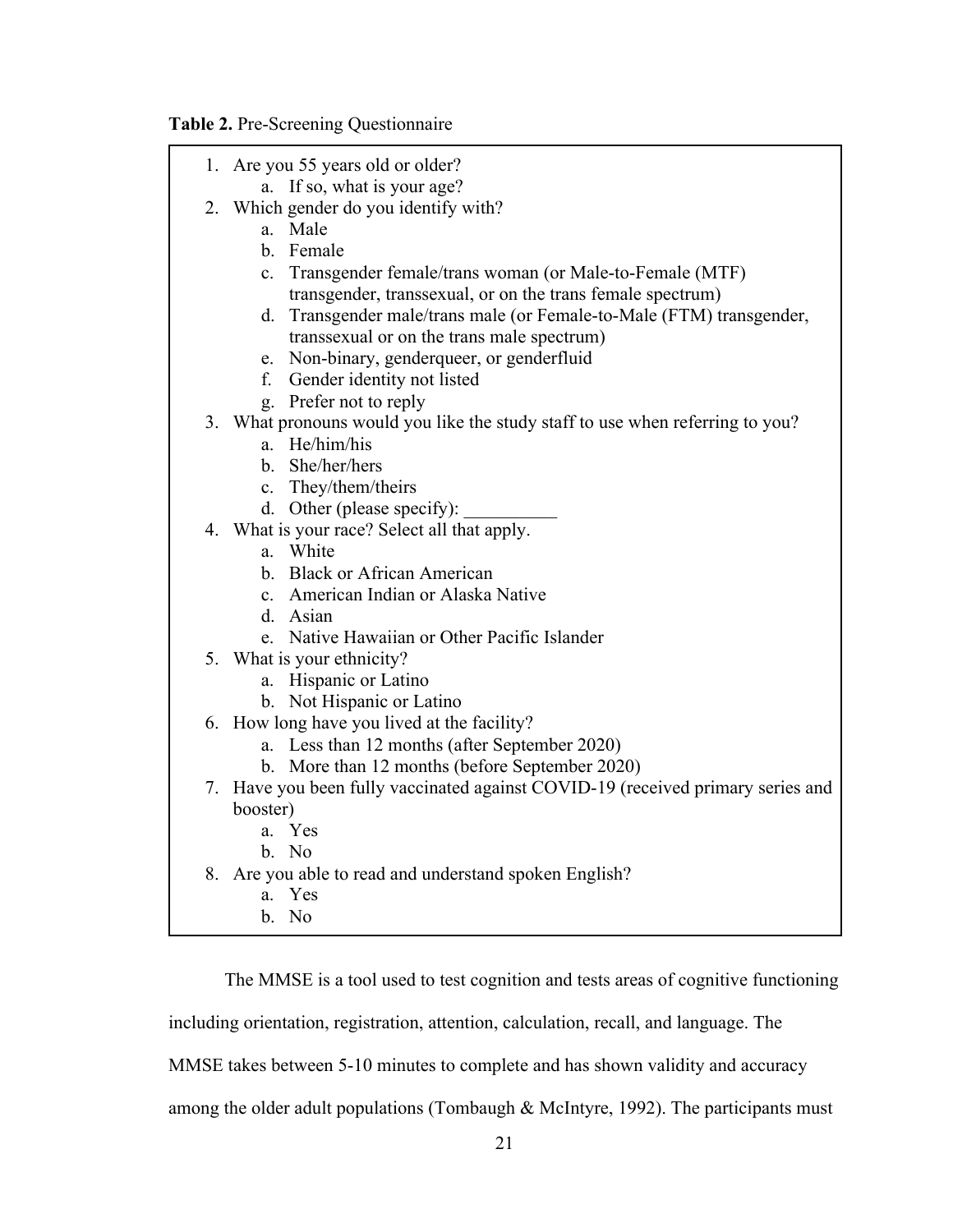**Table 2.** Pre-Screening Questionnaire

1. Are you 55 years old or older?
    a. If so, what is your age?
2. Which gender do you identify with?
    a. Male
    b. Female
    c. Transgender female/trans woman (or Male-to-Female (MTF) transgender, transsexual, or on the trans female spectrum)
    d. Transgender male/trans male (or Female-to-Male (FTM) transgender, transsexual or on the trans male spectrum)
    e. Non-binary, genderqueer, or genderfluid
    f. Gender identity not listed
    g. Prefer not to reply
3. What pronouns would you like the study staff to use when referring to you?
    a. He/him/his
    b. She/her/hers
    c. They/them/theirs
    d. Other (please specify): __________
4. What is your race? Select all that apply.
    a. White
    b. Black or African American
    c. American Indian or Alaska Native
    d. Asian
    e. Native Hawaiian or Other Pacific Islander
5. What is your ethnicity?
    a. Hispanic or Latino
    b. Not Hispanic or Latino
6. How long have you lived at the facility?
    a. Less than 12 months (after September 2020)
    b. More than 12 months (before September 2020)
7. Have you been fully vaccinated against COVID-19 (received primary series and booster)
    a. Yes
    b. No
8. Are you able to read and understand spoken English?
    a. Yes
    b. No

The MMSE is a tool used to test cognition and tests areas of cognitive functioning including orientation, registration, attention, calculation, recall, and language. The MMSE takes between 5-10 minutes to complete and has shown validity and accuracy among the older adult populations (Tombaugh & McIntyre, 1992). The participants must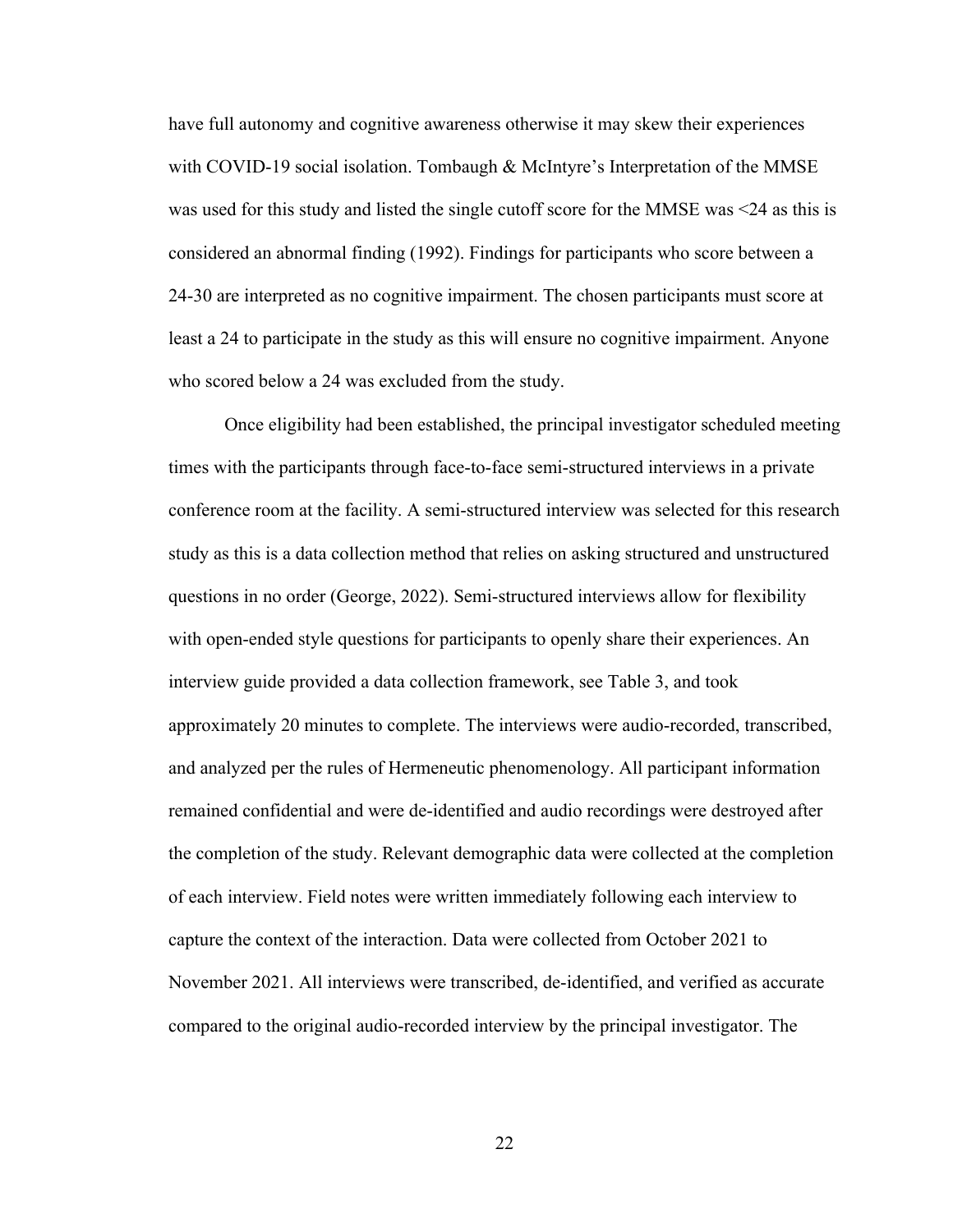have full autonomy and cognitive awareness otherwise it may skew their experiences with COVID-19 social isolation. Tombaugh & McIntyre's Interpretation of the MMSE was used for this study and listed the single cutoff score for the MMSE was <24 as this is considered an abnormal finding (1992). Findings for participants who score between a 24-30 are interpreted as no cognitive impairment. The chosen participants must score at least a 24 to participate in the study as this will ensure no cognitive impairment. Anyone who scored below a 24 was excluded from the study.

Once eligibility had been established, the principal investigator scheduled meeting times with the participants through face-to-face semi-structured interviews in a private conference room at the facility. A semi-structured interview was selected for this research study as this is a data collection method that relies on asking structured and unstructured questions in no order (George, 2022). Semi-structured interviews allow for flexibility with open-ended style questions for participants to openly share their experiences. An interview guide provided a data collection framework, see Table 3, and took approximately 20 minutes to complete. The interviews were audio-recorded, transcribed, and analyzed per the rules of Hermeneutic phenomenology. All participant information remained confidential and were de-identified and audio recordings were destroyed after the completion of the study. Relevant demographic data were collected at the completion of each interview. Field notes were written immediately following each interview to capture the context of the interaction. Data were collected from October 2021 to November 2021. All interviews were transcribed, de-identified, and verified as accurate compared to the original audio-recorded interview by the principal investigator. The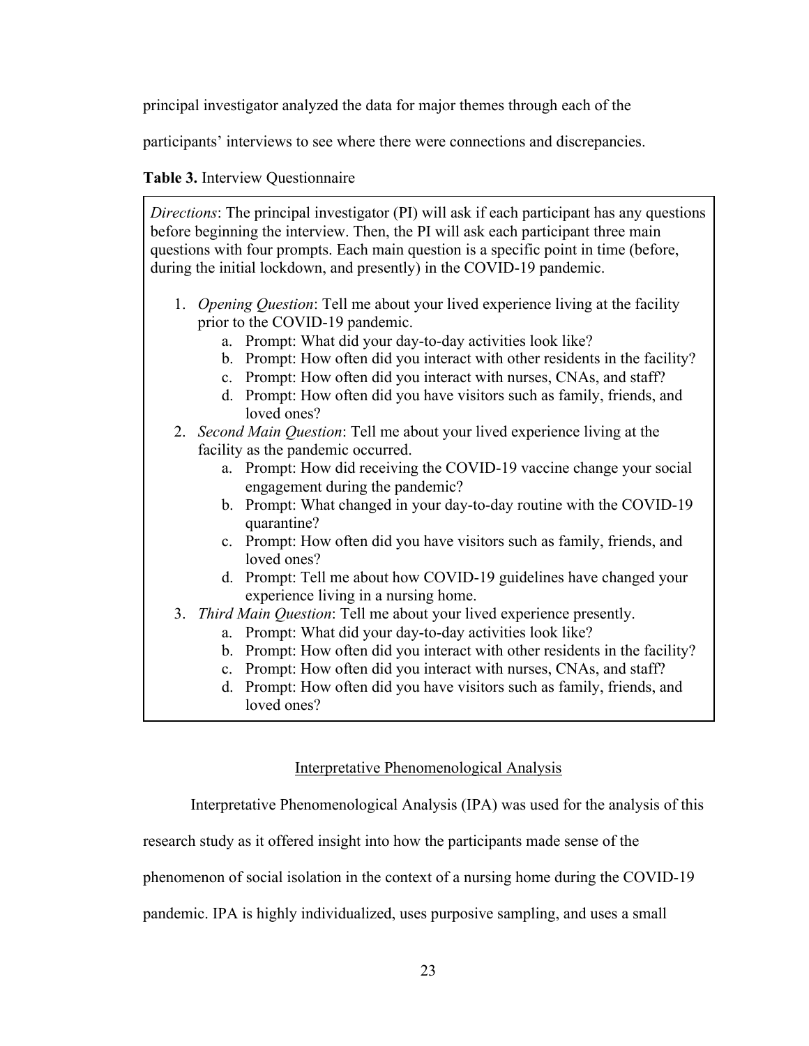principal investigator analyzed the data for major themes through each of the participants' interviews to see where there were connections and discrepancies.

**Table 3.** Interview Questionnaire

*Directions*: The principal investigator (PI) will ask if each participant has any questions before beginning the interview. Then, the PI will ask each participant three main questions with four prompts. Each main question is a specific point in time (before, during the initial lockdown, and presently) in the COVID-19 pandemic.

1. *Opening Question*: Tell me about your lived experience living at the facility prior to the COVID-19 pandemic.
    a. Prompt: What did your day-to-day activities look like?
    b. Prompt: How often did you interact with other residents in the facility?
    c. Prompt: How often did you interact with nurses, CNAs, and staff?
    d. Prompt: How often did you have visitors such as family, friends, and loved ones?
2. *Second Main Question*: Tell me about your lived experience living at the facility as the pandemic occurred.
    a. Prompt: How did receiving the COVID-19 vaccine change your social engagement during the pandemic?
    b. Prompt: What changed in your day-to-day routine with the COVID-19 quarantine?
    c. Prompt: How often did you have visitors such as family, friends, and loved ones?
    d. Prompt: Tell me about how COVID-19 guidelines have changed your experience living in a nursing home.
3. *Third Main Question*: Tell me about your lived experience presently.
    a. Prompt: What did your day-to-day activities look like?
    b. Prompt: How often did you interact with other residents in the facility?
    c. Prompt: How often did you interact with nurses, CNAs, and staff?
    d. Prompt: How often did you have visitors such as family, friends, and loved ones?

## Interpretative Phenomenological Analysis

Interpretative Phenomenological Analysis (IPA) was used for the analysis of this research study as it offered insight into how the participants made sense of the phenomenon of social isolation in the context of a nursing home during the COVID-19 pandemic. IPA is highly individualized, uses purposive sampling, and uses a small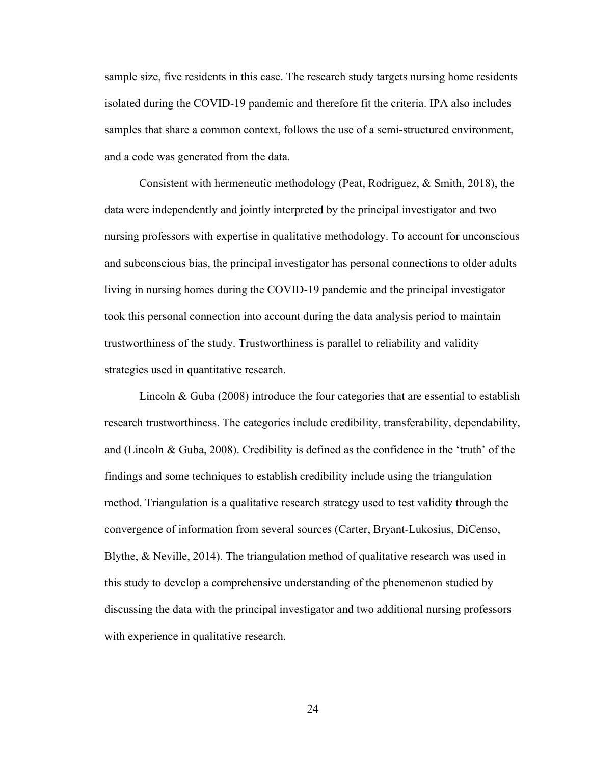sample size, five residents in this case. The research study targets nursing home residents isolated during the COVID-19 pandemic and therefore fit the criteria. IPA also includes samples that share a common context, follows the use of a semi-structured environment, and a code was generated from the data.

Consistent with hermeneutic methodology (Peat, Rodriguez, & Smith, 2018), the data were independently and jointly interpreted by the principal investigator and two nursing professors with expertise in qualitative methodology. To account for unconscious and subconscious bias, the principal investigator has personal connections to older adults living in nursing homes during the COVID-19 pandemic and the principal investigator took this personal connection into account during the data analysis period to maintain trustworthiness of the study. Trustworthiness is parallel to reliability and validity strategies used in quantitative research.

Lincoln & Guba (2008) introduce the four categories that are essential to establish research trustworthiness. The categories include credibility, transferability, dependability, and (Lincoln & Guba, 2008). Credibility is defined as the confidence in the 'truth' of the findings and some techniques to establish credibility include using the triangulation method. Triangulation is a qualitative research strategy used to test validity through the convergence of information from several sources (Carter, Bryant-Lukosius, DiCenso, Blythe, & Neville, 2014). The triangulation method of qualitative research was used in this study to develop a comprehensive understanding of the phenomenon studied by discussing the data with the principal investigator and two additional nursing professors with experience in qualitative research.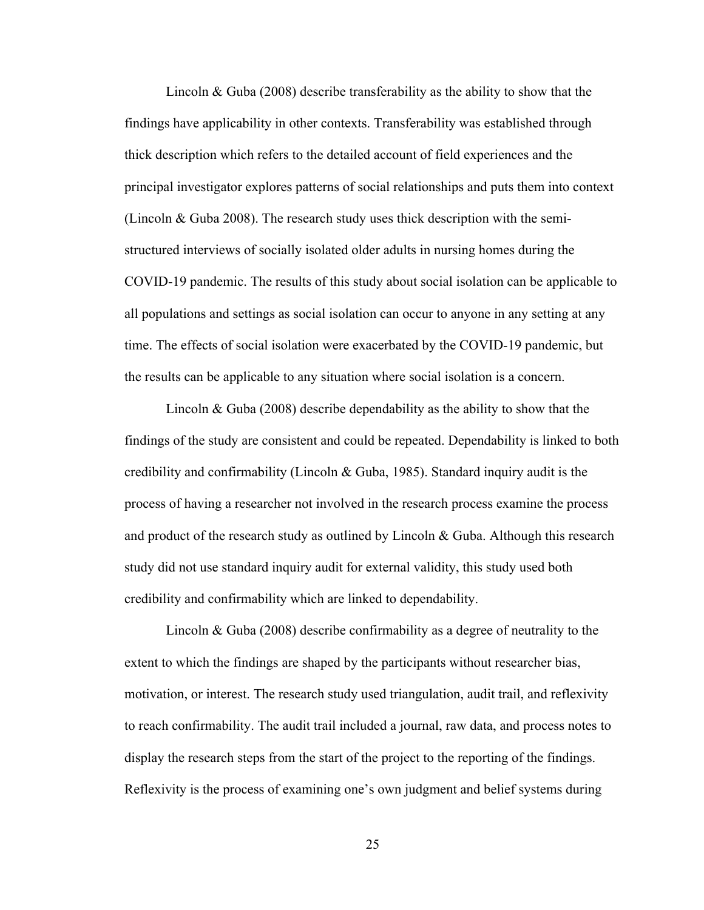Lincoln & Guba (2008) describe transferability as the ability to show that the findings have applicability in other contexts. Transferability was established through thick description which refers to the detailed account of field experiences and the principal investigator explores patterns of social relationships and puts them into context (Lincoln & Guba 2008). The research study uses thick description with the semi-structured interviews of socially isolated older adults in nursing homes during the COVID-19 pandemic. The results of this study about social isolation can be applicable to all populations and settings as social isolation can occur to anyone in any setting at any time. The effects of social isolation were exacerbated by the COVID-19 pandemic, but the results can be applicable to any situation where social isolation is a concern.

Lincoln & Guba (2008) describe dependability as the ability to show that the findings of the study are consistent and could be repeated. Dependability is linked to both credibility and confirmability (Lincoln & Guba, 1985). Standard inquiry audit is the process of having a researcher not involved in the research process examine the process and product of the research study as outlined by Lincoln & Guba. Although this research study did not use standard inquiry audit for external validity, this study used both credibility and confirmability which are linked to dependability.

Lincoln & Guba (2008) describe confirmability as a degree of neutrality to the extent to which the findings are shaped by the participants without researcher bias, motivation, or interest. The research study used triangulation, audit trail, and reflexivity to reach confirmability. The audit trail included a journal, raw data, and process notes to display the research steps from the start of the project to the reporting of the findings. Reflexivity is the process of examining one's own judgment and belief systems during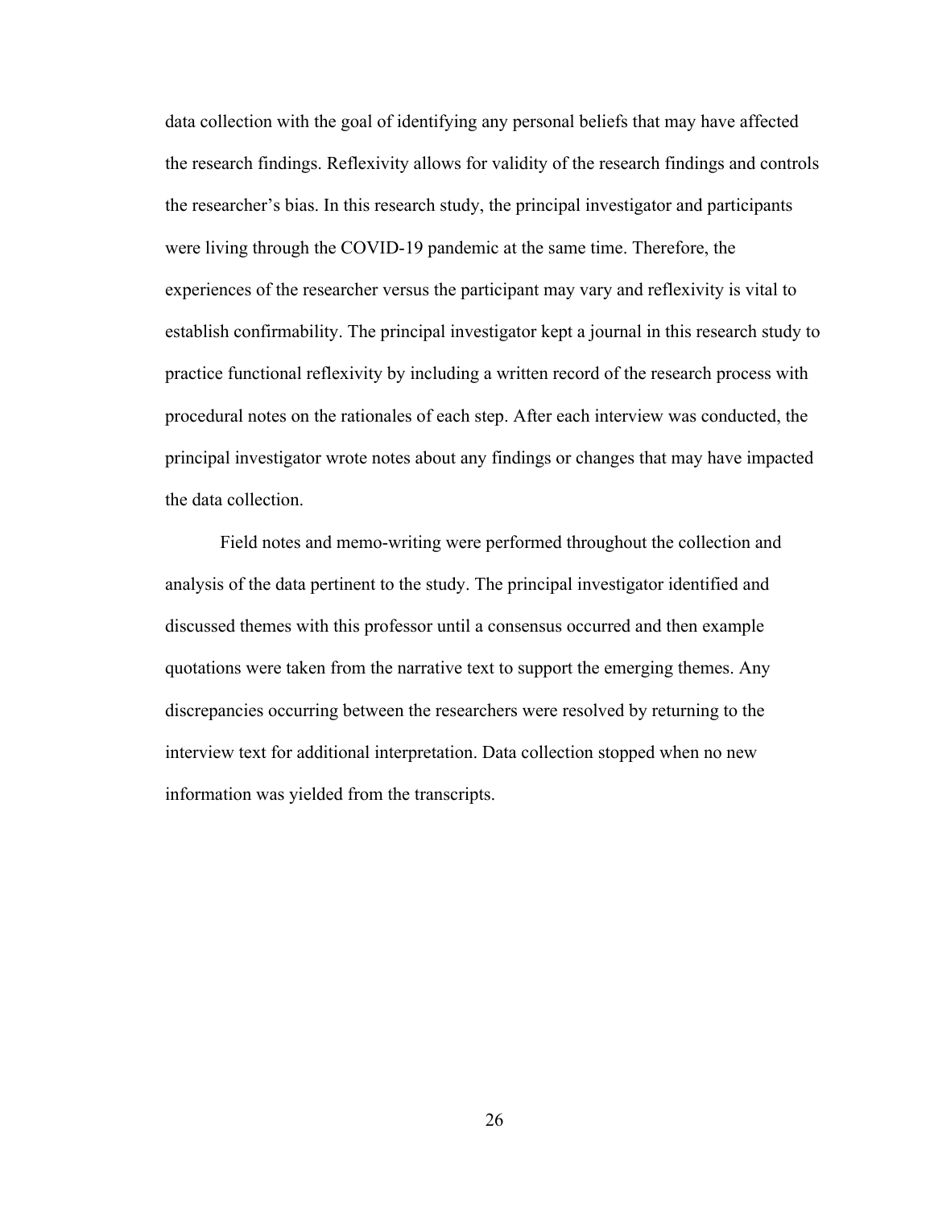data collection with the goal of identifying any personal beliefs that may have affected the research findings. Reflexivity allows for validity of the research findings and controls the researcher's bias. In this research study, the principal investigator and participants were living through the COVID-19 pandemic at the same time. Therefore, the experiences of the researcher versus the participant may vary and reflexivity is vital to establish confirmability. The principal investigator kept a journal in this research study to practice functional reflexivity by including a written record of the research process with procedural notes on the rationales of each step. After each interview was conducted, the principal investigator wrote notes about any findings or changes that may have impacted the data collection.

Field notes and memo-writing were performed throughout the collection and analysis of the data pertinent to the study. The principal investigator identified and discussed themes with this professor until a consensus occurred and then example quotations were taken from the narrative text to support the emerging themes. Any discrepancies occurring between the researchers were resolved by returning to the interview text for additional interpretation. Data collection stopped when no new information was yielded from the transcripts.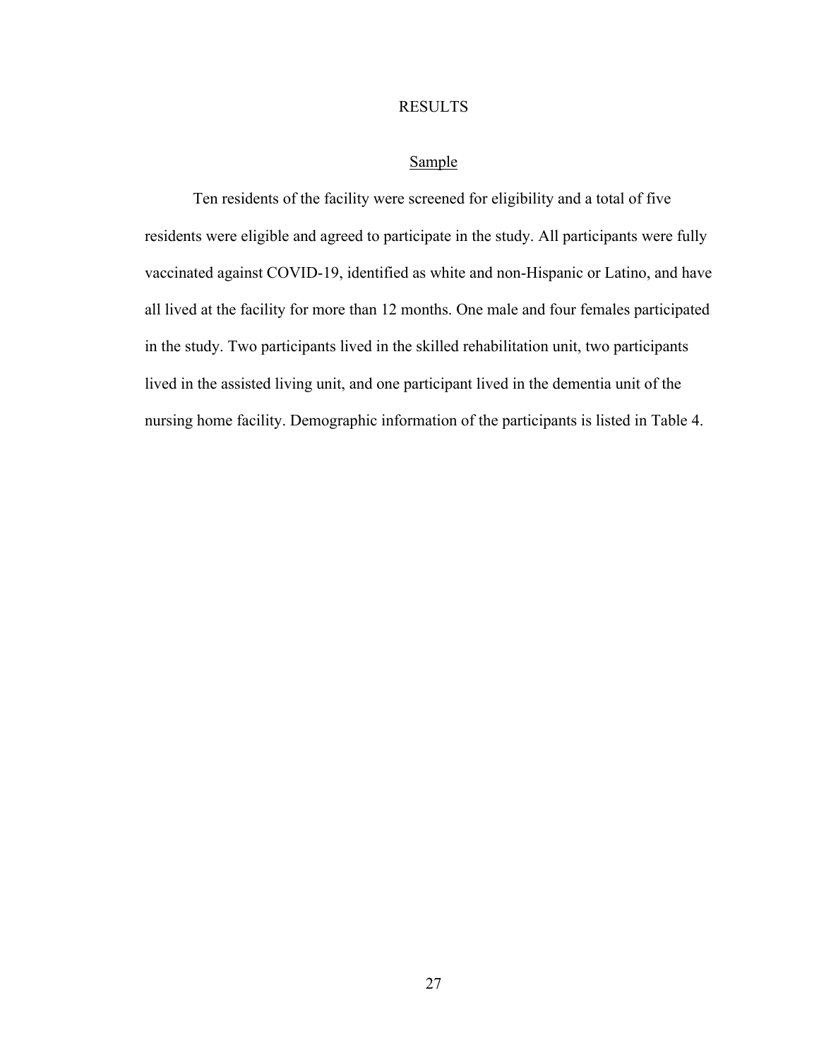# RESULTS

## Sample

Ten residents of the facility were screened for eligibility and a total of five residents were eligible and agreed to participate in the study. All participants were fully vaccinated against COVID-19, identified as white and non-Hispanic or Latino, and have all lived at the facility for more than 12 months. One male and four females participated in the study. Two participants lived in the skilled rehabilitation unit, two participants lived in the assisted living unit, and one participant lived in the dementia unit of the nursing home facility. Demographic information of the participants is listed in Table 4.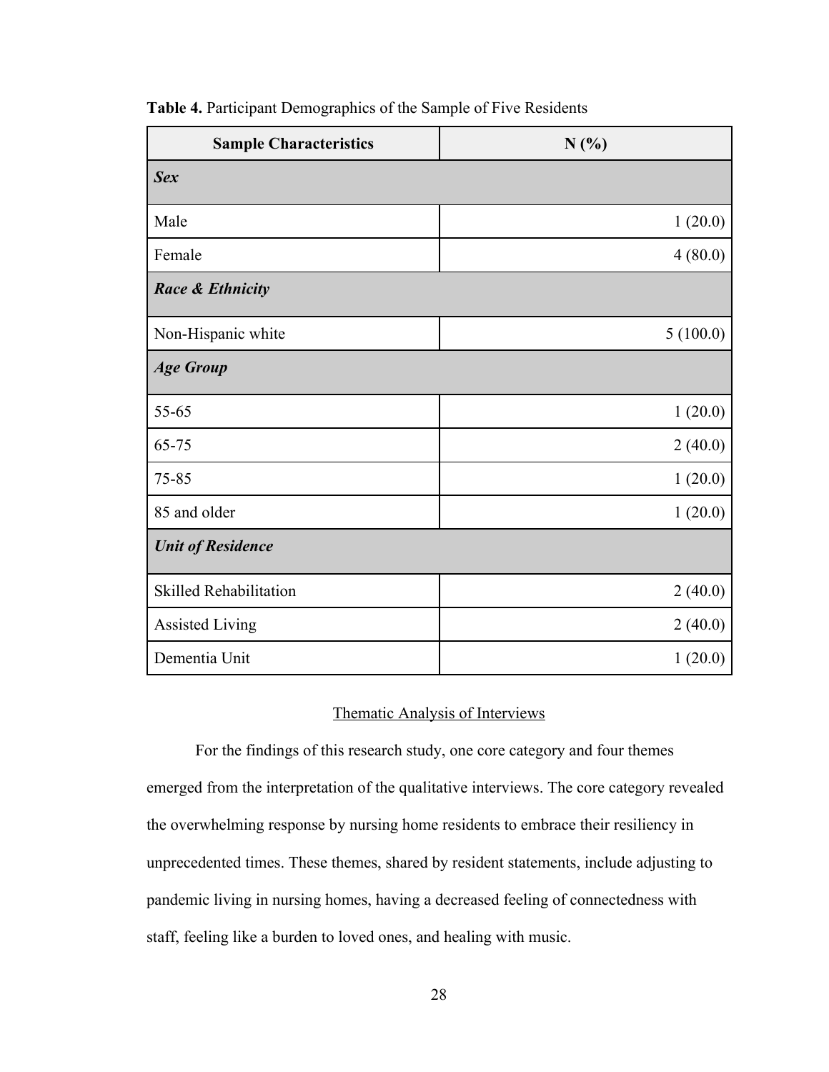**Table 4.** Participant Demographics of the Sample of Five Residents

| Sample Characteristics | N (%) |
|---|---|
| ***Sex*** | |
| Male | 1 (20.0) |
| Female | 4 (80.0) |
| ***Race & Ethnicity*** | |
| Non-Hispanic white | 5 (100.0) |
| ***Age Group*** | |
| 55-65 | 1 (20.0) |
| 65-75 | 2 (40.0) |
| 75-85 | 1 (20.0) |
| 85 and older | 1 (20.0) |
| ***Unit of Residence*** | |
| Skilled Rehabilitation | 2 (40.0) |
| Assisted Living | 2 (40.0) |
| Dementia Unit | 1 (20.0) |

## Thematic Analysis of Interviews

For the findings of this research study, one core category and four themes emerged from the interpretation of the qualitative interviews. The core category revealed the overwhelming response by nursing home residents to embrace their resiliency in unprecedented times. These themes, shared by resident statements, include adjusting to pandemic living in nursing homes, having a decreased feeling of connectedness with staff, feeling like a burden to loved ones, and healing with music.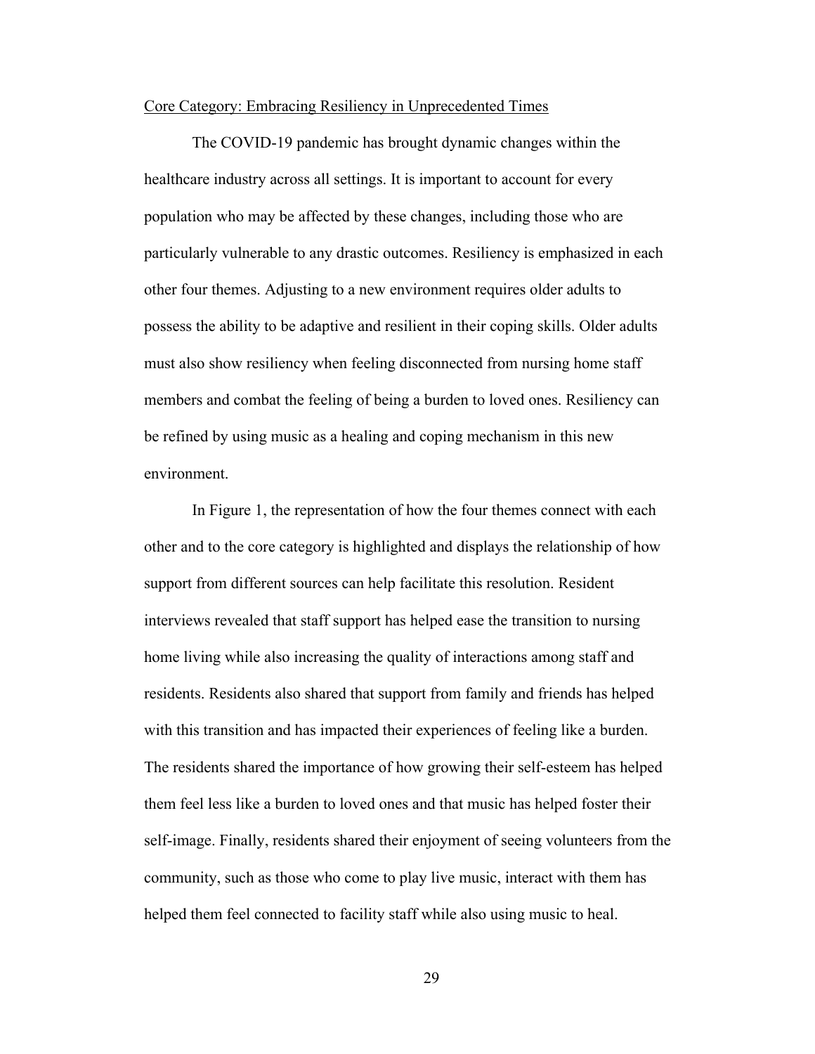Core Category: Embracing Resiliency in Unprecedented Times

The COVID-19 pandemic has brought dynamic changes within the healthcare industry across all settings. It is important to account for every population who may be affected by these changes, including those who are particularly vulnerable to any drastic outcomes. Resiliency is emphasized in each other four themes. Adjusting to a new environment requires older adults to possess the ability to be adaptive and resilient in their coping skills. Older adults must also show resiliency when feeling disconnected from nursing home staff members and combat the feeling of being a burden to loved ones. Resiliency can be refined by using music as a healing and coping mechanism in this new environment.

In Figure 1, the representation of how the four themes connect with each other and to the core category is highlighted and displays the relationship of how support from different sources can help facilitate this resolution. Resident interviews revealed that staff support has helped ease the transition to nursing home living while also increasing the quality of interactions among staff and residents. Residents also shared that support from family and friends has helped with this transition and has impacted their experiences of feeling like a burden. The residents shared the importance of how growing their self-esteem has helped them feel less like a burden to loved ones and that music has helped foster their self-image. Finally, residents shared their enjoyment of seeing volunteers from the community, such as those who come to play live music, interact with them has helped them feel connected to facility staff while also using music to heal.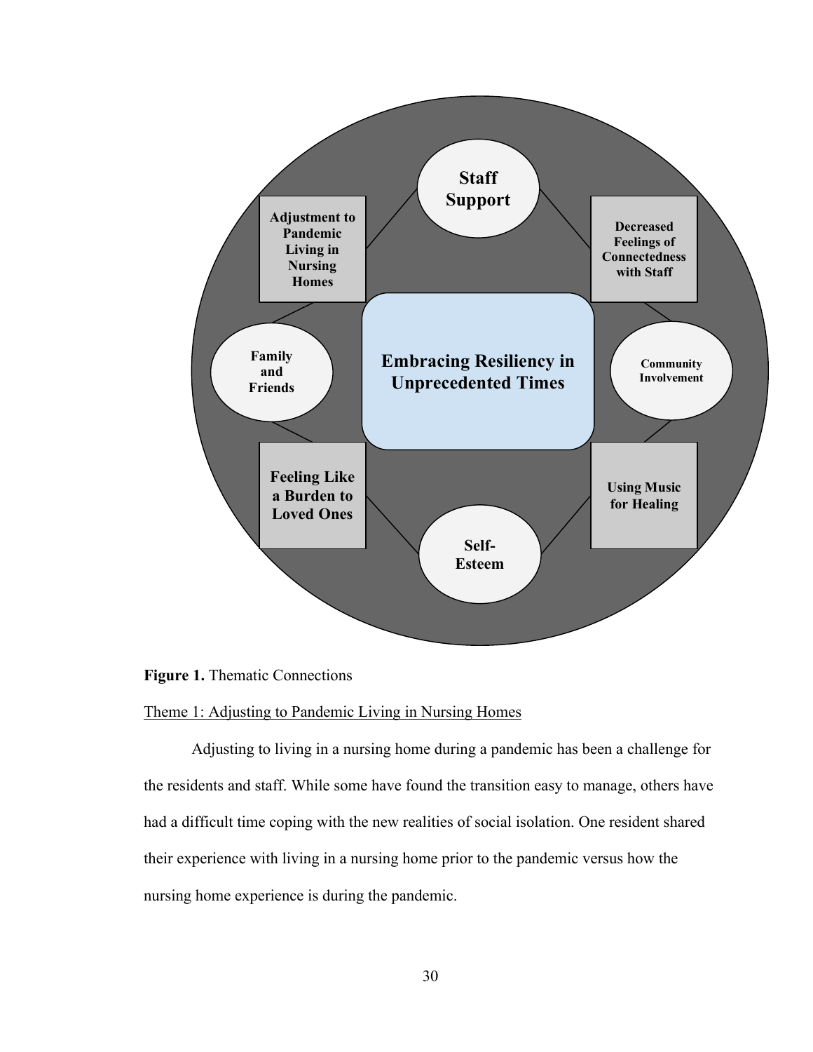Staff Support

Adjustment to Pandemic Living in Nursing Homes

Decreased Feelings of Connectedness with Staff

Family and Friends

Embracing Resiliency in Unprecedented Times

Community Involvement

Feeling Like a Burden to Loved Ones

Using Music for Healing

Self-Esteem

**Figure 1.** Thematic Connections

Theme 1: Adjusting to Pandemic Living in Nursing Homes

Adjusting to living in a nursing home during a pandemic has been a challenge for the residents and staff. While some have found the transition easy to manage, others have had a difficult time coping with the new realities of social isolation. One resident shared their experience with living in a nursing home prior to the pandemic versus how the nursing home experience is during the pandemic.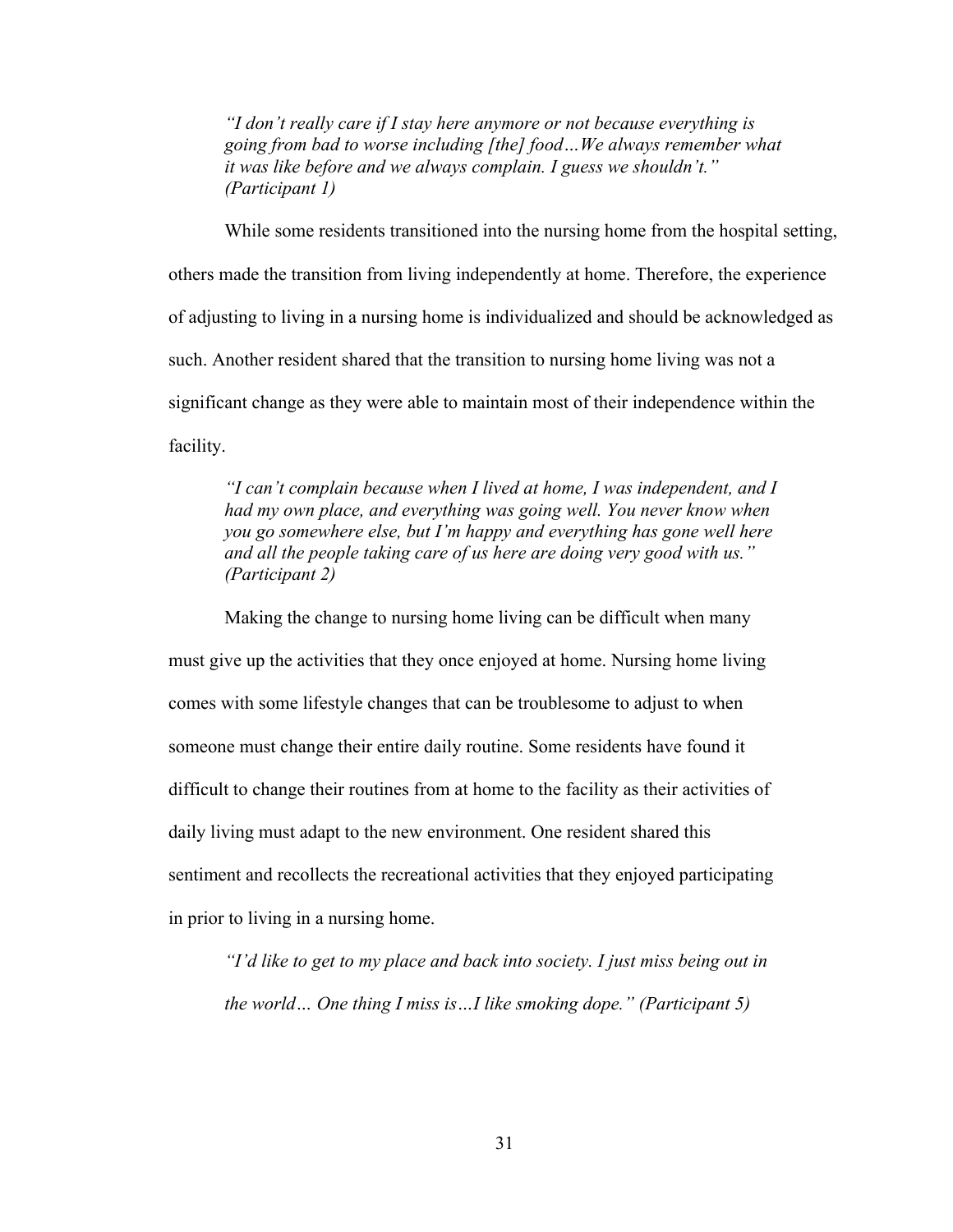> *"I don't really care if I stay here anymore or not because everything is going from bad to worse including [the] food…We always remember what it was like before and we always complain. I guess we shouldn't." (Participant 1)*

While some residents transitioned into the nursing home from the hospital setting, others made the transition from living independently at home. Therefore, the experience of adjusting to living in a nursing home is individualized and should be acknowledged as such. Another resident shared that the transition to nursing home living was not a significant change as they were able to maintain most of their independence within the facility.

> *"I can't complain because when I lived at home, I was independent, and I had my own place, and everything was going well. You never know when you go somewhere else, but I'm happy and everything has gone well here and all the people taking care of us here are doing very good with us." (Participant 2)*

Making the change to nursing home living can be difficult when many must give up the activities that they once enjoyed at home. Nursing home living comes with some lifestyle changes that can be troublesome to adjust to when someone must change their entire daily routine. Some residents have found it difficult to change their routines from at home to the facility as their activities of daily living must adapt to the new environment. One resident shared this sentiment and recollects the recreational activities that they enjoyed participating in prior to living in a nursing home.

> *"I'd like to get to my place and back into society. I just miss being out in the world… One thing I miss is…I like smoking dope." (Participant 5)*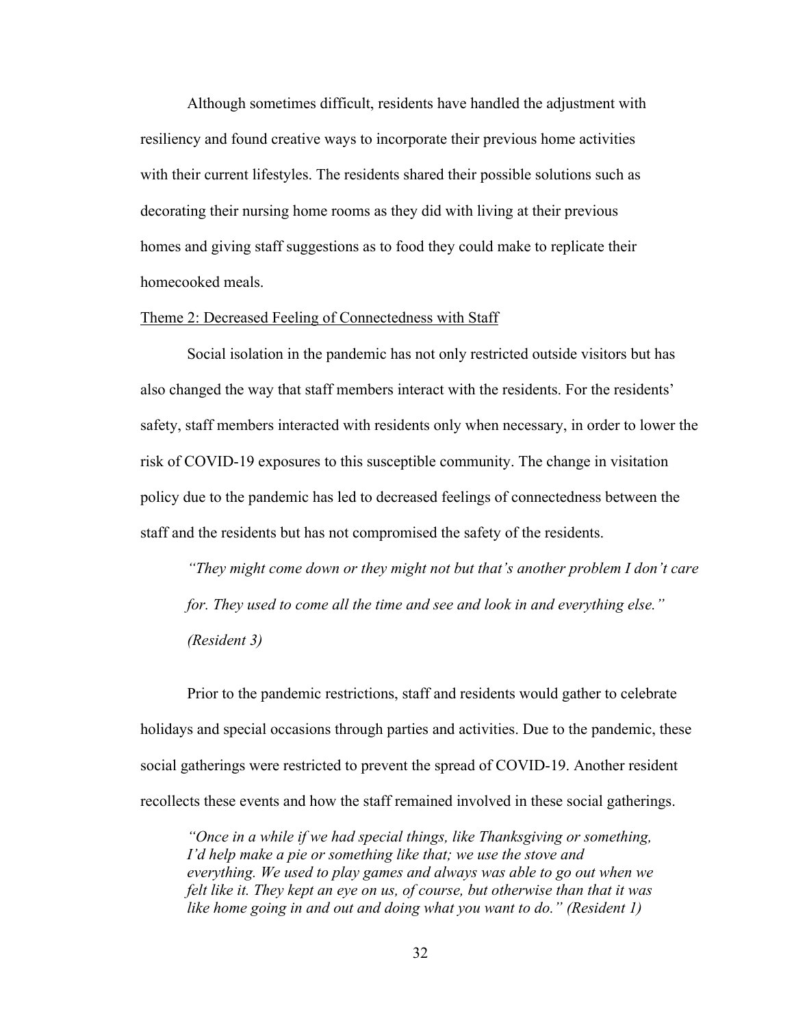Although sometimes difficult, residents have handled the adjustment with resiliency and found creative ways to incorporate their previous home activities with their current lifestyles. The residents shared their possible solutions such as decorating their nursing home rooms as they did with living at their previous homes and giving staff suggestions as to food they could make to replicate their homecooked meals.

Theme 2: Decreased Feeling of Connectedness with Staff

Social isolation in the pandemic has not only restricted outside visitors but has also changed the way that staff members interact with the residents. For the residents' safety, staff members interacted with residents only when necessary, in order to lower the risk of COVID-19 exposures to this susceptible community. The change in visitation policy due to the pandemic has led to decreased feelings of connectedness between the staff and the residents but has not compromised the safety of the residents.

> *"They might come down or they might not but that's another problem I don't care for. They used to come all the time and see and look in and everything else." (Resident 3)*

Prior to the pandemic restrictions, staff and residents would gather to celebrate holidays and special occasions through parties and activities. Due to the pandemic, these social gatherings were restricted to prevent the spread of COVID-19. Another resident recollects these events and how the staff remained involved in these social gatherings.

> *"Once in a while if we had special things, like Thanksgiving or something, I'd help make a pie or something like that; we use the stove and everything. We used to play games and always was able to go out when we felt like it. They kept an eye on us, of course, but otherwise than that it was like home going in and out and doing what you want to do." (Resident 1)*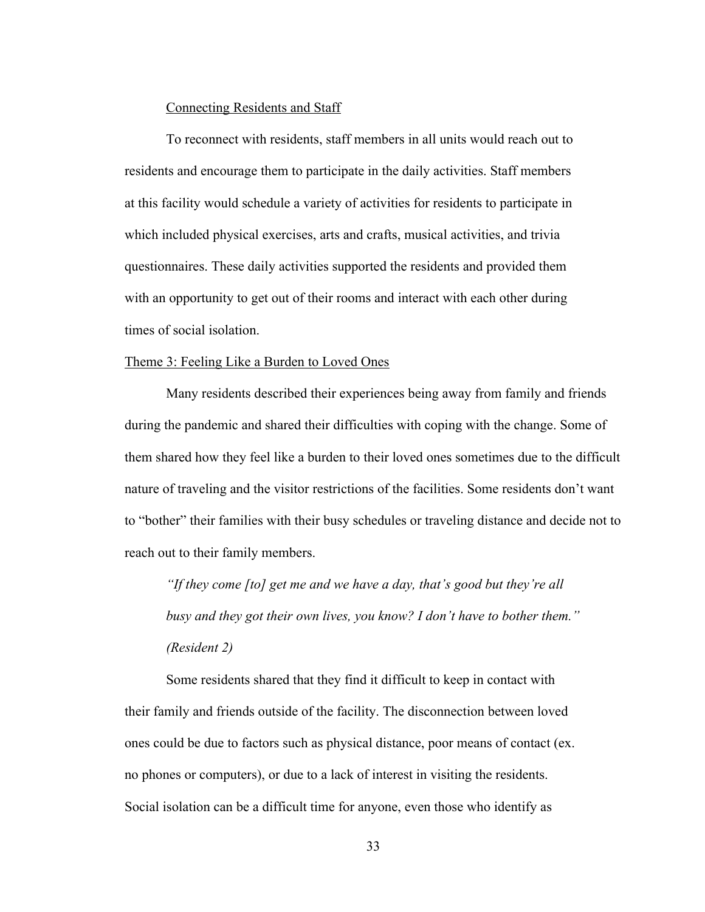### Connecting Residents and Staff

To reconnect with residents, staff members in all units would reach out to residents and encourage them to participate in the daily activities. Staff members at this facility would schedule a variety of activities for residents to participate in which included physical exercises, arts and crafts, musical activities, and trivia questionnaires. These daily activities supported the residents and provided them with an opportunity to get out of their rooms and interact with each other during times of social isolation.

## Theme 3: Feeling Like a Burden to Loved Ones

Many residents described their experiences being away from family and friends during the pandemic and shared their difficulties with coping with the change. Some of them shared how they feel like a burden to their loved ones sometimes due to the difficult nature of traveling and the visitor restrictions of the facilities. Some residents don't want to "bother" their families with their busy schedules or traveling distance and decide not to reach out to their family members.

> *"If they come [to] get me and we have a day, that's good but they're all busy and they got their own lives, you know? I don't have to bother them." (Resident 2)*

Some residents shared that they find it difficult to keep in contact with their family and friends outside of the facility. The disconnection between loved ones could be due to factors such as physical distance, poor means of contact (ex. no phones or computers), or due to a lack of interest in visiting the residents. Social isolation can be a difficult time for anyone, even those who identify as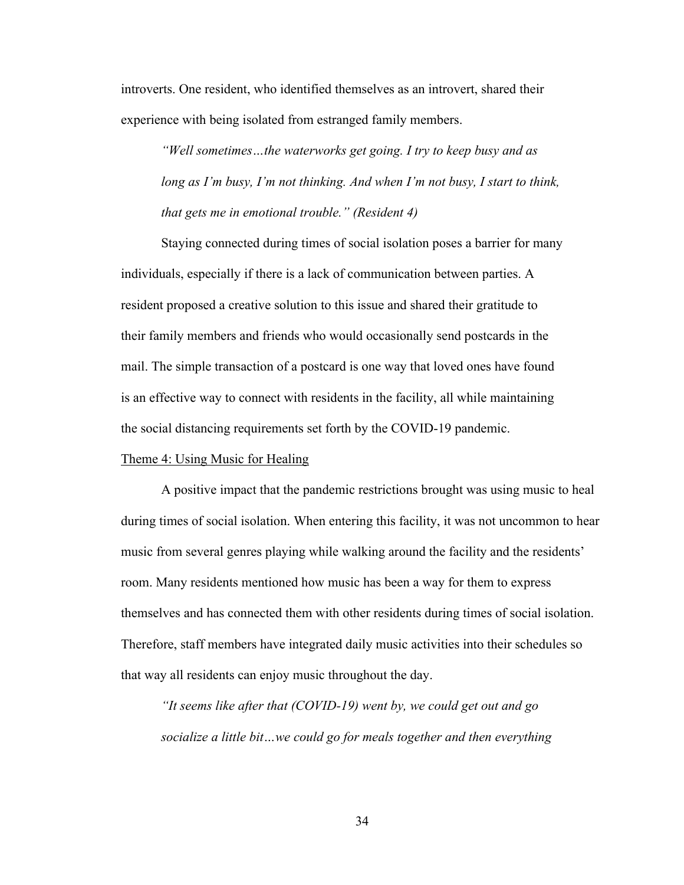introverts. One resident, who identified themselves as an introvert, shared their experience with being isolated from estranged family members.

> *"Well sometimes…the waterworks get going. I try to keep busy and as long as I'm busy, I'm not thinking. And when I'm not busy, I start to think, that gets me in emotional trouble." (Resident 4)*

Staying connected during times of social isolation poses a barrier for many individuals, especially if there is a lack of communication between parties. A resident proposed a creative solution to this issue and shared their gratitude to their family members and friends who would occasionally send postcards in the mail. The simple transaction of a postcard is one way that loved ones have found is an effective way to connect with residents in the facility, all while maintaining the social distancing requirements set forth by the COVID-19 pandemic.

Theme 4: Using Music for Healing

A positive impact that the pandemic restrictions brought was using music to heal during times of social isolation. When entering this facility, it was not uncommon to hear music from several genres playing while walking around the facility and the residents' room. Many residents mentioned how music has been a way for them to express themselves and has connected them with other residents during times of social isolation. Therefore, staff members have integrated daily music activities into their schedules so that way all residents can enjoy music throughout the day.

> *"It seems like after that (COVID-19) went by, we could get out and go socialize a little bit…we could go for meals together and then everything*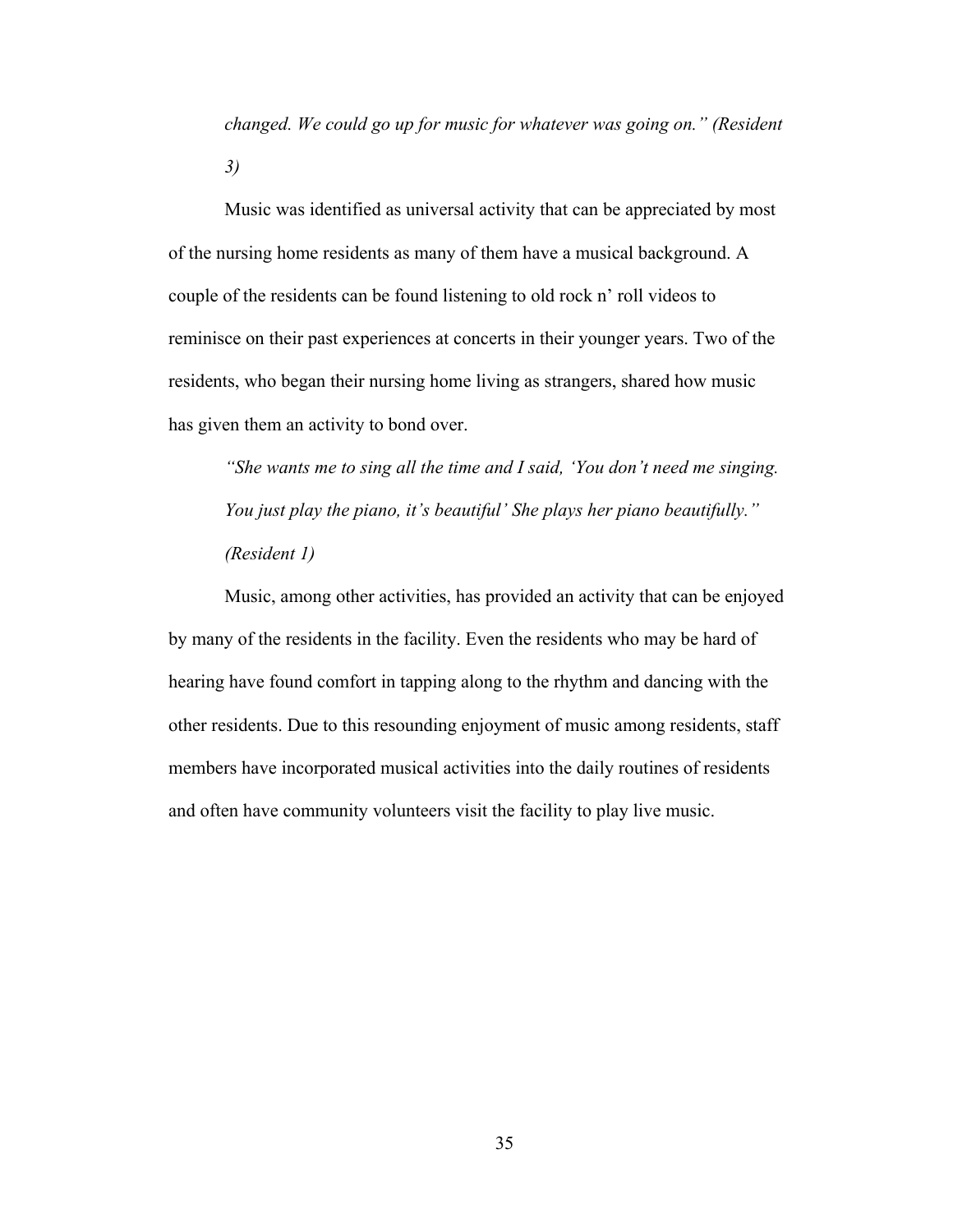*changed. We could go up for music for whatever was going on." (Resident 3)*

Music was identified as universal activity that can be appreciated by most of the nursing home residents as many of them have a musical background. A couple of the residents can be found listening to old rock n' roll videos to reminisce on their past experiences at concerts in their younger years. Two of the residents, who began their nursing home living as strangers, shared how music has given them an activity to bond over.

*"She wants me to sing all the time and I said, 'You don't need me singing. You just play the piano, it's beautiful' She plays her piano beautifully." (Resident 1)*

Music, among other activities, has provided an activity that can be enjoyed by many of the residents in the facility. Even the residents who may be hard of hearing have found comfort in tapping along to the rhythm and dancing with the other residents. Due to this resounding enjoyment of music among residents, staff members have incorporated musical activities into the daily routines of residents and often have community volunteers visit the facility to play live music.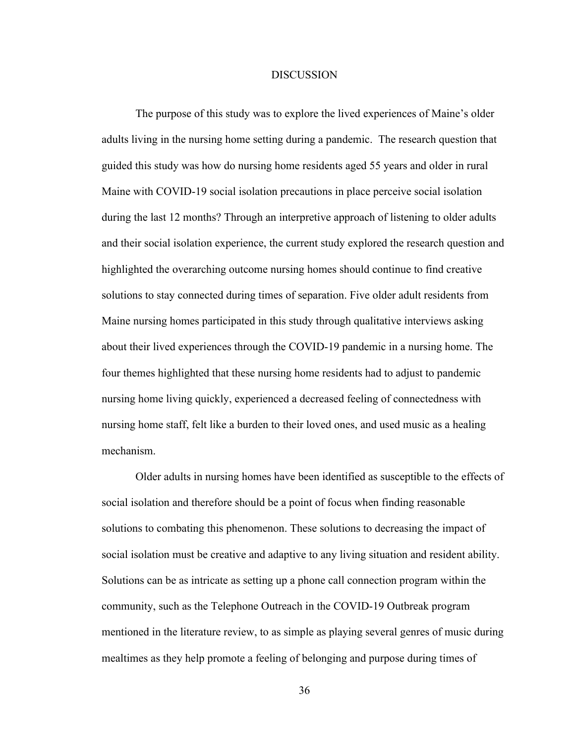# DISCUSSION

The purpose of this study was to explore the lived experiences of Maine's older adults living in the nursing home setting during a pandemic. The research question that guided this study was how do nursing home residents aged 55 years and older in rural Maine with COVID-19 social isolation precautions in place perceive social isolation during the last 12 months? Through an interpretive approach of listening to older adults and their social isolation experience, the current study explored the research question and highlighted the overarching outcome nursing homes should continue to find creative solutions to stay connected during times of separation. Five older adult residents from Maine nursing homes participated in this study through qualitative interviews asking about their lived experiences through the COVID-19 pandemic in a nursing home. The four themes highlighted that these nursing home residents had to adjust to pandemic nursing home living quickly, experienced a decreased feeling of connectedness with nursing home staff, felt like a burden to their loved ones, and used music as a healing mechanism.

Older adults in nursing homes have been identified as susceptible to the effects of social isolation and therefore should be a point of focus when finding reasonable solutions to combating this phenomenon. These solutions to decreasing the impact of social isolation must be creative and adaptive to any living situation and resident ability. Solutions can be as intricate as setting up a phone call connection program within the community, such as the Telephone Outreach in the COVID-19 Outbreak program mentioned in the literature review, to as simple as playing several genres of music during mealtimes as they help promote a feeling of belonging and purpose during times of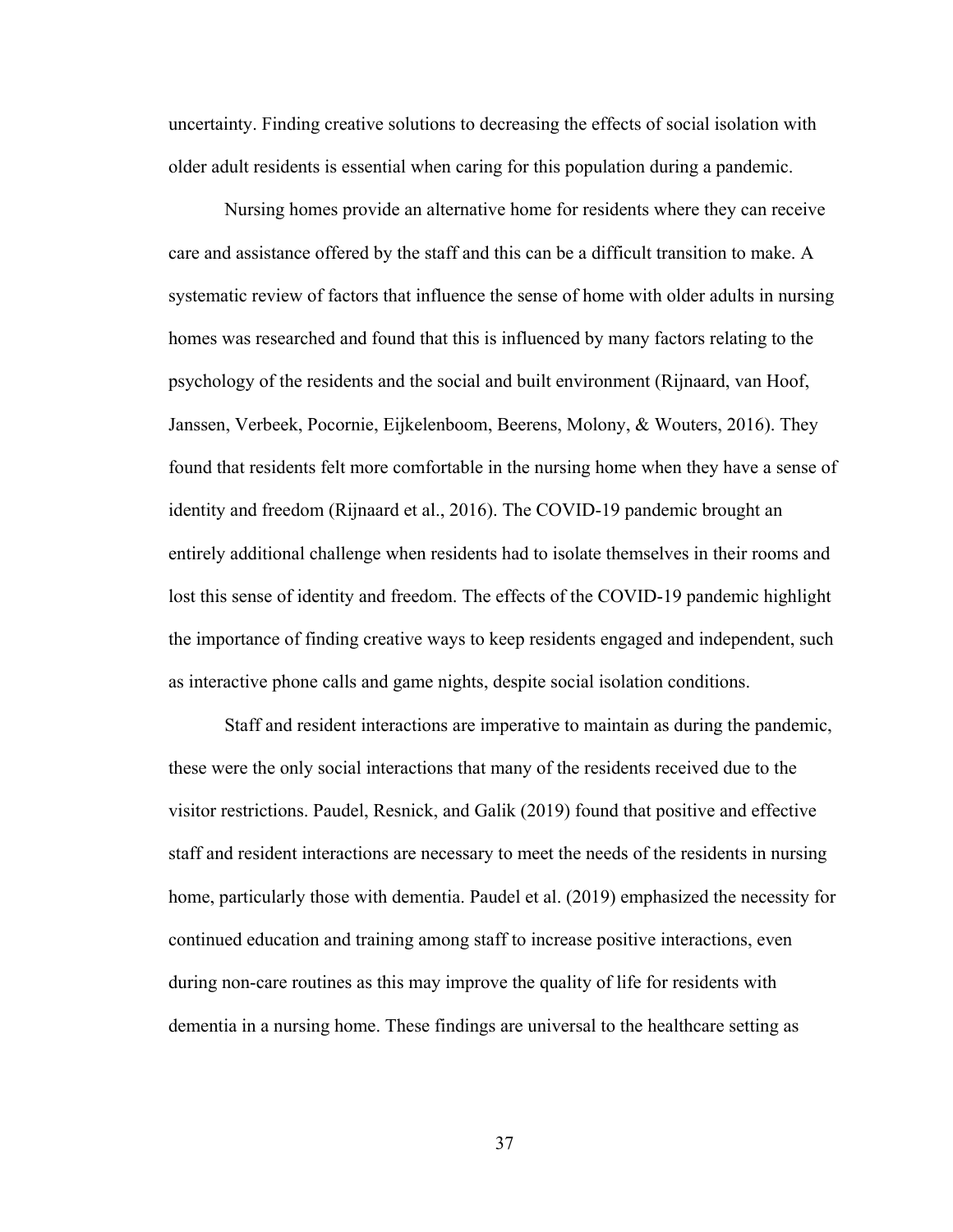uncertainty. Finding creative solutions to decreasing the effects of social isolation with older adult residents is essential when caring for this population during a pandemic.

Nursing homes provide an alternative home for residents where they can receive care and assistance offered by the staff and this can be a difficult transition to make. A systematic review of factors that influence the sense of home with older adults in nursing homes was researched and found that this is influenced by many factors relating to the psychology of the residents and the social and built environment (Rijnaard, van Hoof, Janssen, Verbeek, Pocornie, Eijkelenboom, Beerens, Molony, & Wouters, 2016). They found that residents felt more comfortable in the nursing home when they have a sense of identity and freedom (Rijnaard et al., 2016). The COVID-19 pandemic brought an entirely additional challenge when residents had to isolate themselves in their rooms and lost this sense of identity and freedom. The effects of the COVID-19 pandemic highlight the importance of finding creative ways to keep residents engaged and independent, such as interactive phone calls and game nights, despite social isolation conditions.

Staff and resident interactions are imperative to maintain as during the pandemic, these were the only social interactions that many of the residents received due to the visitor restrictions. Paudel, Resnick, and Galik (2019) found that positive and effective staff and resident interactions are necessary to meet the needs of the residents in nursing home, particularly those with dementia. Paudel et al. (2019) emphasized the necessity for continued education and training among staff to increase positive interactions, even during non-care routines as this may improve the quality of life for residents with dementia in a nursing home. These findings are universal to the healthcare setting as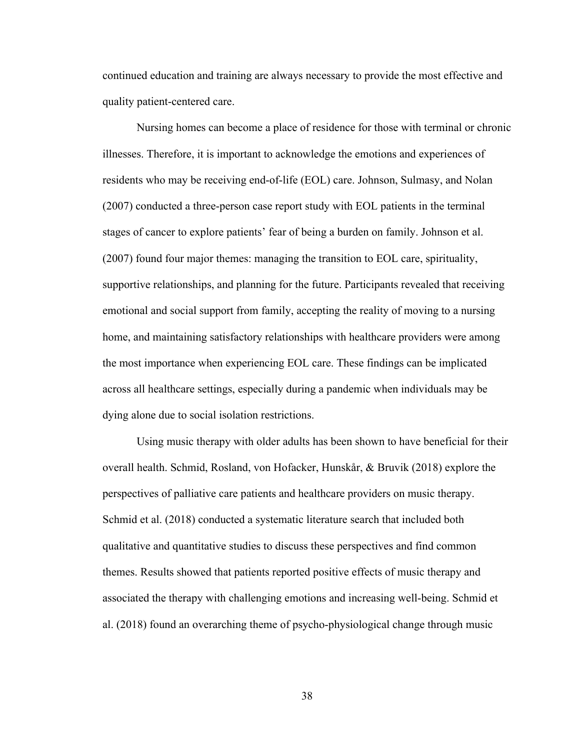continued education and training are always necessary to provide the most effective and quality patient-centered care.

Nursing homes can become a place of residence for those with terminal or chronic illnesses. Therefore, it is important to acknowledge the emotions and experiences of residents who may be receiving end-of-life (EOL) care. Johnson, Sulmasy, and Nolan (2007) conducted a three-person case report study with EOL patients in the terminal stages of cancer to explore patients' fear of being a burden on family. Johnson et al. (2007) found four major themes: managing the transition to EOL care, spirituality, supportive relationships, and planning for the future. Participants revealed that receiving emotional and social support from family, accepting the reality of moving to a nursing home, and maintaining satisfactory relationships with healthcare providers were among the most importance when experiencing EOL care. These findings can be implicated across all healthcare settings, especially during a pandemic when individuals may be dying alone due to social isolation restrictions.

Using music therapy with older adults has been shown to have beneficial for their overall health. Schmid, Rosland, von Hofacker, Hunskår, & Bruvik (2018) explore the perspectives of palliative care patients and healthcare providers on music therapy. Schmid et al. (2018) conducted a systematic literature search that included both qualitative and quantitative studies to discuss these perspectives and find common themes. Results showed that patients reported positive effects of music therapy and associated the therapy with challenging emotions and increasing well-being. Schmid et al. (2018) found an overarching theme of psycho-physiological change through music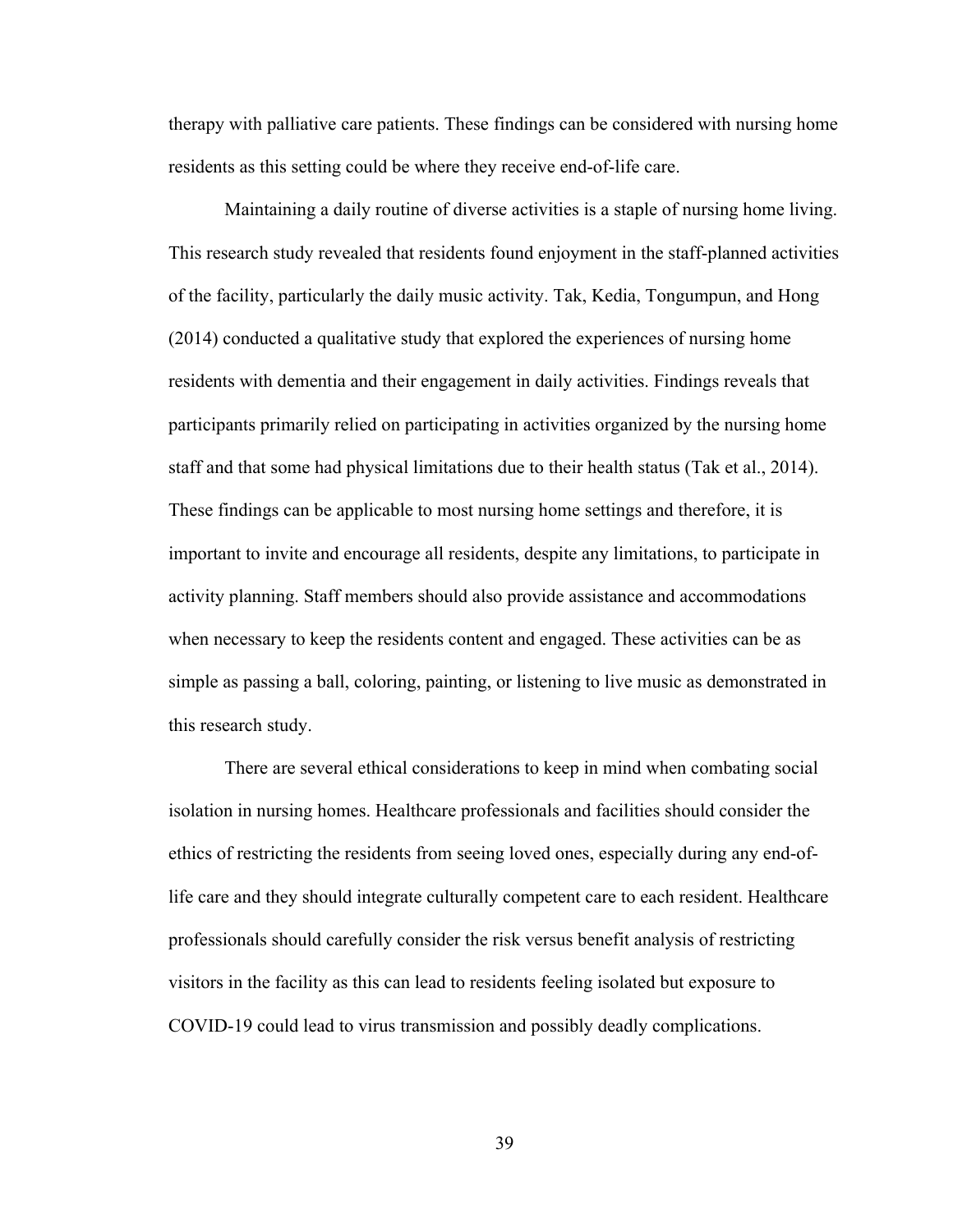therapy with palliative care patients. These findings can be considered with nursing home residents as this setting could be where they receive end-of-life care.

Maintaining a daily routine of diverse activities is a staple of nursing home living. This research study revealed that residents found enjoyment in the staff-planned activities of the facility, particularly the daily music activity. Tak, Kedia, Tongumpun, and Hong (2014) conducted a qualitative study that explored the experiences of nursing home residents with dementia and their engagement in daily activities. Findings reveals that participants primarily relied on participating in activities organized by the nursing home staff and that some had physical limitations due to their health status (Tak et al., 2014). These findings can be applicable to most nursing home settings and therefore, it is important to invite and encourage all residents, despite any limitations, to participate in activity planning. Staff members should also provide assistance and accommodations when necessary to keep the residents content and engaged. These activities can be as simple as passing a ball, coloring, painting, or listening to live music as demonstrated in this research study.

There are several ethical considerations to keep in mind when combating social isolation in nursing homes. Healthcare professionals and facilities should consider the ethics of restricting the residents from seeing loved ones, especially during any end-of-life care and they should integrate culturally competent care to each resident. Healthcare professionals should carefully consider the risk versus benefit analysis of restricting visitors in the facility as this can lead to residents feeling isolated but exposure to COVID-19 could lead to virus transmission and possibly deadly complications.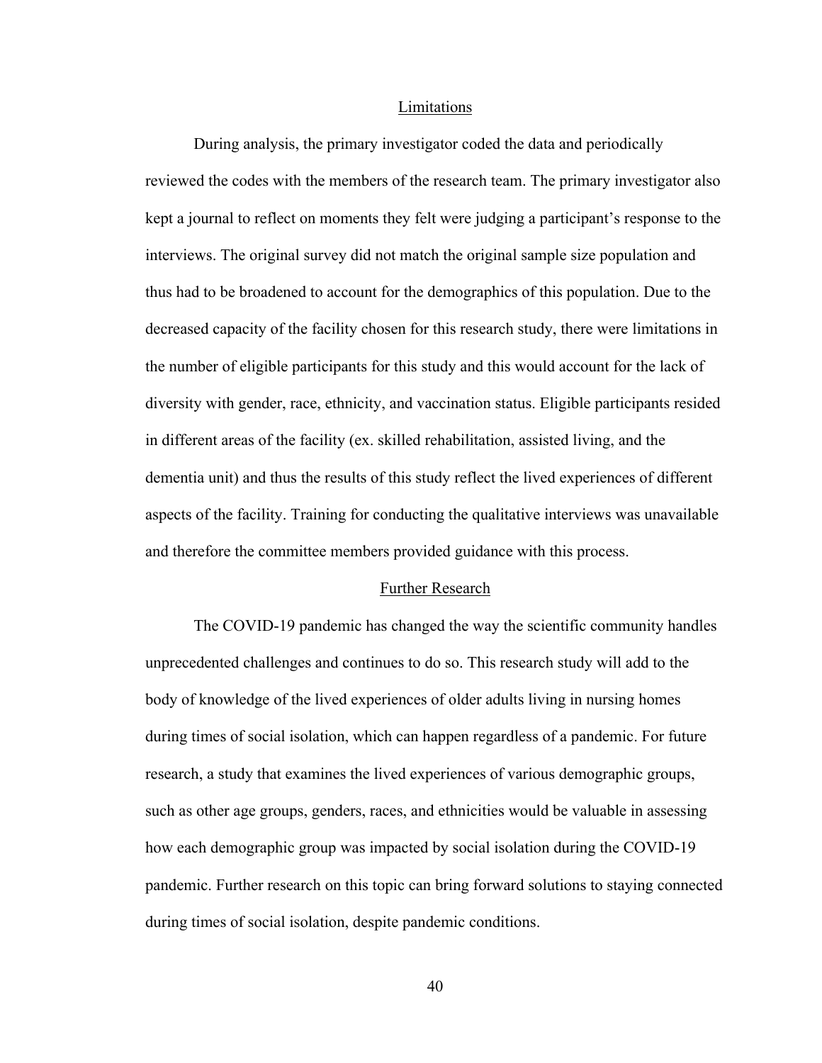## Limitations

During analysis, the primary investigator coded the data and periodically reviewed the codes with the members of the research team. The primary investigator also kept a journal to reflect on moments they felt were judging a participant's response to the interviews. The original survey did not match the original sample size population and thus had to be broadened to account for the demographics of this population. Due to the decreased capacity of the facility chosen for this research study, there were limitations in the number of eligible participants for this study and this would account for the lack of diversity with gender, race, ethnicity, and vaccination status. Eligible participants resided in different areas of the facility (ex. skilled rehabilitation, assisted living, and the dementia unit) and thus the results of this study reflect the lived experiences of different aspects of the facility. Training for conducting the qualitative interviews was unavailable and therefore the committee members provided guidance with this process.

## Further Research

The COVID-19 pandemic has changed the way the scientific community handles unprecedented challenges and continues to do so. This research study will add to the body of knowledge of the lived experiences of older adults living in nursing homes during times of social isolation, which can happen regardless of a pandemic. For future research, a study that examines the lived experiences of various demographic groups, such as other age groups, genders, races, and ethnicities would be valuable in assessing how each demographic group was impacted by social isolation during the COVID-19 pandemic. Further research on this topic can bring forward solutions to staying connected during times of social isolation, despite pandemic conditions.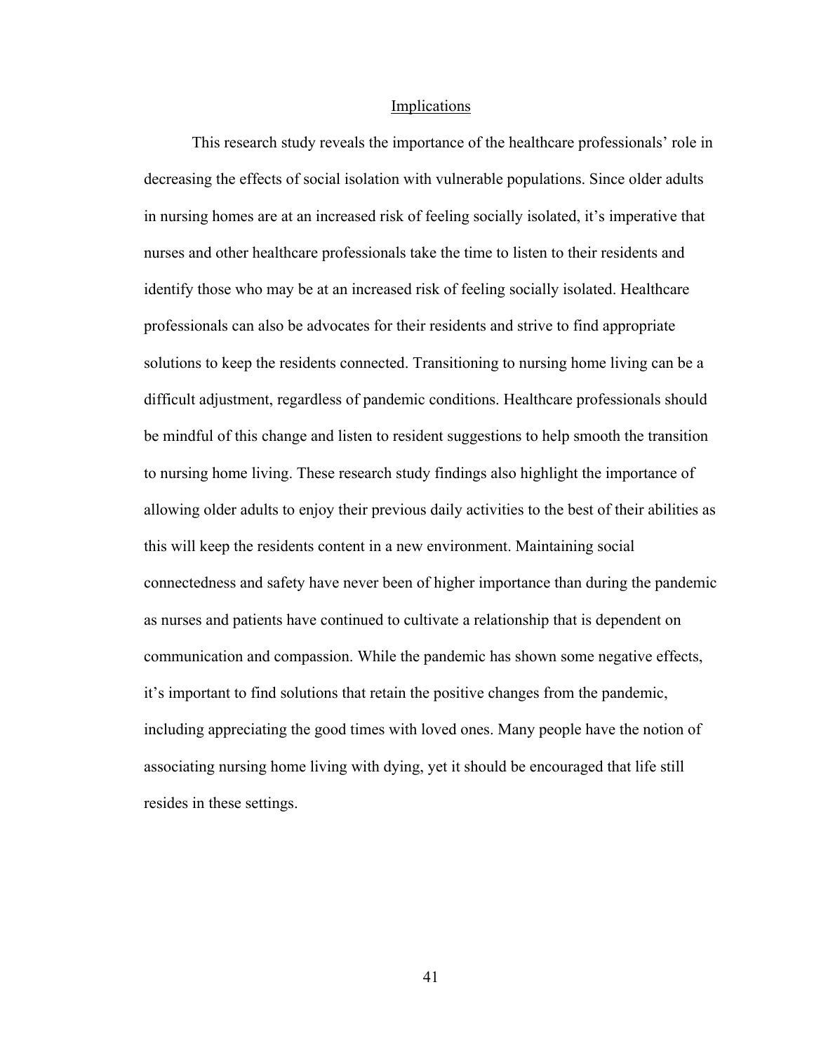## Implications

This research study reveals the importance of the healthcare professionals' role in decreasing the effects of social isolation with vulnerable populations. Since older adults in nursing homes are at an increased risk of feeling socially isolated, it's imperative that nurses and other healthcare professionals take the time to listen to their residents and identify those who may be at an increased risk of feeling socially isolated. Healthcare professionals can also be advocates for their residents and strive to find appropriate solutions to keep the residents connected. Transitioning to nursing home living can be a difficult adjustment, regardless of pandemic conditions. Healthcare professionals should be mindful of this change and listen to resident suggestions to help smooth the transition to nursing home living. These research study findings also highlight the importance of allowing older adults to enjoy their previous daily activities to the best of their abilities as this will keep the residents content in a new environment. Maintaining social connectedness and safety have never been of higher importance than during the pandemic as nurses and patients have continued to cultivate a relationship that is dependent on communication and compassion. While the pandemic has shown some negative effects, it's important to find solutions that retain the positive changes from the pandemic, including appreciating the good times with loved ones. Many people have the notion of associating nursing home living with dying, yet it should be encouraged that life still resides in these settings.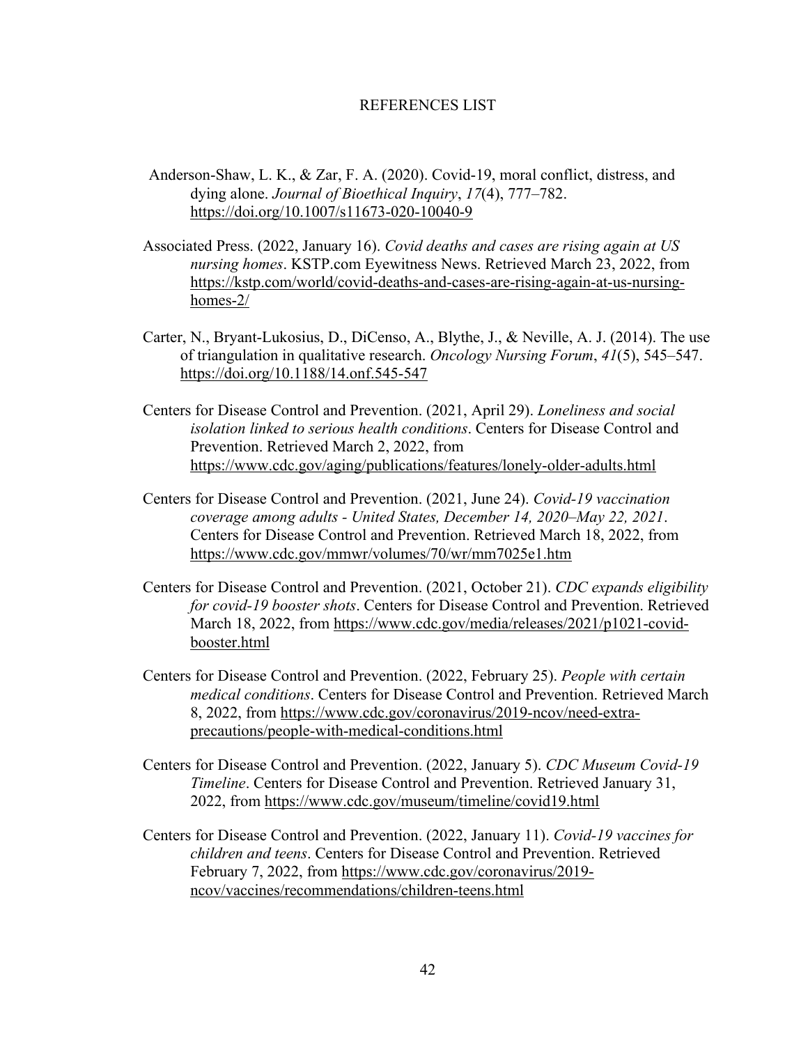# REFERENCES LIST

Anderson-Shaw, L. K., & Zar, F. A. (2020). Covid-19, moral conflict, distress, and dying alone. *Journal of Bioethical Inquiry*, *17*(4), 777–782. https://doi.org/10.1007/s11673-020-10040-9

Associated Press. (2022, January 16). *Covid deaths and cases are rising again at US nursing homes*. KSTP.com Eyewitness News. Retrieved March 23, 2022, from https://kstp.com/world/covid-deaths-and-cases-are-rising-again-at-us-nursing-homes-2/

Carter, N., Bryant-Lukosius, D., DiCenso, A., Blythe, J., & Neville, A. J. (2014). The use of triangulation in qualitative research. *Oncology Nursing Forum*, *41*(5), 545–547. https://doi.org/10.1188/14.onf.545-547

Centers for Disease Control and Prevention. (2021, April 29). *Loneliness and social isolation linked to serious health conditions*. Centers for Disease Control and Prevention. Retrieved March 2, 2022, from https://www.cdc.gov/aging/publications/features/lonely-older-adults.html

Centers for Disease Control and Prevention. (2021, June 24). *Covid-19 vaccination coverage among adults - United States, December 14, 2020–May 22, 2021*. Centers for Disease Control and Prevention. Retrieved March 18, 2022, from https://www.cdc.gov/mmwr/volumes/70/wr/mm7025e1.htm

Centers for Disease Control and Prevention. (2021, October 21). *CDC expands eligibility for covid-19 booster shots*. Centers for Disease Control and Prevention. Retrieved March 18, 2022, from https://www.cdc.gov/media/releases/2021/p1021-covid-booster.html

Centers for Disease Control and Prevention. (2022, February 25). *People with certain medical conditions*. Centers for Disease Control and Prevention. Retrieved March 8, 2022, from https://www.cdc.gov/coronavirus/2019-ncov/need-extra-precautions/people-with-medical-conditions.html

Centers for Disease Control and Prevention. (2022, January 5). *CDC Museum Covid-19 Timeline*. Centers for Disease Control and Prevention. Retrieved January 31, 2022, from https://www.cdc.gov/museum/timeline/covid19.html

Centers for Disease Control and Prevention. (2022, January 11). *Covid-19 vaccines for children and teens*. Centers for Disease Control and Prevention. Retrieved February 7, 2022, from https://www.cdc.gov/coronavirus/2019-ncov/vaccines/recommendations/children-teens.html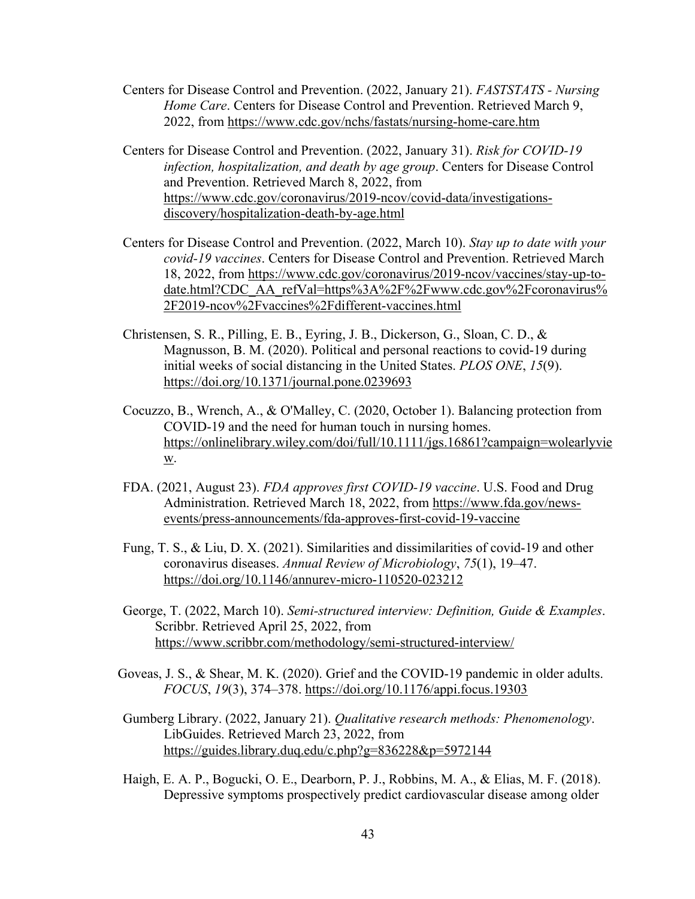Centers for Disease Control and Prevention. (2022, January 21). *FASTSTATS - Nursing Home Care*. Centers for Disease Control and Prevention. Retrieved March 9, 2022, from https://www.cdc.gov/nchs/fastats/nursing-home-care.htm

Centers for Disease Control and Prevention. (2022, January 31). *Risk for COVID-19 infection, hospitalization, and death by age group*. Centers for Disease Control and Prevention. Retrieved March 8, 2022, from https://www.cdc.gov/coronavirus/2019-ncov/covid-data/investigations-discovery/hospitalization-death-by-age.html

Centers for Disease Control and Prevention. (2022, March 10). *Stay up to date with your covid-19 vaccines*. Centers for Disease Control and Prevention. Retrieved March 18, 2022, from https://www.cdc.gov/coronavirus/2019-ncov/vaccines/stay-up-to-date.html?CDC_AA_refVal=https%3A%2F%2Fwww.cdc.gov%2Fcoronavirus%2F2019-ncov%2Fvaccines%2Fdifferent-vaccines.html

Christensen, S. R., Pilling, E. B., Eyring, J. B., Dickerson, G., Sloan, C. D., & Magnusson, B. M. (2020). Political and personal reactions to covid-19 during initial weeks of social distancing in the United States. *PLOS ONE*, *15*(9). https://doi.org/10.1371/journal.pone.0239693

Cocuzzo, B., Wrench, A., & O'Malley, C. (2020, October 1). Balancing protection from COVID-19 and the need for human touch in nursing homes. https://onlinelibrary.wiley.com/doi/full/10.1111/jgs.16861?campaign=wolearlyview.

FDA. (2021, August 23). *FDA approves first COVID-19 vaccine*. U.S. Food and Drug Administration. Retrieved March 18, 2022, from https://www.fda.gov/news-events/press-announcements/fda-approves-first-covid-19-vaccine

Fung, T. S., & Liu, D. X. (2021). Similarities and dissimilarities of covid-19 and other coronavirus diseases. *Annual Review of Microbiology*, *75*(1), 19–47. https://doi.org/10.1146/annurev-micro-110520-023212

George, T. (2022, March 10). *Semi-structured interview: Definition, Guide & Examples*. Scribbr. Retrieved April 25, 2022, from https://www.scribbr.com/methodology/semi-structured-interview/

Goveas, J. S., & Shear, M. K. (2020). Grief and the COVID-19 pandemic in older adults. *FOCUS*, *19*(3), 374–378. https://doi.org/10.1176/appi.focus.19303

Gumberg Library. (2022, January 21). *Qualitative research methods: Phenomenology*. LibGuides. Retrieved March 23, 2022, from https://guides.library.duq.edu/c.php?g=836228&p=5972144

Haigh, E. A. P., Bogucki, O. E., Dearborn, P. J., Robbins, M. A., & Elias, M. F. (2018). Depressive symptoms prospectively predict cardiovascular disease among older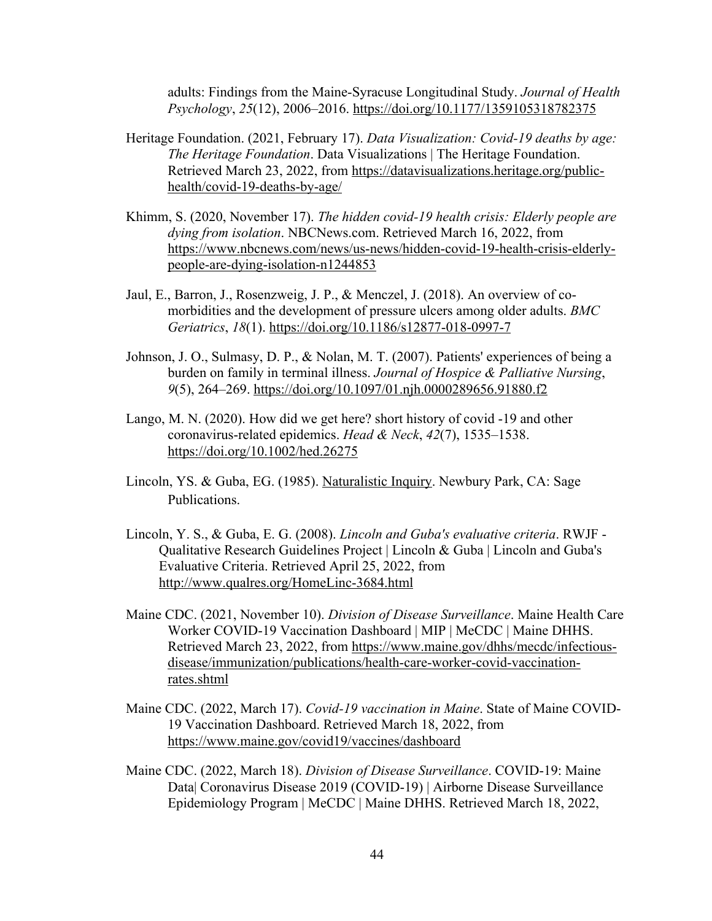adults: Findings from the Maine-Syracuse Longitudinal Study. *Journal of Health Psychology*, *25*(12), 2006–2016. https://doi.org/10.1177/1359105318782375

Heritage Foundation. (2021, February 17). *Data Visualization: Covid-19 deaths by age: The Heritage Foundation*. Data Visualizations | The Heritage Foundation. Retrieved March 23, 2022, from https://datavisualizations.heritage.org/public-health/covid-19-deaths-by-age/

Khimm, S. (2020, November 17). *The hidden covid-19 health crisis: Elderly people are dying from isolation*. NBCNews.com. Retrieved March 16, 2022, from https://www.nbcnews.com/news/us-news/hidden-covid-19-health-crisis-elderly-people-are-dying-isolation-n1244853

Jaul, E., Barron, J., Rosenzweig, J. P., & Menczel, J. (2018). An overview of co-morbidities and the development of pressure ulcers among older adults. *BMC Geriatrics*, *18*(1). https://doi.org/10.1186/s12877-018-0997-7

Johnson, J. O., Sulmasy, D. P., & Nolan, M. T. (2007). Patients' experiences of being a burden on family in terminal illness. *Journal of Hospice & Palliative Nursing*, *9*(5), 264–269. https://doi.org/10.1097/01.njh.0000289656.91880.f2

Lango, M. N. (2020). How did we get here? short history of covid -19 and other coronavirus-related epidemics. *Head & Neck*, *42*(7), 1535–1538. https://doi.org/10.1002/hed.26275

Lincoln, YS. & Guba, EG. (1985). Naturalistic Inquiry. Newbury Park, CA: Sage Publications.

Lincoln, Y. S., & Guba, E. G. (2008). *Lincoln and Guba's evaluative criteria*. RWJF - Qualitative Research Guidelines Project | Lincoln & Guba | Lincoln and Guba's Evaluative Criteria. Retrieved April 25, 2022, from http://www.qualres.org/HomeLinc-3684.html

Maine CDC. (2021, November 10). *Division of Disease Surveillance*. Maine Health Care Worker COVID-19 Vaccination Dashboard | MIP | MeCDC | Maine DHHS. Retrieved March 23, 2022, from https://www.maine.gov/dhhs/mecdc/infectious-disease/immunization/publications/health-care-worker-covid-vaccination-rates.shtml

Maine CDC. (2022, March 17). *Covid-19 vaccination in Maine*. State of Maine COVID-19 Vaccination Dashboard. Retrieved March 18, 2022, from https://www.maine.gov/covid19/vaccines/dashboard

Maine CDC. (2022, March 18). *Division of Disease Surveillance*. COVID-19: Maine Data| Coronavirus Disease 2019 (COVID-19) | Airborne Disease Surveillance Epidemiology Program | MeCDC | Maine DHHS. Retrieved March 18, 2022,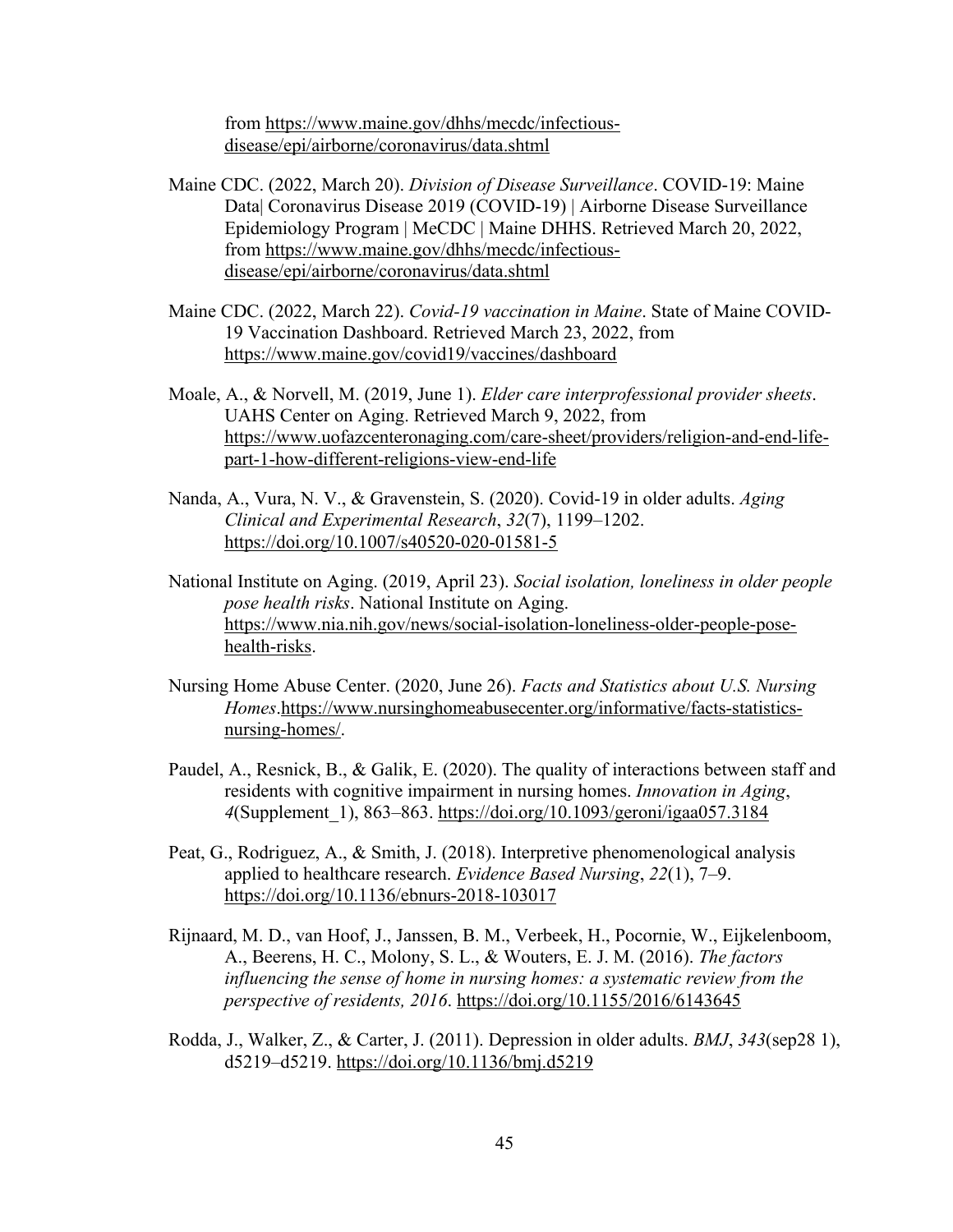from https://www.maine.gov/dhhs/mecdc/infectious-disease/epi/airborne/coronavirus/data.shtml

Maine CDC. (2022, March 20). *Division of Disease Surveillance*. COVID-19: Maine Data| Coronavirus Disease 2019 (COVID-19) | Airborne Disease Surveillance Epidemiology Program | MeCDC | Maine DHHS. Retrieved March 20, 2022, from https://www.maine.gov/dhhs/mecdc/infectious-disease/epi/airborne/coronavirus/data.shtml

Maine CDC. (2022, March 22). *Covid-19 vaccination in Maine*. State of Maine COVID-19 Vaccination Dashboard. Retrieved March 23, 2022, from https://www.maine.gov/covid19/vaccines/dashboard

Moale, A., & Norvell, M. (2019, June 1). *Elder care interprofessional provider sheets*. UAHS Center on Aging. Retrieved March 9, 2022, from https://www.uofazcenteronaging.com/care-sheet/providers/religion-and-end-life-part-1-how-different-religions-view-end-life

Nanda, A., Vura, N. V., & Gravenstein, S. (2020). Covid-19 in older adults. *Aging Clinical and Experimental Research*, *32*(7), 1199–1202. https://doi.org/10.1007/s40520-020-01581-5

National Institute on Aging. (2019, April 23). *Social isolation, loneliness in older people pose health risks*. National Institute on Aging. https://www.nia.nih.gov/news/social-isolation-loneliness-older-people-pose-health-risks.

Nursing Home Abuse Center. (2020, June 26). *Facts and Statistics about U.S. Nursing Homes*.https://www.nursinghomeabusecenter.org/informative/facts-statistics-nursing-homes/.

Paudel, A., Resnick, B., & Galik, E. (2020). The quality of interactions between staff and residents with cognitive impairment in nursing homes. *Innovation in Aging*, *4*(Supplement_1), 863–863. https://doi.org/10.1093/geroni/igaa057.3184

Peat, G., Rodriguez, A., & Smith, J. (2018). Interpretive phenomenological analysis applied to healthcare research. *Evidence Based Nursing*, *22*(1), 7–9. https://doi.org/10.1136/ebnurs-2018-103017

Rijnaard, M. D., van Hoof, J., Janssen, B. M., Verbeek, H., Pocornie, W., Eijkelenboom, A., Beerens, H. C., Molony, S. L., & Wouters, E. J. M. (2016). *The factors influencing the sense of home in nursing homes: a systematic review from the perspective of residents, 2016*. https://doi.org/10.1155/2016/6143645

Rodda, J., Walker, Z., & Carter, J. (2011). Depression in older adults. *BMJ*, *343*(sep28 1), d5219–d5219. https://doi.org/10.1136/bmj.d5219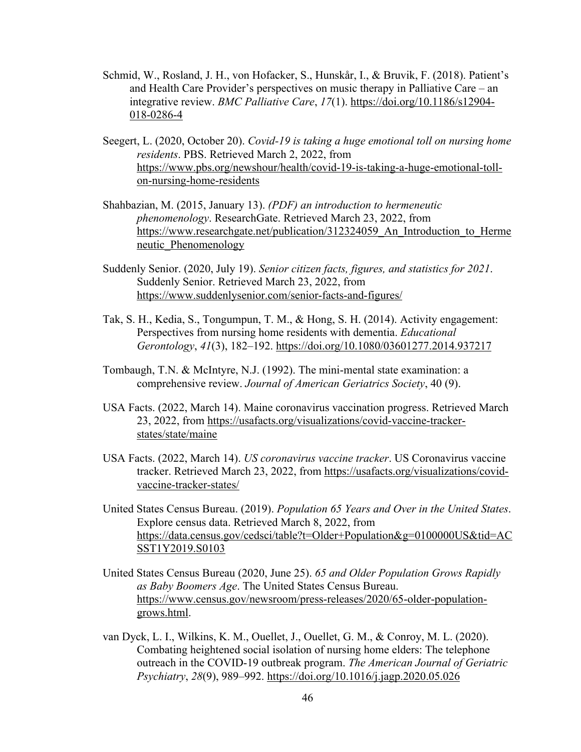Schmid, W., Rosland, J. H., von Hofacker, S., Hunskår, I., & Bruvik, F. (2018). Patient's and Health Care Provider's perspectives on music therapy in Palliative Care – an integrative review. *BMC Palliative Care*, *17*(1). https://doi.org/10.1186/s12904-018-0286-4

Seegert, L. (2020, October 20). *Covid-19 is taking a huge emotional toll on nursing home residents*. PBS. Retrieved March 2, 2022, from https://www.pbs.org/newshour/health/covid-19-is-taking-a-huge-emotional-toll-on-nursing-home-residents

Shahbazian, M. (2015, January 13). *(PDF) an introduction to hermeneutic phenomenology*. ResearchGate. Retrieved March 23, 2022, from https://www.researchgate.net/publication/312324059_An_Introduction_to_Hermeneutic_Phenomenology

Suddenly Senior. (2020, July 19). *Senior citizen facts, figures, and statistics for 2021*. Suddenly Senior. Retrieved March 23, 2022, from https://www.suddenlysenior.com/senior-facts-and-figures/

Tak, S. H., Kedia, S., Tongumpun, T. M., & Hong, S. H. (2014). Activity engagement: Perspectives from nursing home residents with dementia. *Educational Gerontology*, *41*(3), 182–192. https://doi.org/10.1080/03601277.2014.937217

Tombaugh, T.N. & McIntyre, N.J. (1992). The mini-mental state examination: a comprehensive review. *Journal of American Geriatrics Society*, 40 (9).

USA Facts. (2022, March 14). Maine coronavirus vaccination progress. Retrieved March 23, 2022, from https://usafacts.org/visualizations/covid-vaccine-tracker-states/state/maine

USA Facts. (2022, March 14). *US coronavirus vaccine tracker*. US Coronavirus vaccine tracker. Retrieved March 23, 2022, from https://usafacts.org/visualizations/covid-vaccine-tracker-states/

United States Census Bureau. (2019). *Population 65 Years and Over in the United States*. Explore census data. Retrieved March 8, 2022, from https://data.census.gov/cedsci/table?t=Older+Population&g=0100000US&tid=ACSST1Y2019.S0103

United States Census Bureau (2020, June 25). *65 and Older Population Grows Rapidly as Baby Boomers Age*. The United States Census Bureau. https://www.census.gov/newsroom/press-releases/2020/65-older-population-grows.html.

van Dyck, L. I., Wilkins, K. M., Ouellet, J., Ouellet, G. M., & Conroy, M. L. (2020). Combating heightened social isolation of nursing home elders: The telephone outreach in the COVID-19 outbreak program. *The American Journal of Geriatric Psychiatry*, *28*(9), 989–992. https://doi.org/10.1016/j.jagp.2020.05.026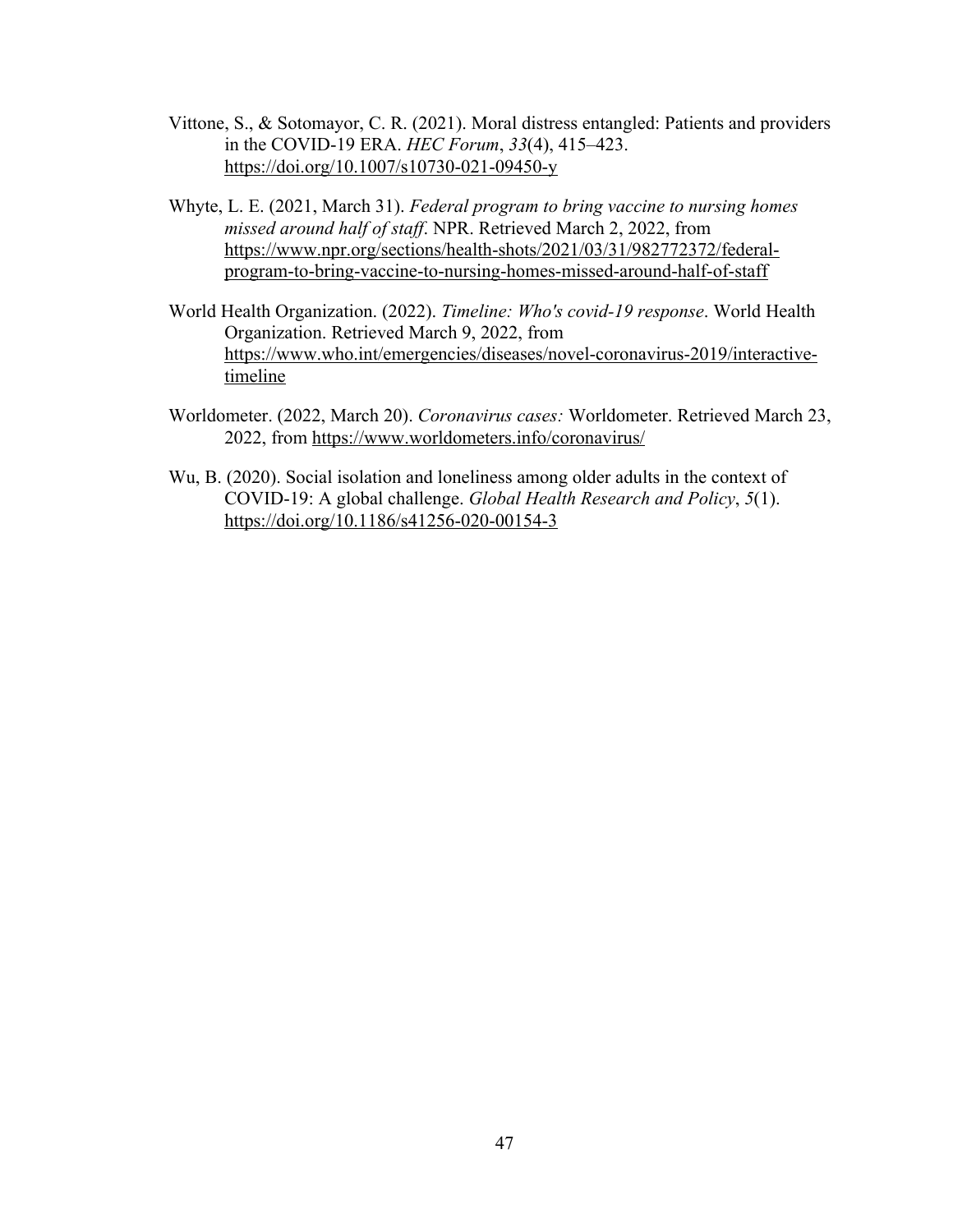Vittone, S., & Sotomayor, C. R. (2021). Moral distress entangled: Patients and providers in the COVID-19 ERA. *HEC Forum*, *33*(4), 415–423. https://doi.org/10.1007/s10730-021-09450-y

Whyte, L. E. (2021, March 31). *Federal program to bring vaccine to nursing homes missed around half of staff*. NPR. Retrieved March 2, 2022, from https://www.npr.org/sections/health-shots/2021/03/31/982772372/federal-program-to-bring-vaccine-to-nursing-homes-missed-around-half-of-staff

World Health Organization. (2022). *Timeline: Who's covid-19 response*. World Health Organization. Retrieved March 9, 2022, from https://www.who.int/emergencies/diseases/novel-coronavirus-2019/interactive-timeline

Worldometer. (2022, March 20). *Coronavirus cases:* Worldometer. Retrieved March 23, 2022, from https://www.worldometers.info/coronavirus/

Wu, B. (2020). Social isolation and loneliness among older adults in the context of COVID-19: A global challenge. *Global Health Research and Policy*, *5*(1). https://doi.org/10.1186/s41256-020-00154-3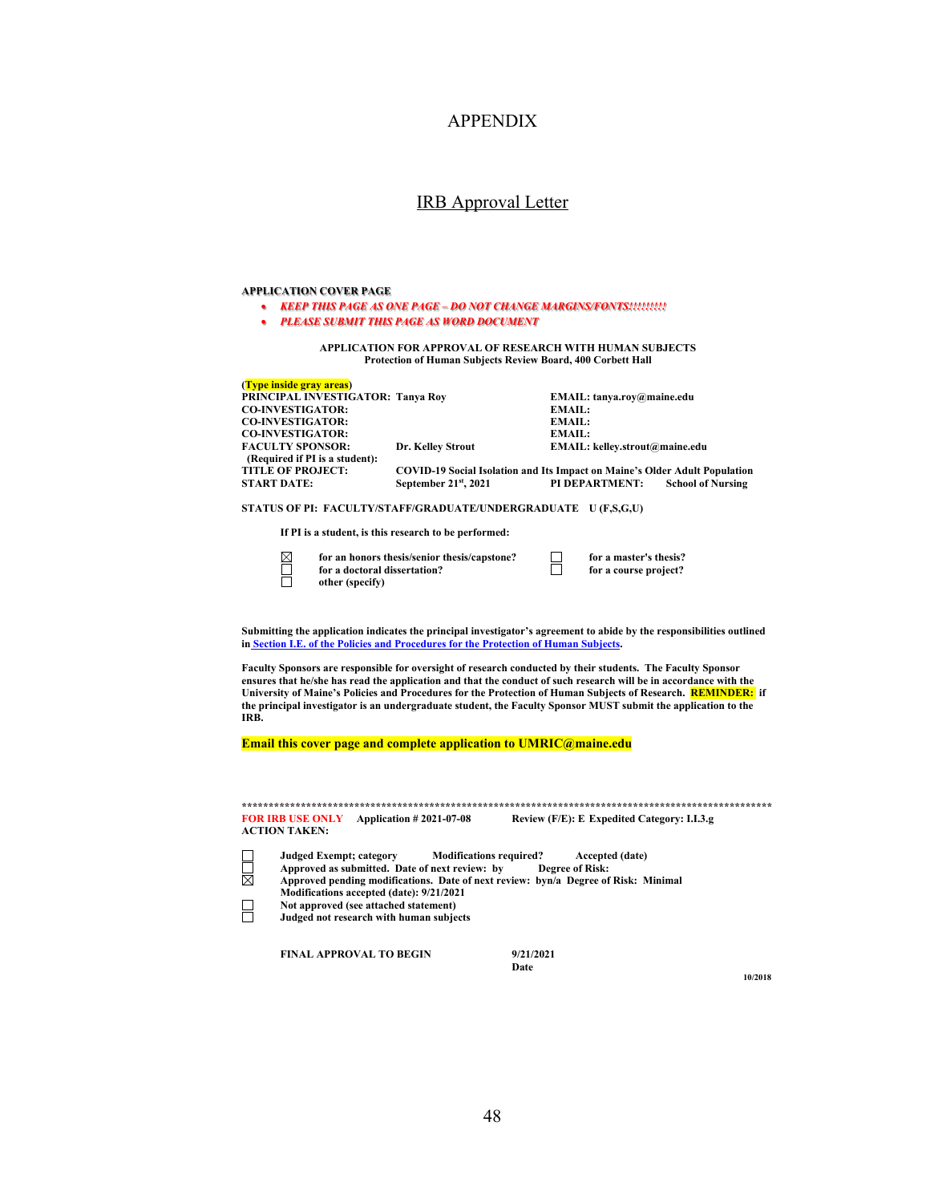# APPENDIX

## IRB Approval Letter

**APPLICATION COVER PAGE**

- ***KEEP THIS PAGE AS ONE PAGE – DO NOT CHANGE MARGINS/FONTS!!!!!!!!!***
- ***PLEASE SUBMIT THIS PAGE AS WORD DOCUMENT***

**APPLICATION FOR APPROVAL OF RESEARCH WITH HUMAN SUBJECTS**
**Protection of Human Subjects Review Board, 400 Corbett Hall**

**(Type inside gray areas)**

**PRINCIPAL INVESTIGATOR:** Tanya Roy — **EMAIL:** tanya.roy@maine.edu
**CO-INVESTIGATOR:** — **EMAIL:**
**CO-INVESTIGATOR:** — **EMAIL:**
**CO-INVESTIGATOR:** — **EMAIL:**
**FACULTY SPONSOR:** Dr. Kelley Strout — **EMAIL:** kelley.strout@maine.edu
**(Required if PI is a student):**
**TITLE OF PROJECT:** COVID-19 Social Isolation and Its Impact on Maine's Older Adult Population
**START DATE:** September 21st, 2021 — **PI DEPARTMENT:** School of Nursing

**STATUS OF PI: FACULTY/STAFF/GRADUATE/UNDERGRADUATE U (F,S,G,U)**

**If PI is a student, is this research to be performed:**

- ☒ for an honors thesis/senior thesis/capstone?
- ☐ for a master's thesis?
- ☐ for a doctoral dissertation?
- ☐ for a course project?
- ☐ other (specify)

**Submitting the application indicates the principal investigator's agreement to abide by the responsibilities outlined in Section I.E. of the Policies and Procedures for the Protection of Human Subjects.**

**Faculty Sponsors are responsible for oversight of research conducted by their students. The Faculty Sponsor ensures that he/she has read the application and that the conduct of such research will be in accordance with the University of Maine's Policies and Procedures for the Protection of Human Subjects of Research. REMINDER: if the principal investigator is an undergraduate student, the Faculty Sponsor MUST submit the application to the IRB.**

**Email this cover page and complete application to UMRIC@maine.edu**

****************************************************************************************************

**FOR IRB USE ONLY** **Application # 2021-07-08** **Review (F/E): E Expedited Category: I.I.3.g**
**ACTION TAKEN:**

- ☐ Judged Exempt; category — Modifications required? — Accepted (date)
- ☐ Approved as submitted. Date of next review: by — Degree of Risk:
- ☒ Approved pending modifications. Date of next review: byn/a Degree of Risk: Minimal
  Modifications accepted (date): 9/21/2021
- ☐ Not approved (see attached statement)
- ☐ Judged not research with human subjects

**FINAL APPROVAL TO BEGIN** — **9/21/2021**
**Date**

**10/2018**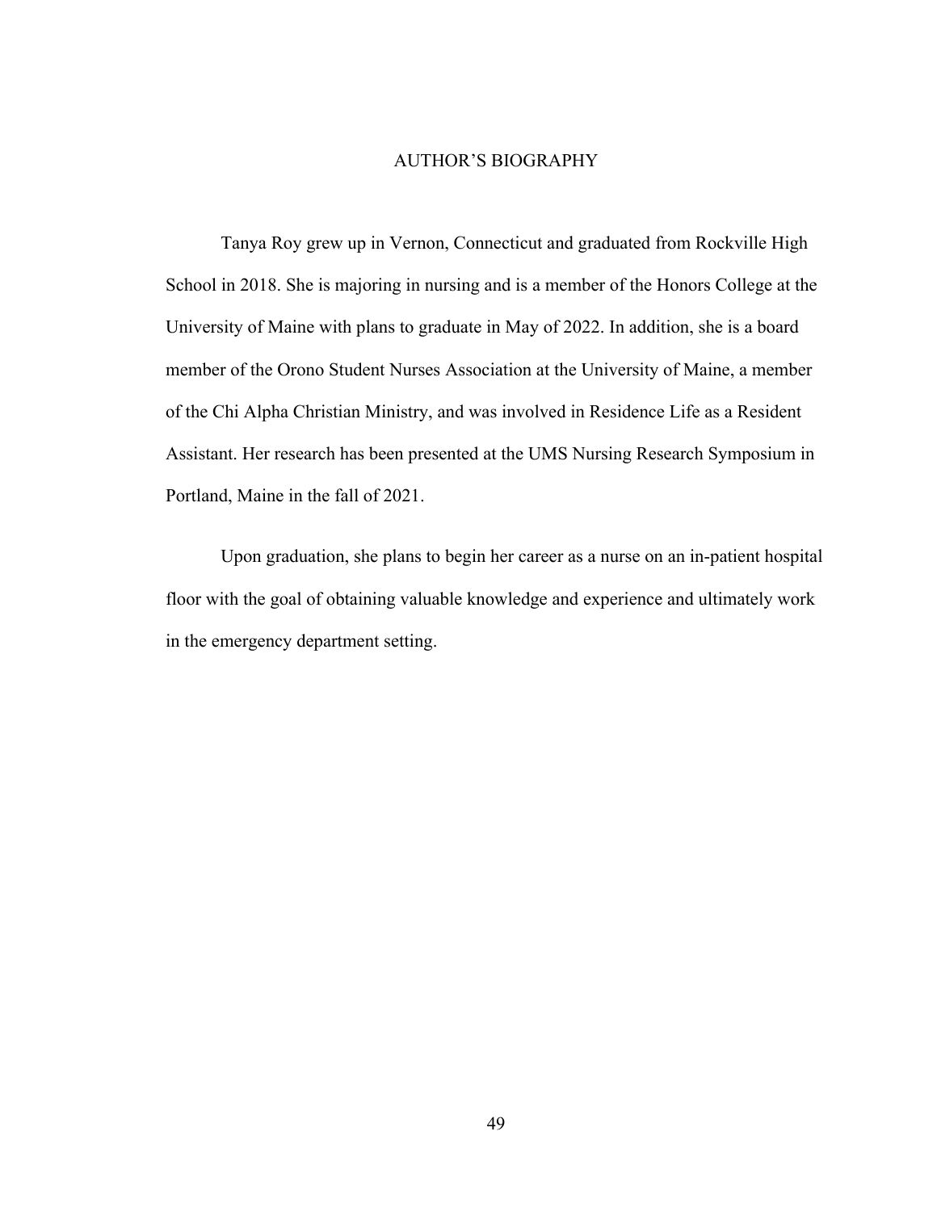# AUTHOR'S BIOGRAPHY

Tanya Roy grew up in Vernon, Connecticut and graduated from Rockville High School in 2018. She is majoring in nursing and is a member of the Honors College at the University of Maine with plans to graduate in May of 2022. In addition, she is a board member of the Orono Student Nurses Association at the University of Maine, a member of the Chi Alpha Christian Ministry, and was involved in Residence Life as a Resident Assistant. Her research has been presented at the UMS Nursing Research Symposium in Portland, Maine in the fall of 2021.

Upon graduation, she plans to begin her career as a nurse on an in-patient hospital floor with the goal of obtaining valuable knowledge and experience and ultimately work in the emergency department setting.